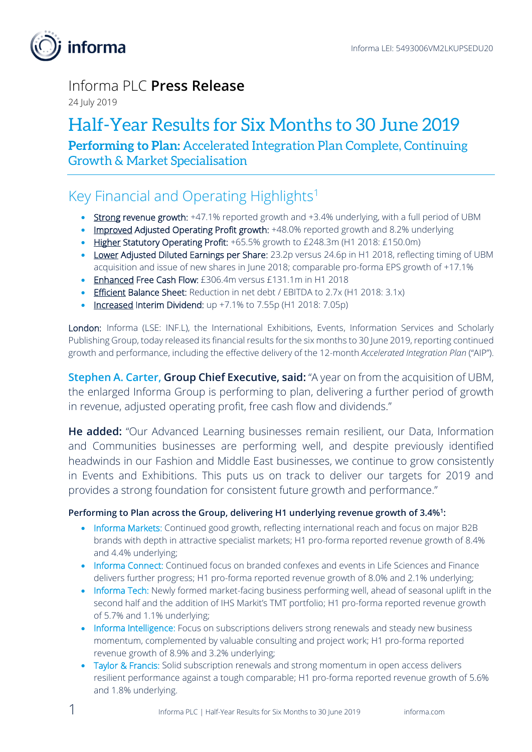Informa LEI: 5493006VM2LKUPSEDU20

# Informa PLC **Press Release**

24 July 2019

# Half-Year Results for Six Months to 30 June 2019

## **Performing to Plan:** Accelerated Integration Plan Complete, Continuing Growth & Market Specialisation

## Key Financial and Operating Highlights[1]

- Strong revenue growth: +47.1% reported growth and +3.4% underlying, with a full period of UBM
- Improved Adjusted Operating Profit growth: +48.0% reported growth and 8.2% underlying
- Higher Statutory Operating Profit: +65.5% growth to £248.3m (H1 2018: £150.0m)
- Lower Adjusted Diluted Earnings per Share: 23.2p versus 24.6p in H1 2018, reflecting timing of UBM acquisition and issue of new shares in June 2018; comparable pro-forma EPS growth of +17.1%
- Enhanced Free Cash Flow: £306.4m versus £131.1m in H1 2018
- Efficient Balance Sheet: Reduction in net debt / EBITDA to 2.7x (H1 2018: 3.1x)
- Increased Interim Dividend: up +7.1% to 7.55p (H1 2018: 7.05p)

London: Informa (LSE: INF.L), the International Exhibitions, Events, Information Services and Scholarly Publishing Group, today released its financial results for the six months to 30 June 2019, reporting continued growth and performance, including the effective delivery of the 12-month *Accelerated Integration Plan* ("AIP").

**Stephen A. Carter, Group Chief Executive, said:** "A year on from the acquisition of UBM, the enlarged Informa Group is performing to plan, delivering a further period of growth in revenue, adjusted operating profit, free cash flow and dividends."

**He added:** "Our Advanced Learning businesses remain resilient, our Data, Information and Communities businesses are performing well, and despite previously identified headwinds in our Fashion and Middle East businesses, we continue to grow consistently in Events and Exhibitions. This puts us on track to deliver our targets for 2019 and provides a strong foundation for consistent future growth and performance."

**Performing to Plan across the Group, delivering H1 underlying revenue growth of 3.4%[1]:**

- Informa Markets: Continued good growth, reflecting international reach and focus on major B2B brands with depth in attractive specialist markets; H1 pro-forma reported revenue growth of 8.4% and 4.4% underlying;
- Informa Connect: Continued focus on branded confexes and events in Life Sciences and Finance delivers further progress; H1 pro-forma reported revenue growth of 8.0% and 2.1% underlying;
- Informa Tech: Newly formed market-facing business performing well, ahead of seasonal uplift in the second half and the addition of IHS Markit's TMT portfolio; H1 pro-forma reported revenue growth of 5.7% and 1.1% underlying;
- Informa Intelligence: Focus on subscriptions delivers strong renewals and steady new business momentum, complemented by valuable consulting and project work; H1 pro-forma reported revenue growth of 8.9% and 3.2% underlying;
- Taylor & Francis: Solid subscription renewals and strong momentum in open access delivers resilient performance against a tough comparable; H1 pro-forma reported revenue growth of 5.6% and 1.8% underlying.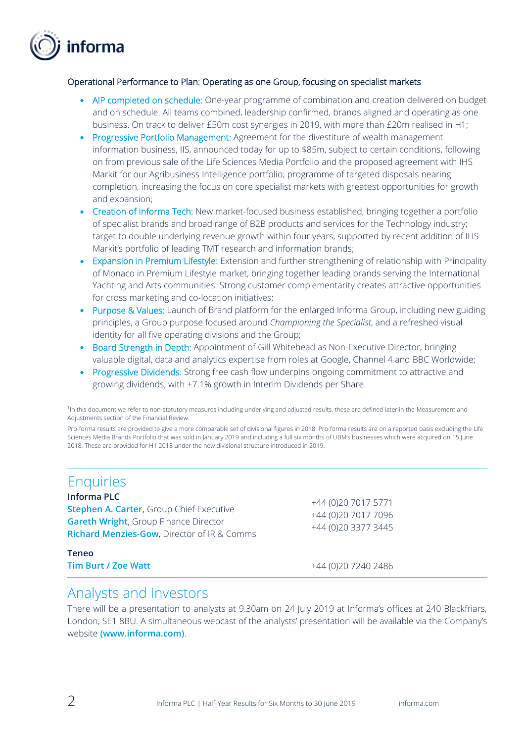Operational Performance to Plan: Operating as one Group, focusing on specialist markets

- AIP completed on schedule: One-year programme of combination and creation delivered on budget and on schedule. All teams combined, leadership confirmed, brands aligned and operating as one business. On track to deliver £50m cost synergies in 2019, with more than £20m realised in H1;
- Progressive Portfolio Management: Agreement for the divestiture of wealth management information business, IIS, announced today for up to $85m, subject to certain conditions, following on from previous sale of the Life Sciences Media Portfolio and the proposed agreement with IHS Markit for our Agribusiness Intelligence portfolio; programme of targeted disposals nearing completion, increasing the focus on core specialist markets with greatest opportunities for growth and expansion;
- Creation of Informa Tech: New market-focused business established, bringing together a portfolio of specialist brands and broad range of B2B products and services for the Technology industry; target to double underlying revenue growth within four years, supported by recent addition of IHS Markit's portfolio of leading TMT research and information brands;
- Expansion in Premium Lifestyle: Extension and further strengthening of relationship with Principality of Monaco in Premium Lifestyle market, bringing together leading brands serving the International Yachting and Arts communities. Strong customer complementarity creates attractive opportunities for cross marketing and co-location initiatives;
- Purpose & Values: Launch of Brand platform for the enlarged Informa Group, including new guiding principles, a Group purpose focused around *Championing the Specialist*, and a refreshed visual identity for all five operating divisions and the Group;
- Board Strength in Depth: Appointment of Gill Whitehead as Non-Executive Director, bringing valuable digital, data and analytics expertise from roles at Google, Channel 4 and BBC Worldwide;
- Progressive Dividends: Strong free cash flow underpins ongoing commitment to attractive and growing dividends, with +7.1% growth in Interim Dividends per Share.

[1]In this document we refer to non-statutory measures including underlying and adjusted results, these are defined later in the Measurement and Adjustments section of the Financial Review.

Pro-forma results are provided to give a more comparable set of divisional figures in 2018. Pro-forma results are on a reported basis excluding the Life Sciences Media Brands Portfolio that was sold in January 2019 and including a full six months of UBM's businesses which were acquired on 15 June 2018. These are provided for H1 2018 under the new divisional structure introduced in 2019.

## Enquiries

**Informa PLC**

| | |
|---|---|
| **Stephen A. Carter**, Group Chief Executive | +44 (0)20 7017 5771 |
| **Gareth Wright**, Group Finance Director | +44 (0)20 7017 7096 |
| **Richard Menzies-Gow**, Director of IR & Comms | +44 (0)20 3377 3445 |

**Teneo**

| | |
|---|---|
| **Tim Burt / Zoe Watt** | +44 (0)20 7240 2486 |

## Analysts and Investors

There will be a presentation to analysts at 9.30am on 24 July 2019 at Informa's offices at 240 Blackfriars, London, SE1 8BU. A simultaneous webcast of the analysts' presentation will be available via the Company's website **(www.informa.com)**.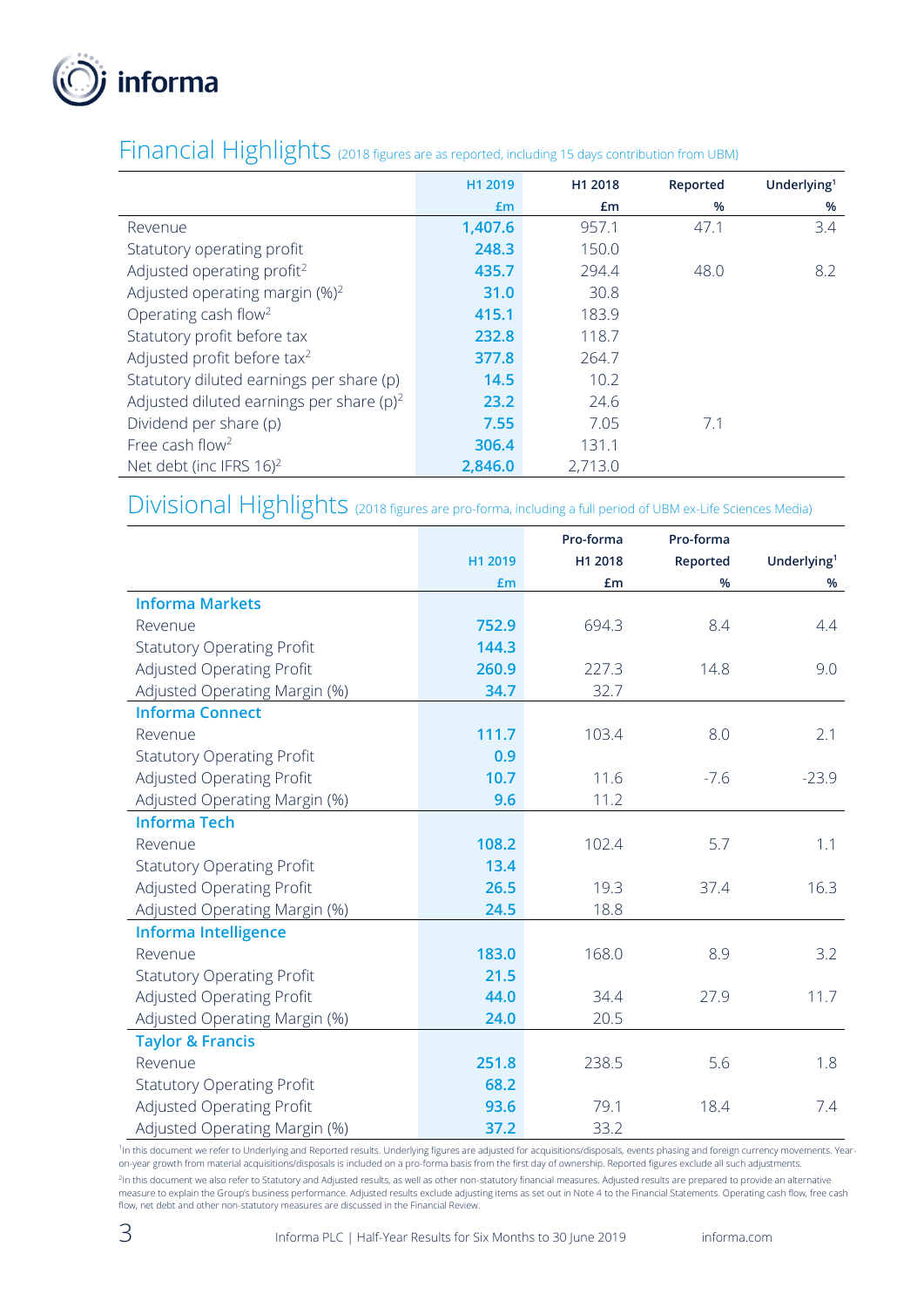## Financial Highlights (2018 figures are as reported, including 15 days contribution from UBM)

| | H1 2019 £m | H1 2018 £m | Reported % | Underlying[1] % |
|---|---|---|---|---|
| Revenue | **1,407.6** | 957.1 | 47.1 | 3.4 |
| Statutory operating profit | **248.3** | 150.0 | | |
| Adjusted operating profit[2] | **435.7** | 294.4 | 48.0 | 8.2 |
| Adjusted operating margin (%)[2] | **31.0** | 30.8 | | |
| Operating cash flow[2] | **415.1** | 183.9 | | |
| Statutory profit before tax | **232.8** | 118.7 | | |
| Adjusted profit before tax[2] | **377.8** | 264.7 | | |
| Statutory diluted earnings per share (p) | **14.5** | 10.2 | | |
| Adjusted diluted earnings per share (p)[2] | **23.2** | 24.6 | | |
| Dividend per share (p) | **7.55** | 7.05 | 7.1 | |
| Free cash flow[2] | **306.4** | 131.1 | | |
| Net debt (inc IFRS 16)[2] | **2,846.0** | 2,713.0 | | |

## Divisional Highlights (2018 figures are pro-forma, including a full period of UBM ex-Life Sciences Media)

| | H1 2019 £m | Pro-forma H1 2018 £m | Pro-forma Reported % | Underlying[1] % |
|---|---|---|---|---|
| **Informa Markets** | | | | |
| Revenue | **752.9** | 694.3 | 8.4 | 4.4 |
| Statutory Operating Profit | **144.3** | | | |
| Adjusted Operating Profit | **260.9** | 227.3 | 14.8 | 9.0 |
| Adjusted Operating Margin (%) | **34.7** | 32.7 | | |
| **Informa Connect** | | | | |
| Revenue | **111.7** | 103.4 | 8.0 | 2.1 |
| Statutory Operating Profit | **0.9** | | | |
| Adjusted Operating Profit | **10.7** | 11.6 | -7.6 | -23.9 |
| Adjusted Operating Margin (%) | **9.6** | 11.2 | | |
| **Informa Tech** | | | | |
| Revenue | **108.2** | 102.4 | 5.7 | 1.1 |
| Statutory Operating Profit | **13.4** | | | |
| Adjusted Operating Profit | **26.5** | 19.3 | 37.4 | 16.3 |
| Adjusted Operating Margin (%) | **24.5** | 18.8 | | |
| **Informa Intelligence** | | | | |
| Revenue | **183.0** | 168.0 | 8.9 | 3.2 |
| Statutory Operating Profit | **21.5** | | | |
| Adjusted Operating Profit | **44.0** | 34.4 | 27.9 | 11.7 |
| Adjusted Operating Margin (%) | **24.0** | 20.5 | | |
| **Taylor & Francis** | | | | |
| Revenue | **251.8** | 238.5 | 5.6 | 1.8 |
| Statutory Operating Profit | **68.2** | | | |
| Adjusted Operating Profit | **93.6** | 79.1 | 18.4 | 7.4 |
| Adjusted Operating Margin (%) | **37.2** | 33.2 | | |

[1]In this document we refer to Underlying and Reported results. Underlying figures are adjusted for acquisitions/disposals, events phasing and foreign currency movements. Year-on-year growth from material acquisitions/disposals is included on a pro-forma basis from the first day of ownership. Reported figures exclude all such adjustments.

[2]In this document we also refer to Statutory and Adjusted results, as well as other non-statutory financial measures. Adjusted results are prepared to provide an alternative measure to explain the Group's business performance. Adjusted results exclude adjusting items as set out in Note 4 to the Financial Statements. Operating cash flow, free cash flow, net debt and other non-statutory measures are discussed in the Financial Review.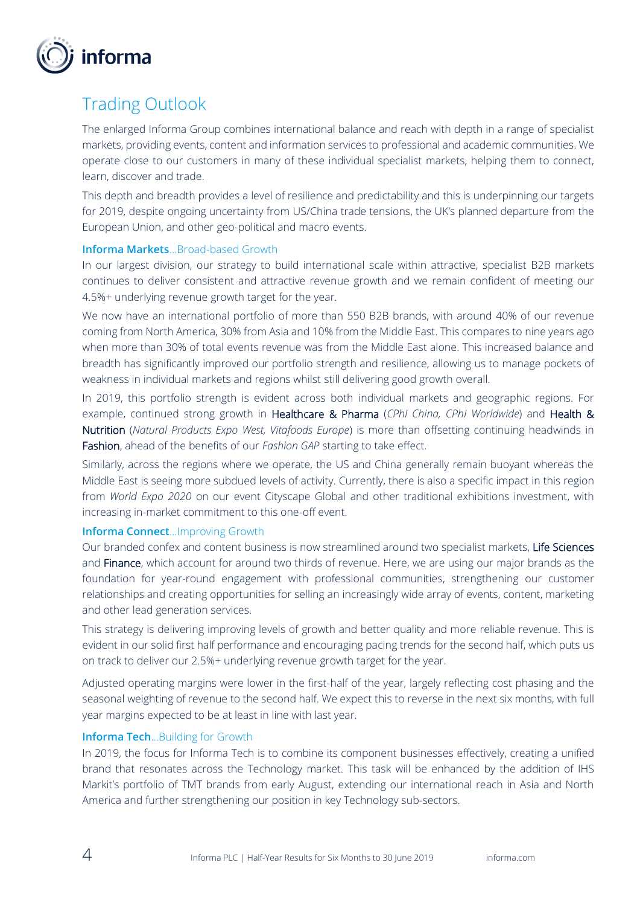## Trading Outlook

The enlarged Informa Group combines international balance and reach with depth in a range of specialist markets, providing events, content and information services to professional and academic communities. We operate close to our customers in many of these individual specialist markets, helping them to connect, learn, discover and trade.

This depth and breadth provides a level of resilience and predictability and this is underpinning our targets for 2019, despite ongoing uncertainty from US/China trade tensions, the UK's planned departure from the European Union, and other geo-political and macro events.

**Informa Markets**...Broad-based Growth

In our largest division, our strategy to build international scale within attractive, specialist B2B markets continues to deliver consistent and attractive revenue growth and we remain confident of meeting our 4.5%+ underlying revenue growth target for the year.

We now have an international portfolio of more than 550 B2B brands, with around 40% of our revenue coming from North America, 30% from Asia and 10% from the Middle East. This compares to nine years ago when more than 30% of total events revenue was from the Middle East alone. This increased balance and breadth has significantly improved our portfolio strength and resilience, allowing us to manage pockets of weakness in individual markets and regions whilst still delivering good growth overall.

In 2019, this portfolio strength is evident across both individual markets and geographic regions. For example, continued strong growth in Healthcare & Pharma (*CPhI China, CPhI Worldwide*) and Health & Nutrition (*Natural Products Expo West, Vitafoods Europe*) is more than offsetting continuing headwinds in Fashion, ahead of the benefits of our *Fashion GAP* starting to take effect.

Similarly, across the regions where we operate, the US and China generally remain buoyant whereas the Middle East is seeing more subdued levels of activity. Currently, there is also a specific impact in this region from *World Expo 2020* on our event Cityscape Global and other traditional exhibitions investment, with increasing in-market commitment to this one-off event.

**Informa Connect**...Improving Growth

Our branded confex and content business is now streamlined around two specialist markets, Life Sciences and Finance, which account for around two thirds of revenue. Here, we are using our major brands as the foundation for year-round engagement with professional communities, strengthening our customer relationships and creating opportunities for selling an increasingly wide array of events, content, marketing and other lead generation services.

This strategy is delivering improving levels of growth and better quality and more reliable revenue. This is evident in our solid first half performance and encouraging pacing trends for the second half, which puts us on track to deliver our 2.5%+ underlying revenue growth target for the year.

Adjusted operating margins were lower in the first-half of the year, largely reflecting cost phasing and the seasonal weighting of revenue to the second half. We expect this to reverse in the next six months, with full year margins expected to be at least in line with last year.

**Informa Tech**...Building for Growth

In 2019, the focus for Informa Tech is to combine its component businesses effectively, creating a unified brand that resonates across the Technology market. This task will be enhanced by the addition of IHS Markit's portfolio of TMT brands from early August, extending our international reach in Asia and North America and further strengthening our position in key Technology sub-sectors.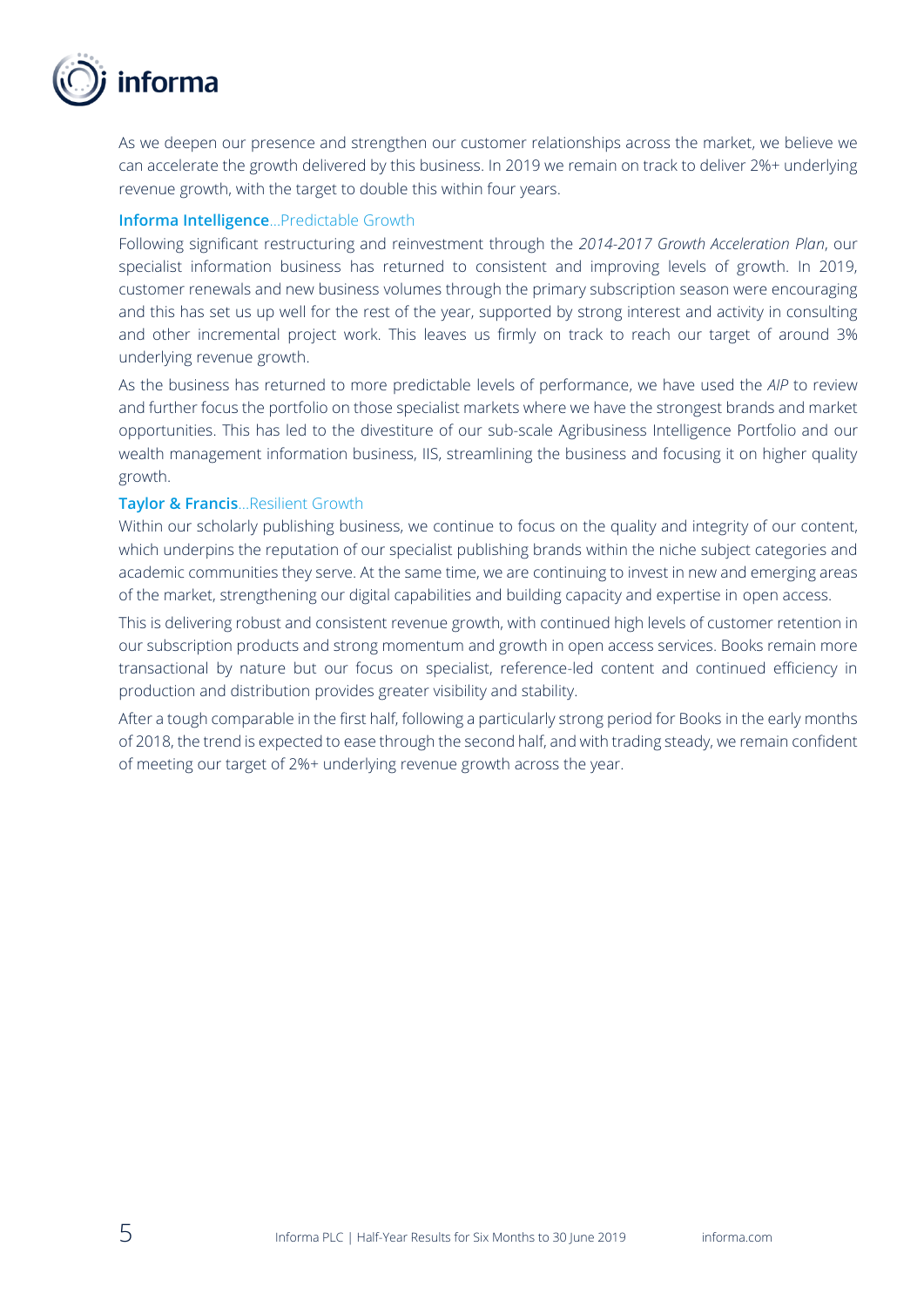As we deepen our presence and strengthen our customer relationships across the market, we believe we can accelerate the growth delivered by this business. In 2019 we remain on track to deliver 2%+ underlying revenue growth, with the target to double this within four years.

**Informa Intelligence**...Predictable Growth

Following significant restructuring and reinvestment through the *2014-2017 Growth Acceleration Plan*, our specialist information business has returned to consistent and improving levels of growth. In 2019, customer renewals and new business volumes through the primary subscription season were encouraging and this has set us up well for the rest of the year, supported by strong interest and activity in consulting and other incremental project work. This leaves us firmly on track to reach our target of around 3% underlying revenue growth.

As the business has returned to more predictable levels of performance, we have used the *AIP* to review and further focus the portfolio on those specialist markets where we have the strongest brands and market opportunities. This has led to the divestiture of our sub-scale Agribusiness Intelligence Portfolio and our wealth management information business, IIS, streamlining the business and focusing it on higher quality growth.

**Taylor & Francis**...Resilient Growth

Within our scholarly publishing business, we continue to focus on the quality and integrity of our content, which underpins the reputation of our specialist publishing brands within the niche subject categories and academic communities they serve. At the same time, we are continuing to invest in new and emerging areas of the market, strengthening our digital capabilities and building capacity and expertise in open access.

This is delivering robust and consistent revenue growth, with continued high levels of customer retention in our subscription products and strong momentum and growth in open access services. Books remain more transactional by nature but our focus on specialist, reference-led content and continued efficiency in production and distribution provides greater visibility and stability.

After a tough comparable in the first half, following a particularly strong period for Books in the early months of 2018, the trend is expected to ease through the second half, and with trading steady, we remain confident of meeting our target of 2%+ underlying revenue growth across the year.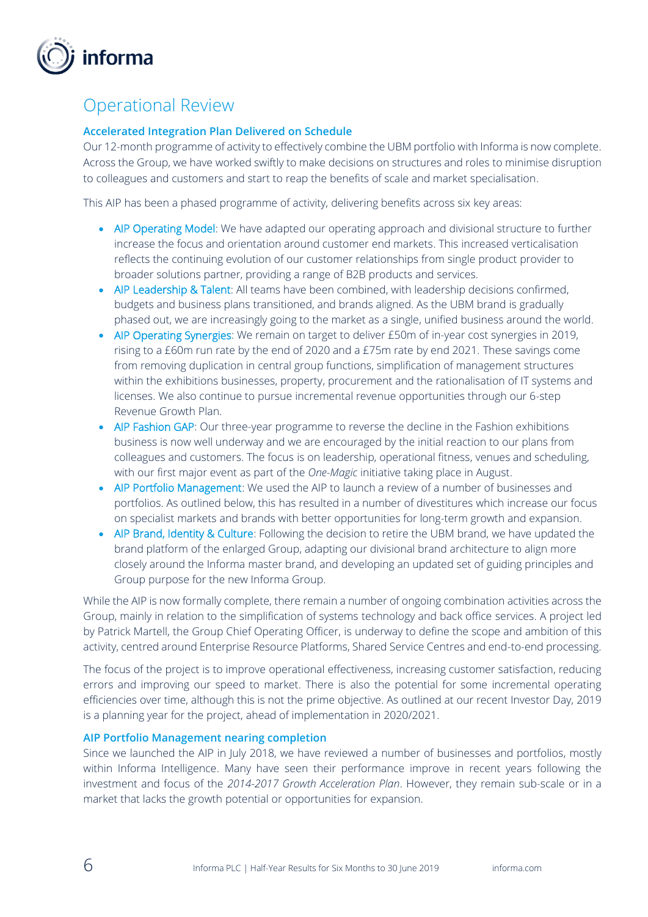# Operational Review

### Accelerated Integration Plan Delivered on Schedule

Our 12-month programme of activity to effectively combine the UBM portfolio with Informa is now complete. Across the Group, we have worked swiftly to make decisions on structures and roles to minimise disruption to colleagues and customers and start to reap the benefits of scale and market specialisation.

This AIP has been a phased programme of activity, delivering benefits across six key areas:

- AIP Operating Model: We have adapted our operating approach and divisional structure to further increase the focus and orientation around customer end markets. This increased verticalisation reflects the continuing evolution of our customer relationships from single product provider to broader solutions partner, providing a range of B2B products and services.
- AIP Leadership & Talent: All teams have been combined, with leadership decisions confirmed, budgets and business plans transitioned, and brands aligned. As the UBM brand is gradually phased out, we are increasingly going to the market as a single, unified business around the world.
- AIP Operating Synergies: We remain on target to deliver £50m of in-year cost synergies in 2019, rising to a £60m run rate by the end of 2020 and a £75m rate by end 2021. These savings come from removing duplication in central group functions, simplification of management structures within the exhibitions businesses, property, procurement and the rationalisation of IT systems and licenses. We also continue to pursue incremental revenue opportunities through our 6-step Revenue Growth Plan.
- AIP Fashion GAP: Our three-year programme to reverse the decline in the Fashion exhibitions business is now well underway and we are encouraged by the initial reaction to our plans from colleagues and customers. The focus is on leadership, operational fitness, venues and scheduling, with our first major event as part of the *One-Magic* initiative taking place in August.
- AIP Portfolio Management: We used the AIP to launch a review of a number of businesses and portfolios. As outlined below, this has resulted in a number of divestitures which increase our focus on specialist markets and brands with better opportunities for long-term growth and expansion.
- AIP Brand, Identity & Culture: Following the decision to retire the UBM brand, we have updated the brand platform of the enlarged Group, adapting our divisional brand architecture to align more closely around the Informa master brand, and developing an updated set of guiding principles and Group purpose for the new Informa Group.

While the AIP is now formally complete, there remain a number of ongoing combination activities across the Group, mainly in relation to the simplification of systems technology and back office services. A project led by Patrick Martell, the Group Chief Operating Officer, is underway to define the scope and ambition of this activity, centred around Enterprise Resource Platforms, Shared Service Centres and end-to-end processing.

The focus of the project is to improve operational effectiveness, increasing customer satisfaction, reducing errors and improving our speed to market. There is also the potential for some incremental operating efficiencies over time, although this is not the prime objective. As outlined at our recent Investor Day, 2019 is a planning year for the project, ahead of implementation in 2020/2021.

### AIP Portfolio Management nearing completion

Since we launched the AIP in July 2018, we have reviewed a number of businesses and portfolios, mostly within Informa Intelligence. Many have seen their performance improve in recent years following the investment and focus of the *2014-2017 Growth Acceleration Plan*. However, they remain sub-scale or in a market that lacks the growth potential or opportunities for expansion.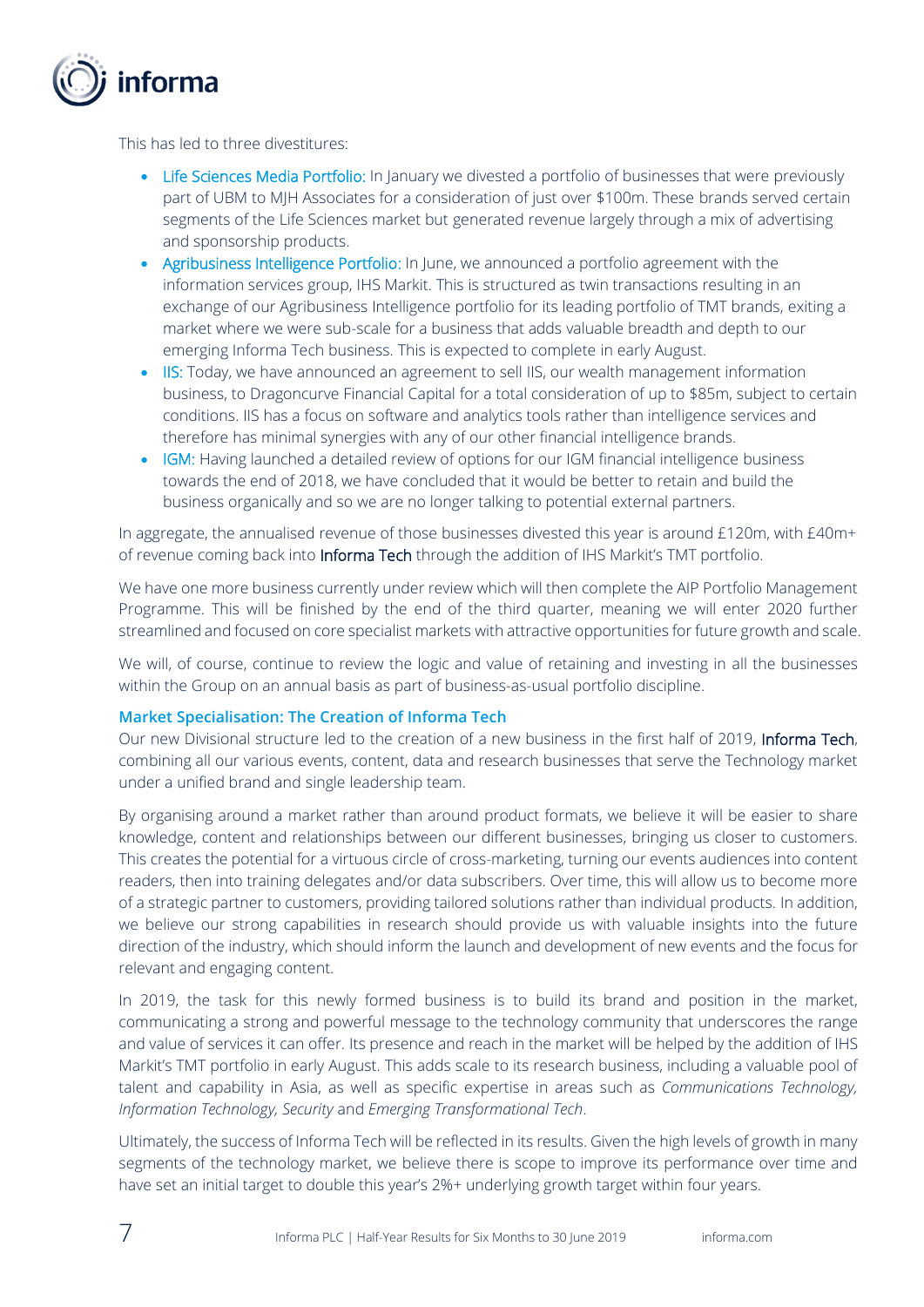This has led to three divestitures:

- Life Sciences Media Portfolio: In January we divested a portfolio of businesses that were previously part of UBM to MJH Associates for a consideration of just over $100m. These brands served certain segments of the Life Sciences market but generated revenue largely through a mix of advertising and sponsorship products.
- Agribusiness Intelligence Portfolio: In June, we announced a portfolio agreement with the information services group, IHS Markit. This is structured as twin transactions resulting in an exchange of our Agribusiness Intelligence portfolio for its leading portfolio of TMT brands, exiting a market where we were sub-scale for a business that adds valuable breadth and depth to our emerging Informa Tech business. This is expected to complete in early August.
- IIS: Today, we have announced an agreement to sell IIS, our wealth management information business, to Dragoncurve Financial Capital for a total consideration of up to $85m, subject to certain conditions. IIS has a focus on software and analytics tools rather than intelligence services and therefore has minimal synergies with any of our other financial intelligence brands.
- IGM: Having launched a detailed review of options for our IGM financial intelligence business towards the end of 2018, we have concluded that it would be better to retain and build the business organically and so we are no longer talking to potential external partners.

In aggregate, the annualised revenue of those businesses divested this year is around £120m, with £40m+ of revenue coming back into Informa Tech through the addition of IHS Markit's TMT portfolio.

We have one more business currently under review which will then complete the AIP Portfolio Management Programme. This will be finished by the end of the third quarter, meaning we will enter 2020 further streamlined and focused on core specialist markets with attractive opportunities for future growth and scale.

We will, of course, continue to review the logic and value of retaining and investing in all the businesses within the Group on an annual basis as part of business-as-usual portfolio discipline.

### Market Specialisation: The Creation of Informa Tech

Our new Divisional structure led to the creation of a new business in the first half of 2019, Informa Tech, combining all our various events, content, data and research businesses that serve the Technology market under a unified brand and single leadership team.

By organising around a market rather than around product formats, we believe it will be easier to share knowledge, content and relationships between our different businesses, bringing us closer to customers. This creates the potential for a virtuous circle of cross-marketing, turning our events audiences into content readers, then into training delegates and/or data subscribers. Over time, this will allow us to become more of a strategic partner to customers, providing tailored solutions rather than individual products. In addition, we believe our strong capabilities in research should provide us with valuable insights into the future direction of the industry, which should inform the launch and development of new events and the focus for relevant and engaging content.

In 2019, the task for this newly formed business is to build its brand and position in the market, communicating a strong and powerful message to the technology community that underscores the range and value of services it can offer. Its presence and reach in the market will be helped by the addition of IHS Markit's TMT portfolio in early August. This adds scale to its research business, including a valuable pool of talent and capability in Asia, as well as specific expertise in areas such as *Communications Technology, Information Technology, Security* and *Emerging Transformational Tech*.

Ultimately, the success of Informa Tech will be reflected in its results. Given the high levels of growth in many segments of the technology market, we believe there is scope to improve its performance over time and have set an initial target to double this year's 2%+ underlying growth target within four years.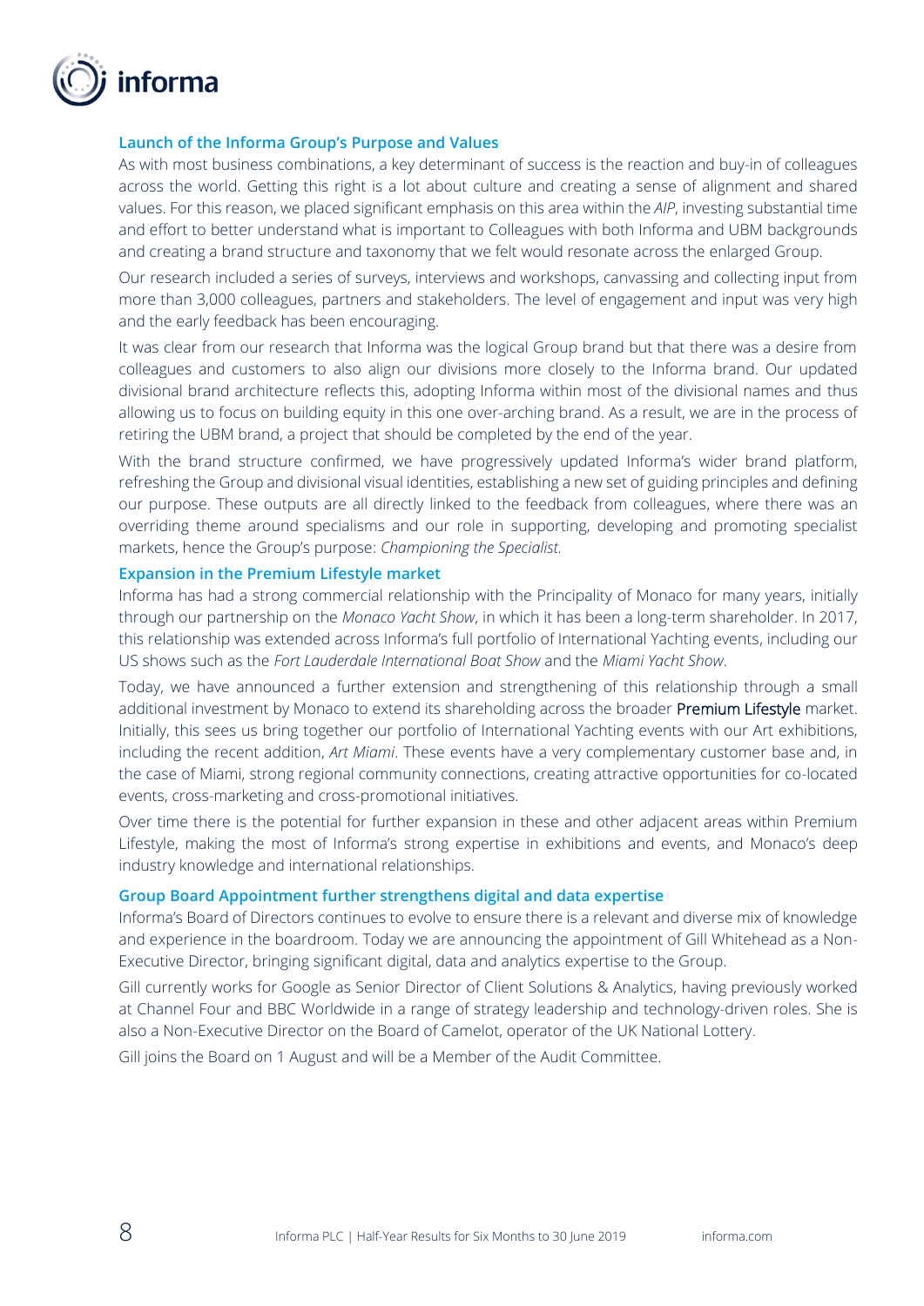### Launch of the Informa Group's Purpose and Values

As with most business combinations, a key determinant of success is the reaction and buy-in of colleagues across the world. Getting this right is a lot about culture and creating a sense of alignment and shared values. For this reason, we placed significant emphasis on this area within the *AIP*, investing substantial time and effort to better understand what is important to Colleagues with both Informa and UBM backgrounds and creating a brand structure and taxonomy that we felt would resonate across the enlarged Group.

Our research included a series of surveys, interviews and workshops, canvassing and collecting input from more than 3,000 colleagues, partners and stakeholders. The level of engagement and input was very high and the early feedback has been encouraging.

It was clear from our research that Informa was the logical Group brand but that there was a desire from colleagues and customers to also align our divisions more closely to the Informa brand. Our updated divisional brand architecture reflects this, adopting Informa within most of the divisional names and thus allowing us to focus on building equity in this one over-arching brand. As a result, we are in the process of retiring the UBM brand, a project that should be completed by the end of the year.

With the brand structure confirmed, we have progressively updated Informa's wider brand platform, refreshing the Group and divisional visual identities, establishing a new set of guiding principles and defining our purpose. These outputs are all directly linked to the feedback from colleagues, where there was an overriding theme around specialisms and our role in supporting, developing and promoting specialist markets, hence the Group's purpose: *Championing the Specialist.*

### Expansion in the Premium Lifestyle market

Informa has had a strong commercial relationship with the Principality of Monaco for many years, initially through our partnership on the *Monaco Yacht Show*, in which it has been a long-term shareholder. In 2017, this relationship was extended across Informa's full portfolio of International Yachting events, including our US shows such as the *Fort Lauderdale International Boat Show* and the *Miami Yacht Show*.

Today, we have announced a further extension and strengthening of this relationship through a small additional investment by Monaco to extend its shareholding across the broader Premium Lifestyle market. Initially, this sees us bring together our portfolio of International Yachting events with our Art exhibitions, including the recent addition, *Art Miami*. These events have a very complementary customer base and, in the case of Miami, strong regional community connections, creating attractive opportunities for co-located events, cross-marketing and cross-promotional initiatives.

Over time there is the potential for further expansion in these and other adjacent areas within Premium Lifestyle, making the most of Informa's strong expertise in exhibitions and events, and Monaco's deep industry knowledge and international relationships.

### Group Board Appointment further strengthens digital and data expertise

Informa's Board of Directors continues to evolve to ensure there is a relevant and diverse mix of knowledge and experience in the boardroom. Today we are announcing the appointment of Gill Whitehead as a Non-Executive Director, bringing significant digital, data and analytics expertise to the Group.

Gill currently works for Google as Senior Director of Client Solutions & Analytics, having previously worked at Channel Four and BBC Worldwide in a range of strategy leadership and technology-driven roles. She is also a Non-Executive Director on the Board of Camelot, operator of the UK National Lottery.

Gill joins the Board on 1 August and will be a Member of the Audit Committee.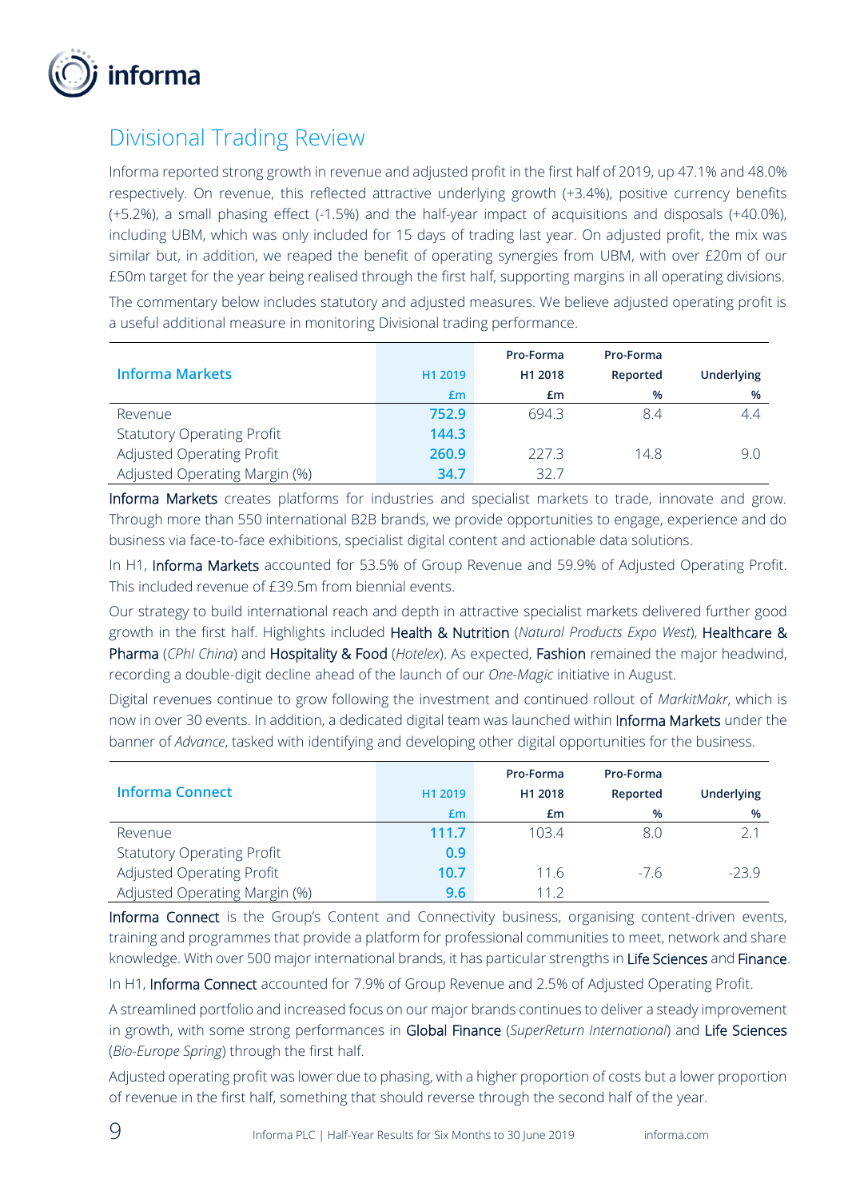## Divisional Trading Review

Informa reported strong growth in revenue and adjusted profit in the first half of 2019, up 47.1% and 48.0% respectively. On revenue, this reflected attractive underlying growth (+3.4%), positive currency benefits (+5.2%), a small phasing effect (-1.5%) and the half-year impact of acquisitions and disposals (+40.0%), including UBM, which was only included for 15 days of trading last year. On adjusted profit, the mix was similar but, in addition, we reaped the benefit of operating synergies from UBM, with over £20m of our £50m target for the year being realised through the first half, supporting margins in all operating divisions.

The commentary below includes statutory and adjusted measures. We believe adjusted operating profit is a useful additional measure in monitoring Divisional trading performance.

| Informa Markets | H1 2019 £m | Pro-Forma H1 2018 £m | Pro-Forma Reported % | Underlying % |
|---|---|---|---|---|
| Revenue | 752.9 | 694.3 | 8.4 | 4.4 |
| Statutory Operating Profit | 144.3 | | | |
| Adjusted Operating Profit | 260.9 | 227.3 | 14.8 | 9.0 |
| Adjusted Operating Margin (%) | 34.7 | 32.7 | | |

Informa Markets creates platforms for industries and specialist markets to trade, innovate and grow. Through more than 550 international B2B brands, we provide opportunities to engage, experience and do business via face-to-face exhibitions, specialist digital content and actionable data solutions.

In H1, Informa Markets accounted for 53.5% of Group Revenue and 59.9% of Adjusted Operating Profit. This included revenue of £39.5m from biennial events.

Our strategy to build international reach and depth in attractive specialist markets delivered further good growth in the first half. Highlights included Health & Nutrition (*Natural Products Expo West*), Healthcare & Pharma (*CPhI China*) and Hospitality & Food (*Hotelex*). As expected, Fashion remained the major headwind, recording a double-digit decline ahead of the launch of our *One-Magic* initiative in August.

Digital revenues continue to grow following the investment and continued rollout of *MarkitMakr*, which is now in over 30 events. In addition, a dedicated digital team was launched within Informa Markets under the banner of *Advance*, tasked with identifying and developing other digital opportunities for the business.

| Informa Connect | H1 2019 £m | Pro-Forma H1 2018 £m | Pro-Forma Reported % | Underlying % |
|---|---|---|---|---|
| Revenue | 111.7 | 103.4 | 8.0 | 2.1 |
| Statutory Operating Profit | 0.9 | | | |
| Adjusted Operating Profit | 10.7 | 11.6 | -7.6 | -23.9 |
| Adjusted Operating Margin (%) | 9.6 | 11.2 | | |

Informa Connect is the Group's Content and Connectivity business, organising content-driven events, training and programmes that provide a platform for professional communities to meet, network and share knowledge. With over 500 major international brands, it has particular strengths in Life Sciences and Finance.

In H1, Informa Connect accounted for 7.9% of Group Revenue and 2.5% of Adjusted Operating Profit.

A streamlined portfolio and increased focus on our major brands continues to deliver a steady improvement in growth, with some strong performances in Global Finance (*SuperReturn International*) and Life Sciences (*Bio-Europe Spring*) through the first half.

Adjusted operating profit was lower due to phasing, with a higher proportion of costs but a lower proportion of revenue in the first half, something that should reverse through the second half of the year.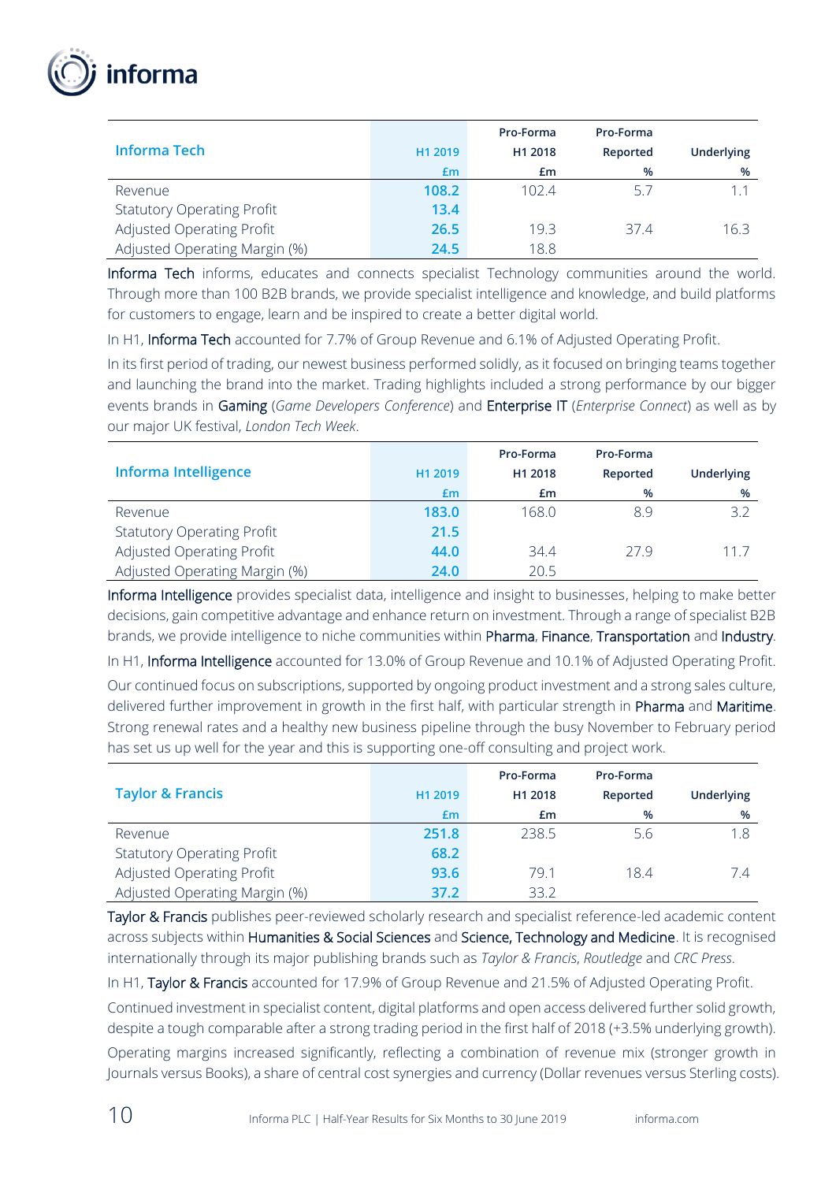| Informa Tech | H1 2019 £m | Pro-Forma H1 2018 £m | Pro-Forma Reported % | Underlying % |
|---|---|---|---|---|
| Revenue | **108.2** | 102.4 | 5.7 | 1.1 |
| Statutory Operating Profit | **13.4** | | | |
| Adjusted Operating Profit | **26.5** | 19.3 | 37.4 | 16.3 |
| Adjusted Operating Margin (%) | **24.5** | 18.8 | | |

Informa Tech informs, educates and connects specialist Technology communities around the world. Through more than 100 B2B brands, we provide specialist intelligence and knowledge, and build platforms for customers to engage, learn and be inspired to create a better digital world.

In H1, Informa Tech accounted for 7.7% of Group Revenue and 6.1% of Adjusted Operating Profit.

In its first period of trading, our newest business performed solidly, as it focused on bringing teams together and launching the brand into the market. Trading highlights included a strong performance by our bigger events brands in Gaming (*Game Developers Conference*) and Enterprise IT (*Enterprise Connect*) as well as by our major UK festival, *London Tech Week*.

| Informa Intelligence | H1 2019 £m | Pro-Forma H1 2018 £m | Pro-Forma Reported % | Underlying % |
|---|---|---|---|---|
| Revenue | **183.0** | 168.0 | 8.9 | 3.2 |
| Statutory Operating Profit | **21.5** | | | |
| Adjusted Operating Profit | **44.0** | 34.4 | 27.9 | 11.7 |
| Adjusted Operating Margin (%) | **24.0** | 20.5 | | |

Informa Intelligence provides specialist data, intelligence and insight to businesses, helping to make better decisions, gain competitive advantage and enhance return on investment. Through a range of specialist B2B brands, we provide intelligence to niche communities within Pharma, Finance, Transportation and Industry.

In H1, Informa Intelligence accounted for 13.0% of Group Revenue and 10.1% of Adjusted Operating Profit.

Our continued focus on subscriptions, supported by ongoing product investment and a strong sales culture, delivered further improvement in growth in the first half, with particular strength in Pharma and Maritime. Strong renewal rates and a healthy new business pipeline through the busy November to February period has set us up well for the year and this is supporting one-off consulting and project work.

| Taylor & Francis | H1 2019 £m | Pro-Forma H1 2018 £m | Pro-Forma Reported % | Underlying % |
|---|---|---|---|---|
| Revenue | **251.8** | 238.5 | 5.6 | 1.8 |
| Statutory Operating Profit | **68.2** | | | |
| Adjusted Operating Profit | **93.6** | 79.1 | 18.4 | 7.4 |
| Adjusted Operating Margin (%) | **37.2** | 33.2 | | |

Taylor & Francis publishes peer-reviewed scholarly research and specialist reference-led academic content across subjects within Humanities & Social Sciences and Science, Technology and Medicine. It is recognised internationally through its major publishing brands such as *Taylor & Francis*, *Routledge* and *CRC Press*.

In H1, Taylor & Francis accounted for 17.9% of Group Revenue and 21.5% of Adjusted Operating Profit.

Continued investment in specialist content, digital platforms and open access delivered further solid growth, despite a tough comparable after a strong trading period in the first half of 2018 (+3.5% underlying growth). Operating margins increased significantly, reflecting a combination of revenue mix (stronger growth in Journals versus Books), a share of central cost synergies and currency (Dollar revenues versus Sterling costs).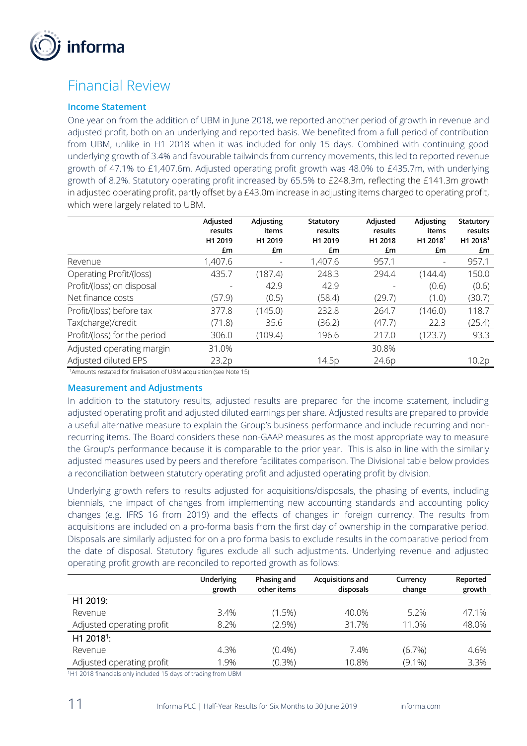# Financial Review

### Income Statement

One year on from the addition of UBM in June 2018, we reported another period of growth in revenue and adjusted profit, both on an underlying and reported basis. We benefited from a full period of contribution from UBM, unlike in H1 2018 when it was included for only 15 days. Combined with continuing good underlying growth of 3.4% and favourable tailwinds from currency movements, this led to reported revenue growth of 47.1% to £1,407.6m. Adjusted operating profit growth was 48.0% to £435.7m, with underlying growth of 8.2%. Statutory operating profit increased by 65.5% to £248.3m, reflecting the £141.3m growth in adjusted operating profit, partly offset by a £43.0m increase in adjusting items charged to operating profit, which were largely related to UBM.

| | Adjusted results H1 2019 £m | Adjusting items H1 2019 £m | Statutory results H1 2019 £m | Adjusted results H1 2018 £m | Adjusting items H1 2018[1] £m | Statutory results H1 2018[1] £m |
|---|---|---|---|---|---|---|
| Revenue | 1,407.6 | - | 1,407.6 | 957.1 | - | 957.1 |
| Operating Profit/(loss) | 435.7 | (187.4) | 248.3 | 294.4 | (144.4) | 150.0 |
| Profit/(loss) on disposal | - | 42.9 | 42.9 | - | (0.6) | (0.6) |
| Net finance costs | (57.9) | (0.5) | (58.4) | (29.7) | (1.0) | (30.7) |
| Profit/(loss) before tax | 377.8 | (145.0) | 232.8 | 264.7 | (146.0) | 118.7 |
| Tax(charge)/credit | (71.8) | 35.6 | (36.2) | (47.7) | 22.3 | (25.4) |
| Profit/(loss) for the period | 306.0 | (109.4) | 196.6 | 217.0 | (123.7) | 93.3 |
| Adjusted operating margin | 31.0% | | | 30.8% | | |
| Adjusted diluted EPS | 23.2p | | 14.5p | 24.6p | | 10.2p |

[1]Amounts restated for finalisation of UBM acquisition (see Note 15)

### Measurement and Adjustments

In addition to the statutory results, adjusted results are prepared for the income statement, including adjusted operating profit and adjusted diluted earnings per share. Adjusted results are prepared to provide a useful alternative measure to explain the Group's business performance and include recurring and non-recurring items. The Board considers these non-GAAP measures as the most appropriate way to measure the Group's performance because it is comparable to the prior year. This is also in line with the similarly adjusted measures used by peers and therefore facilitates comparison. The Divisional table below provides a reconciliation between statutory operating profit and adjusted operating profit by division.

Underlying growth refers to results adjusted for acquisitions/disposals, the phasing of events, including biennials, the impact of changes from implementing new accounting standards and accounting policy changes (e.g. IFRS 16 from 2019) and the effects of changes in foreign currency. The results from acquisitions are included on a pro-forma basis from the first day of ownership in the comparative period. Disposals are similarly adjusted for on a pro forma basis to exclude results in the comparative period from the date of disposal. Statutory figures exclude all such adjustments. Underlying revenue and adjusted operating profit growth are reconciled to reported growth as follows:

| | Underlying growth | Phasing and other items | Acquisitions and disposals | Currency change | Reported growth |
|---|---|---|---|---|---|
| H1 2019: | | | | | |
| Revenue | 3.4% | (1.5%) | 40.0% | 5.2% | 47.1% |
| Adjusted operating profit | 8.2% | (2.9%) | 31.7% | 11.0% | 48.0% |
| H1 2018[1]: | | | | | |
| Revenue | 4.3% | (0.4%) | 7.4% | (6.7%) | 4.6% |
| Adjusted operating profit | 1.9% | (0.3%) | 10.8% | (9.1%) | 3.3% |

[1]H1 2018 financials only included 15 days of trading from UBM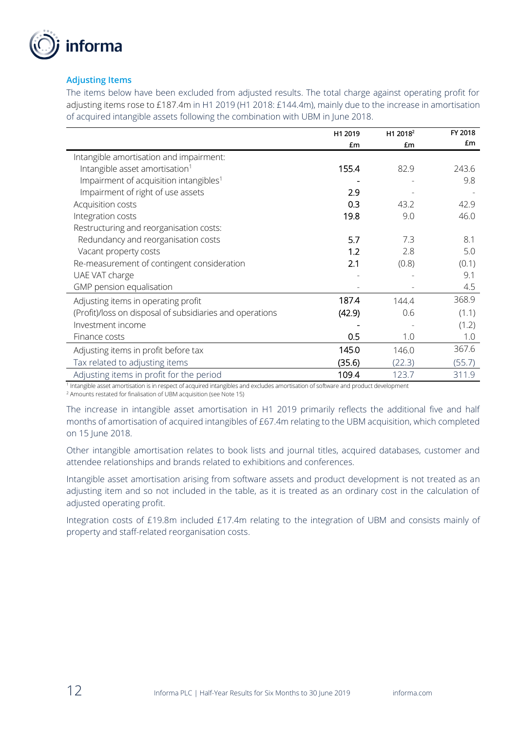### Adjusting Items

The items below have been excluded from adjusted results. The total charge against operating profit for adjusting items rose to £187.4m in H1 2019 (H1 2018: £144.4m), mainly due to the increase in amortisation of acquired intangible assets following the combination with UBM in June 2018.

| | H1 2019 £m | H1 2018[2] £m | FY 2018 £m |
|---|---|---|---|
| Intangible amortisation and impairment: | | | |
| Intangible asset amortisation[1] | 155.4 | 82.9 | 243.6 |
| Impairment of acquisition intangibles[1] | - | - | 9.8 |
| Impairment of right of use assets | 2.9 | - | - |
| Acquisition costs | 0.3 | 43.2 | 42.9 |
| Integration costs | 19.8 | 9.0 | 46.0 |
| Restructuring and reorganisation costs: | | | |
| Redundancy and reorganisation costs | 5.7 | 7.3 | 8.1 |
| Vacant property costs | 1.2 | 2.8 | 5.0 |
| Re-measurement of contingent consideration | 2.1 | (0.8) | (0.1) |
| UAE VAT charge | - | - | 9.1 |
| GMP pension equalisation | - | - | 4.5 |
| Adjusting items in operating profit | 187.4 | 144.4 | 368.9 |
| (Profit)/loss on disposal of subsidiaries and operations | (42.9) | 0.6 | (1.1) |
| Investment income | - | - | (1.2) |
| Finance costs | 0.5 | 1.0 | 1.0 |
| Adjusting items in profit before tax | 145.0 | 146.0 | 367.6 |
| Tax related to adjusting items | (35.6) | (22.3) | (55.7) |
| Adjusting items in profit for the period | 109.4 | 123.7 | 311.9 |

[1] Intangible asset amortisation is in respect of acquired intangibles and excludes amortisation of software and product development

[2] Amounts restated for finalisation of UBM acquisition (see Note 15)

The increase in intangible asset amortisation in H1 2019 primarily reflects the additional five and half months of amortisation of acquired intangibles of £67.4m relating to the UBM acquisition, which completed on 15 June 2018.

Other intangible amortisation relates to book lists and journal titles, acquired databases, customer and attendee relationships and brands related to exhibitions and conferences.

Intangible asset amortisation arising from software assets and product development is not treated as an adjusting item and so not included in the table, as it is treated as an ordinary cost in the calculation of adjusted operating profit.

Integration costs of £19.8m included £17.4m relating to the integration of UBM and consists mainly of property and staff-related reorganisation costs.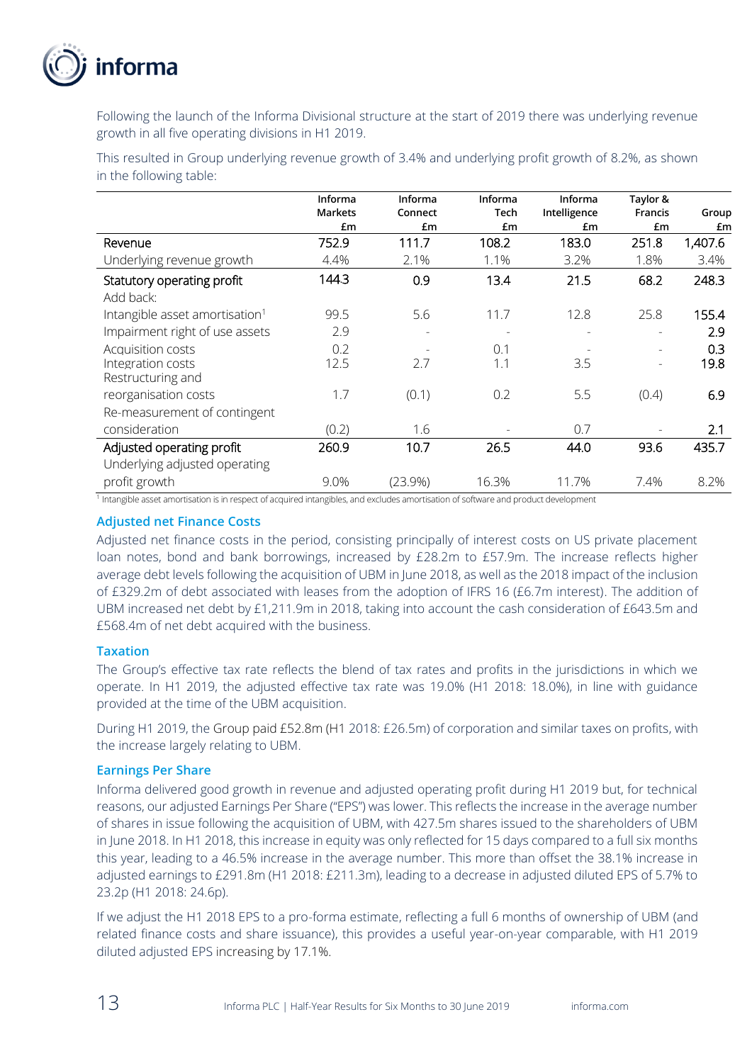Following the launch of the Informa Divisional structure at the start of 2019 there was underlying revenue growth in all five operating divisions in H1 2019.

This resulted in Group underlying revenue growth of 3.4% and underlying profit growth of 8.2%, as shown in the following table:

| | Informa Markets £m | Informa Connect £m | Informa Tech £m | Informa Intelligence £m | Taylor & Francis £m | Group £m |
|---|---|---|---|---|---|---|
| Revenue | 752.9 | 111.7 | 108.2 | 183.0 | 251.8 | 1,407.6 |
| Underlying revenue growth | 4.4% | 2.1% | 1.1% | 3.2% | 1.8% | 3.4% |
| Statutory operating profit | 144.3 | 0.9 | 13.4 | 21.5 | 68.2 | 248.3 |
| Add back: | | | | | | |
| Intangible asset amortisation[1] | 99.5 | 5.6 | 11.7 | 12.8 | 25.8 | 155.4 |
| Impairment right of use assets | 2.9 | - | - | - | - | 2.9 |
| Acquisition costs | 0.2 | - | 0.1 | - | - | 0.3 |
| Integration costs | 12.5 | 2.7 | 1.1 | 3.5 | - | 19.8 |
| Restructuring and reorganisation costs | 1.7 | (0.1) | 0.2 | 5.5 | (0.4) | 6.9 |
| Re-measurement of contingent consideration | (0.2) | 1.6 | - | 0.7 | - | 2.1 |
| Adjusted operating profit | 260.9 | 10.7 | 26.5 | 44.0 | 93.6 | 435.7 |
| Underlying adjusted operating profit growth | 9.0% | (23.9%) | 16.3% | 11.7% | 7.4% | 8.2% |

[1] Intangible asset amortisation is in respect of acquired intangibles, and excludes amortisation of software and product development

### Adjusted net Finance Costs

Adjusted net finance costs in the period, consisting principally of interest costs on US private placement loan notes, bond and bank borrowings, increased by £28.2m to £57.9m. The increase reflects higher average debt levels following the acquisition of UBM in June 2018, as well as the 2018 impact of the inclusion of £329.2m of debt associated with leases from the adoption of IFRS 16 (£6.7m interest). The addition of UBM increased net debt by £1,211.9m in 2018, taking into account the cash consideration of £643.5m and £568.4m of net debt acquired with the business.

### Taxation

The Group's effective tax rate reflects the blend of tax rates and profits in the jurisdictions in which we operate. In H1 2019, the adjusted effective tax rate was 19.0% (H1 2018: 18.0%), in line with guidance provided at the time of the UBM acquisition.

During H1 2019, the Group paid £52.8m (H1 2018: £26.5m) of corporation and similar taxes on profits, with the increase largely relating to UBM.

### Earnings Per Share

Informa delivered good growth in revenue and adjusted operating profit during H1 2019 but, for technical reasons, our adjusted Earnings Per Share ("EPS") was lower. This reflects the increase in the average number of shares in issue following the acquisition of UBM, with 427.5m shares issued to the shareholders of UBM in June 2018. In H1 2018, this increase in equity was only reflected for 15 days compared to a full six months this year, leading to a 46.5% increase in the average number. This more than offset the 38.1% increase in adjusted earnings to £291.8m (H1 2018: £211.3m), leading to a decrease in adjusted diluted EPS of 5.7% to 23.2p (H1 2018: 24.6p).

If we adjust the H1 2018 EPS to a pro-forma estimate, reflecting a full 6 months of ownership of UBM (and related finance costs and share issuance), this provides a useful year-on-year comparable, with H1 2019 diluted adjusted EPS increasing by 17.1%.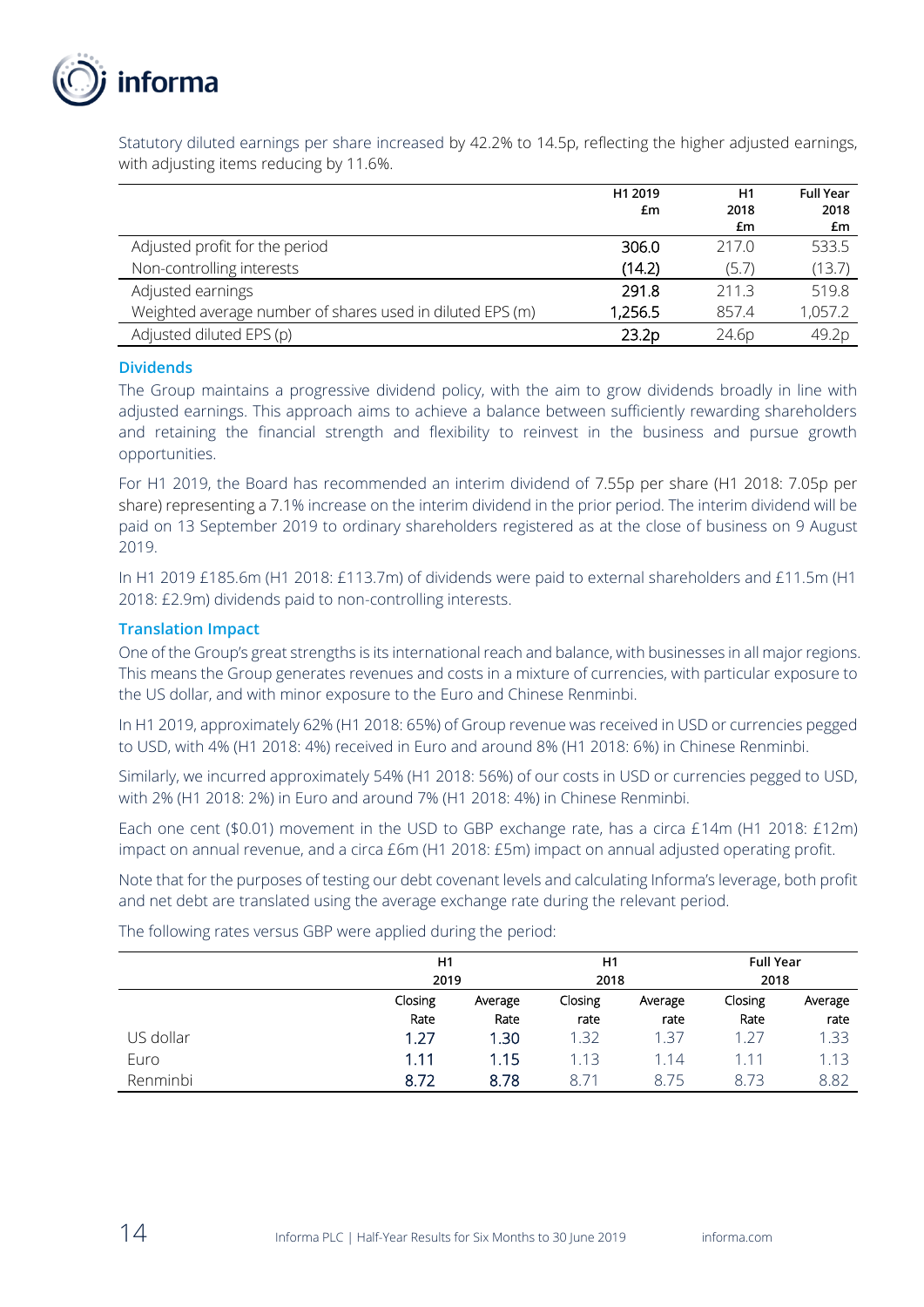Statutory diluted earnings per share increased by 42.2% to 14.5p, reflecting the higher adjusted earnings, with adjusting items reducing by 11.6%.

| | H1 2019 £m | H1 2018 £m | Full Year 2018 £m |
|---|---|---|---|
| Adjusted profit for the period | 306.0 | 217.0 | 533.5 |
| Non-controlling interests | (14.2) | (5.7) | (13.7) |
| Adjusted earnings | 291.8 | 211.3 | 519.8 |
| Weighted average number of shares used in diluted EPS (m) | 1,256.5 | 857.4 | 1,057.2 |
| Adjusted diluted EPS (p) | 23.2p | 24.6p | 49.2p |

### Dividends

The Group maintains a progressive dividend policy, with the aim to grow dividends broadly in line with adjusted earnings. This approach aims to achieve a balance between sufficiently rewarding shareholders and retaining the financial strength and flexibility to reinvest in the business and pursue growth opportunities.

For H1 2019, the Board has recommended an interim dividend of 7.55p per share (H1 2018: 7.05p per share) representing a 7.1% increase on the interim dividend in the prior period. The interim dividend will be paid on 13 September 2019 to ordinary shareholders registered as at the close of business on 9 August 2019.

In H1 2019 £185.6m (H1 2018: £113.7m) of dividends were paid to external shareholders and £11.5m (H1 2018: £2.9m) dividends paid to non-controlling interests.

### Translation Impact

One of the Group's great strengths is its international reach and balance, with businesses in all major regions. This means the Group generates revenues and costs in a mixture of currencies, with particular exposure to the US dollar, and with minor exposure to the Euro and Chinese Renminbi.

In H1 2019, approximately 62% (H1 2018: 65%) of Group revenue was received in USD or currencies pegged to USD, with 4% (H1 2018: 4%) received in Euro and around 8% (H1 2018: 6%) in Chinese Renminbi.

Similarly, we incurred approximately 54% (H1 2018: 56%) of our costs in USD or currencies pegged to USD, with 2% (H1 2018: 2%) in Euro and around 7% (H1 2018: 4%) in Chinese Renminbi.

Each one cent ($0.01) movement in the USD to GBP exchange rate, has a circa £14m (H1 2018: £12m) impact on annual revenue, and a circa £6m (H1 2018: £5m) impact on annual adjusted operating profit.

Note that for the purposes of testing our debt covenant levels and calculating Informa's leverage, both profit and net debt are translated using the average exchange rate during the relevant period.

The following rates versus GBP were applied during the period:

| | H1 2019 | | H1 2018 | | Full Year 2018 | |
|---|---|---|---|---|---|---|
| | Closing Rate | Average Rate | Closing rate | Average rate | Closing Rate | Average rate |
| US dollar | 1.27 | 1.30 | 1.32 | 1.37 | 1.27 | 1.33 |
| Euro | 1.11 | 1.15 | 1.13 | 1.14 | 1.11 | 1.13 |
| Renminbi | 8.72 | 8.78 | 8.71 | 8.75 | 8.73 | 8.82 |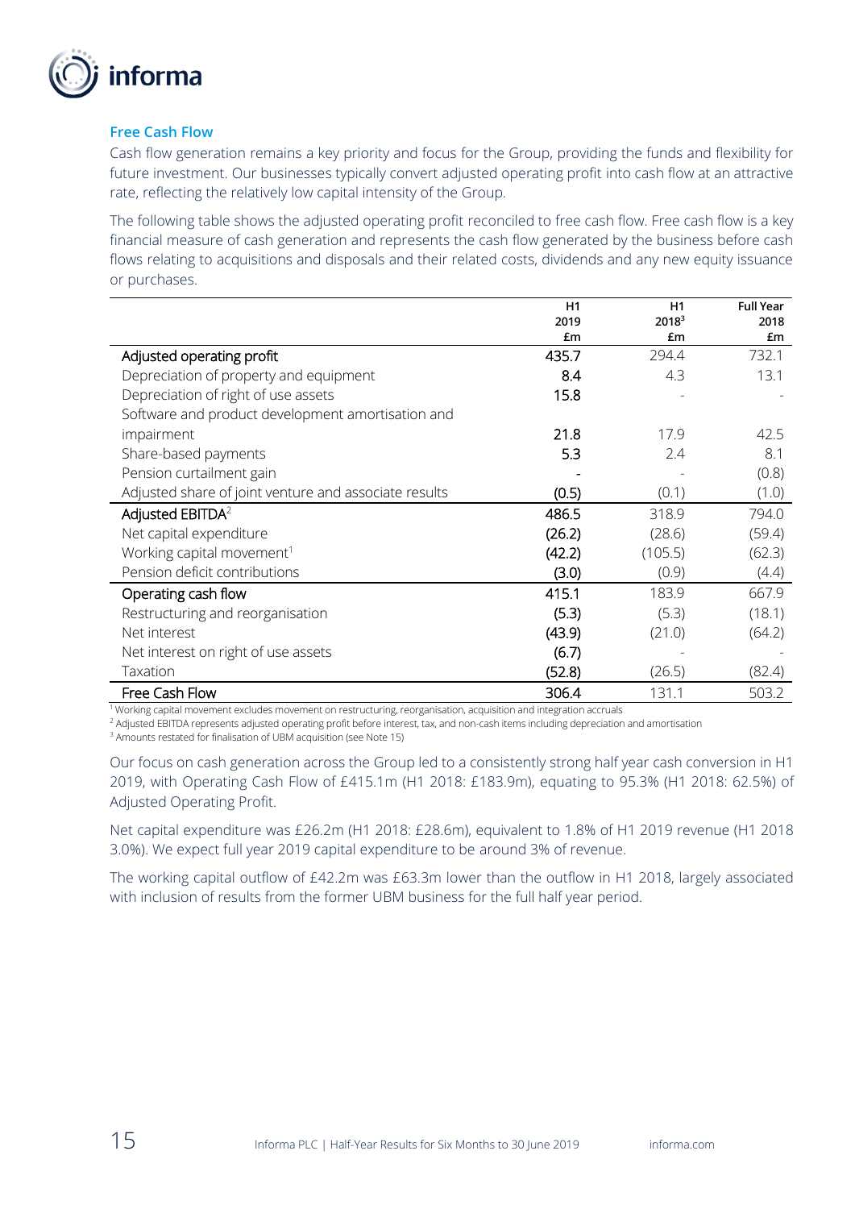## Free Cash Flow

Cash flow generation remains a key priority and focus for the Group, providing the funds and flexibility for future investment. Our businesses typically convert adjusted operating profit into cash flow at an attractive rate, reflecting the relatively low capital intensity of the Group.

The following table shows the adjusted operating profit reconciled to free cash flow. Free cash flow is a key financial measure of cash generation and represents the cash flow generated by the business before cash flows relating to acquisitions and disposals and their related costs, dividends and any new equity issuance or purchases.

| | H1 2019 £m | H1 2018[3] £m | Full Year 2018 £m |
|---|---|---|---|
| Adjusted operating profit | 435.7 | 294.4 | 732.1 |
| Depreciation of property and equipment | 8.4 | 4.3 | 13.1 |
| Depreciation of right of use assets | 15.8 | - | - |
| Software and product development amortisation and impairment | 21.8 | 17.9 | 42.5 |
| Share-based payments | 5.3 | 2.4 | 8.1 |
| Pension curtailment gain | - | - | (0.8) |
| Adjusted share of joint venture and associate results | (0.5) | (0.1) | (1.0) |
| Adjusted EBITDA[2] | 486.5 | 318.9 | 794.0 |
| Net capital expenditure | (26.2) | (28.6) | (59.4) |
| Working capital movement[1] | (42.2) | (105.5) | (62.3) |
| Pension deficit contributions | (3.0) | (0.9) | (4.4) |
| Operating cash flow | 415.1 | 183.9 | 667.9 |
| Restructuring and reorganisation | (5.3) | (5.3) | (18.1) |
| Net interest | (43.9) | (21.0) | (64.2) |
| Net interest on right of use assets | (6.7) | - | - |
| Taxation | (52.8) | (26.5) | (82.4) |
| Free Cash Flow | 306.4 | 131.1 | 503.2 |

[1] Working capital movement excludes movement on restructuring, reorganisation, acquisition and integration accruals
[2] Adjusted EBITDA represents adjusted operating profit before interest, tax, and non-cash items including depreciation and amortisation
[3] Amounts restated for finalisation of UBM acquisition (see Note 15)

Our focus on cash generation across the Group led to a consistently strong half year cash conversion in H1 2019, with Operating Cash Flow of £415.1m (H1 2018: £183.9m), equating to 95.3% (H1 2018: 62.5%) of Adjusted Operating Profit.

Net capital expenditure was £26.2m (H1 2018: £28.6m), equivalent to 1.8% of H1 2019 revenue (H1 2018 3.0%). We expect full year 2019 capital expenditure to be around 3% of revenue.

The working capital outflow of £42.2m was £63.3m lower than the outflow in H1 2018, largely associated with inclusion of results from the former UBM business for the full half year period.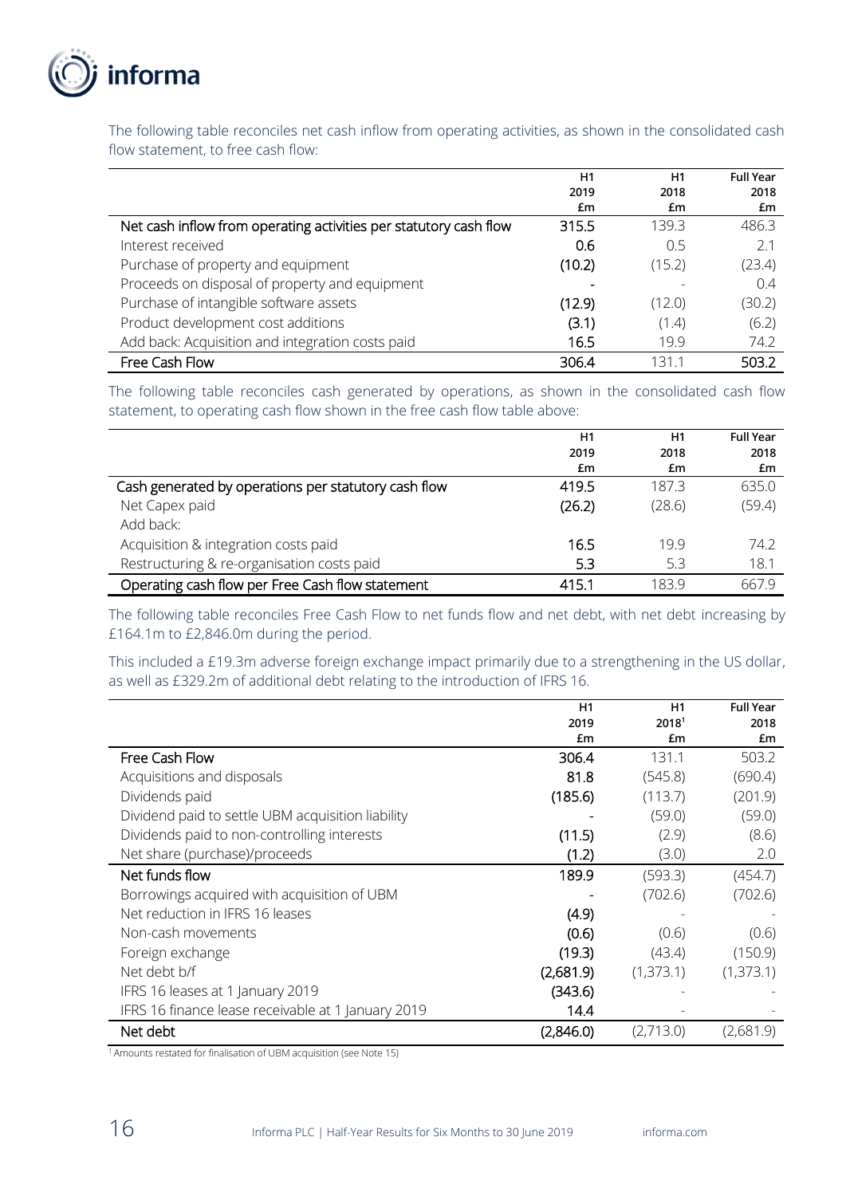The following table reconciles net cash inflow from operating activities, as shown in the consolidated cash flow statement, to free cash flow:

| | H1 2019 £m | H1 2018 £m | Full Year 2018 £m |
|---|---|---|---|
| Net cash inflow from operating activities per statutory cash flow | 315.5 | 139.3 | 486.3 |
| Interest received | 0.6 | 0.5 | 2.1 |
| Purchase of property and equipment | (10.2) | (15.2) | (23.4) |
| Proceeds on disposal of property and equipment | - | - | 0.4 |
| Purchase of intangible software assets | (12.9) | (12.0) | (30.2) |
| Product development cost additions | (3.1) | (1.4) | (6.2) |
| Add back: Acquisition and integration costs paid | 16.5 | 19.9 | 74.2 |
| Free Cash Flow | 306.4 | 131.1 | 503.2 |

The following table reconciles cash generated by operations, as shown in the consolidated cash flow statement, to operating cash flow shown in the free cash flow table above:

| | H1 2019 £m | H1 2018 £m | Full Year 2018 £m |
|---|---|---|---|
| Cash generated by operations per statutory cash flow | 419.5 | 187.3 | 635.0 |
| Net Capex paid | (26.2) | (28.6) | (59.4) |
| Add back: | | | |
| Acquisition & integration costs paid | 16.5 | 19.9 | 74.2 |
| Restructuring & re-organisation costs paid | 5.3 | 5.3 | 18.1 |
| Operating cash flow per Free Cash flow statement | 415.1 | 183.9 | 667.9 |

The following table reconciles Free Cash Flow to net funds flow and net debt, with net debt increasing by £164.1m to £2,846.0m during the period.

This included a £19.3m adverse foreign exchange impact primarily due to a strengthening in the US dollar, as well as £329.2m of additional debt relating to the introduction of IFRS 16.

| | H1 2019 £m | H1 2018[1] £m | Full Year 2018 £m |
|---|---|---|---|
| Free Cash Flow | 306.4 | 131.1 | 503.2 |
| Acquisitions and disposals | 81.8 | (545.8) | (690.4) |
| Dividends paid | (185.6) | (113.7) | (201.9) |
| Dividend paid to settle UBM acquisition liability | - | (59.0) | (59.0) |
| Dividends paid to non-controlling interests | (11.5) | (2.9) | (8.6) |
| Net share (purchase)/proceeds | (1.2) | (3.0) | 2.0 |
| Net funds flow | 189.9 | (593.3) | (454.7) |
| Borrowings acquired with acquisition of UBM | - | (702.6) | (702.6) |
| Net reduction in IFRS 16 leases | (4.9) | - | - |
| Non-cash movements | (0.6) | (0.6) | (0.6) |
| Foreign exchange | (19.3) | (43.4) | (150.9) |
| Net debt b/f | (2,681.9) | (1,373.1) | (1,373.1) |
| IFRS 16 leases at 1 January 2019 | (343.6) | - | - |
| IFRS 16 finance lease receivable at 1 January 2019 | 14.4 | - | - |
| Net debt | (2,846.0) | (2,713.0) | (2,681.9) |

[1] Amounts restated for finalisation of UBM acquisition (see Note 15)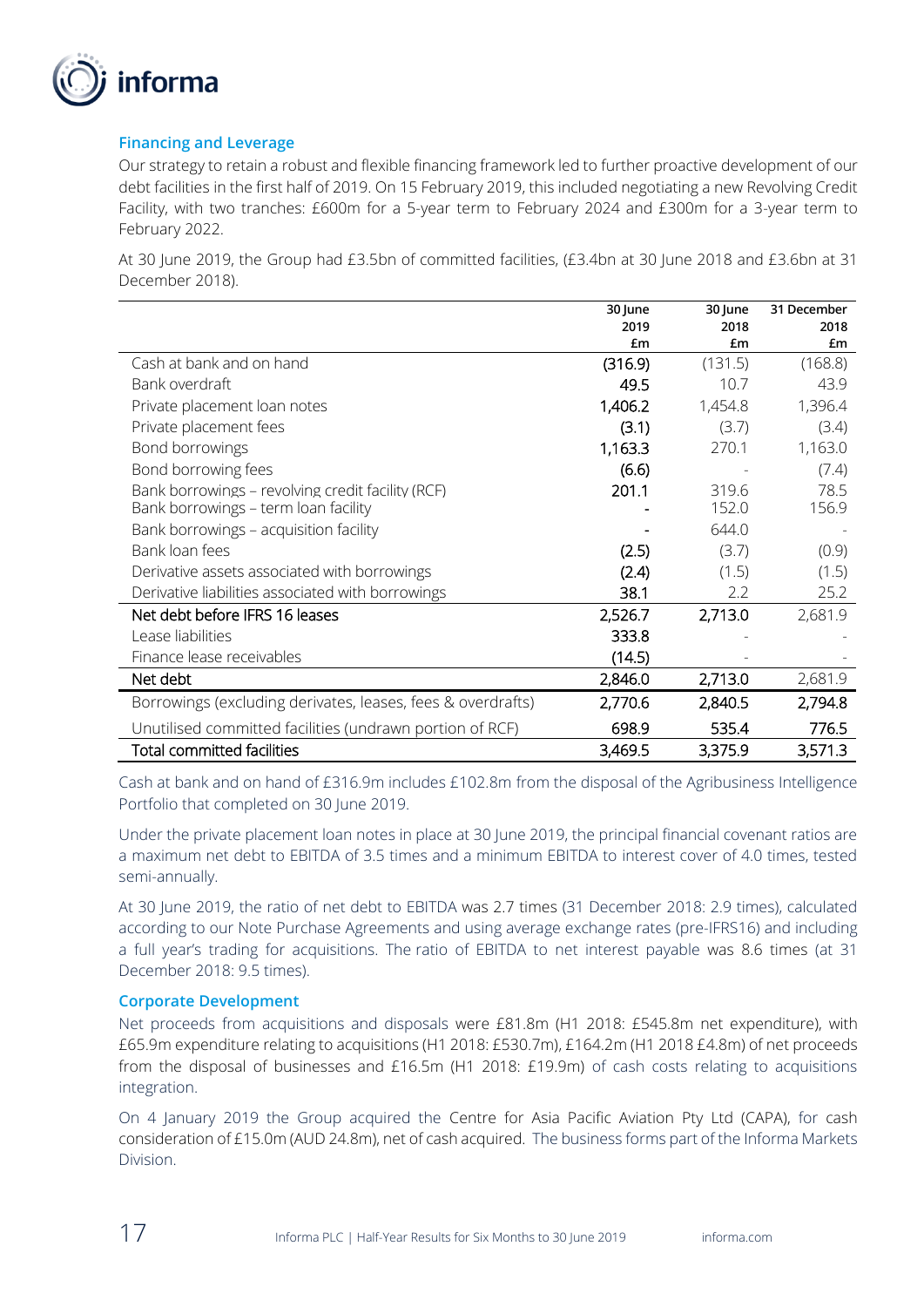### Financing and Leverage

Our strategy to retain a robust and flexible financing framework led to further proactive development of our debt facilities in the first half of 2019. On 15 February 2019, this included negotiating a new Revolving Credit Facility, with two tranches: £600m for a 5-year term to February 2024 and £300m for a 3-year term to February 2022.

At 30 June 2019, the Group had £3.5bn of committed facilities, (£3.4bn at 30 June 2018 and £3.6bn at 31 December 2018).

| | 30 June 2019 £m | 30 June 2018 £m | 31 December 2018 £m |
|---|---|---|---|
| Cash at bank and on hand | (316.9) | (131.5) | (168.8) |
| Bank overdraft | 49.5 | 10.7 | 43.9 |
| Private placement loan notes | 1,406.2 | 1,454.8 | 1,396.4 |
| Private placement fees | (3.1) | (3.7) | (3.4) |
| Bond borrowings | 1,163.3 | 270.1 | 1,163.0 |
| Bond borrowing fees | (6.6) | - | (7.4) |
| Bank borrowings – revolving credit facility (RCF) | 201.1 | 319.6 | 78.5 |
| Bank borrowings – term loan facility | - | 152.0 | 156.9 |
| Bank borrowings – acquisition facility | - | 644.0 | - |
| Bank loan fees | (2.5) | (3.7) | (0.9) |
| Derivative assets associated with borrowings | (2.4) | (1.5) | (1.5) |
| Derivative liabilities associated with borrowings | 38.1 | 2.2 | 25.2 |
| Net debt before IFRS 16 leases | 2,526.7 | 2,713.0 | 2,681.9 |
| Lease liabilities | 333.8 | - | - |
| Finance lease receivables | (14.5) | - | - |
| Net debt | 2,846.0 | 2,713.0 | 2,681.9 |
| Borrowings (excluding derivates, leases, fees & overdrafts) | 2,770.6 | 2,840.5 | 2,794.8 |
| Unutilised committed facilities (undrawn portion of RCF) | 698.9 | 535.4 | 776.5 |
| Total committed facilities | 3,469.5 | 3,375.9 | 3,571.3 |

Cash at bank and on hand of £316.9m includes £102.8m from the disposal of the Agribusiness Intelligence Portfolio that completed on 30 June 2019.

Under the private placement loan notes in place at 30 June 2019, the principal financial covenant ratios are a maximum net debt to EBITDA of 3.5 times and a minimum EBITDA to interest cover of 4.0 times, tested semi-annually.

At 30 June 2019, the ratio of net debt to EBITDA was 2.7 times (31 December 2018: 2.9 times), calculated according to our Note Purchase Agreements and using average exchange rates (pre-IFRS16) and including a full year's trading for acquisitions. The ratio of EBITDA to net interest payable was 8.6 times (at 31 December 2018: 9.5 times).

### Corporate Development

Net proceeds from acquisitions and disposals were £81.8m (H1 2018: £545.8m net expenditure), with £65.9m expenditure relating to acquisitions (H1 2018: £530.7m), £164.2m (H1 2018 £4.8m) of net proceeds from the disposal of businesses and £16.5m (H1 2018: £19.9m) of cash costs relating to acquisitions integration.

On 4 January 2019 the Group acquired the Centre for Asia Pacific Aviation Pty Ltd (CAPA), for cash consideration of £15.0m (AUD 24.8m), net of cash acquired. The business forms part of the Informa Markets Division.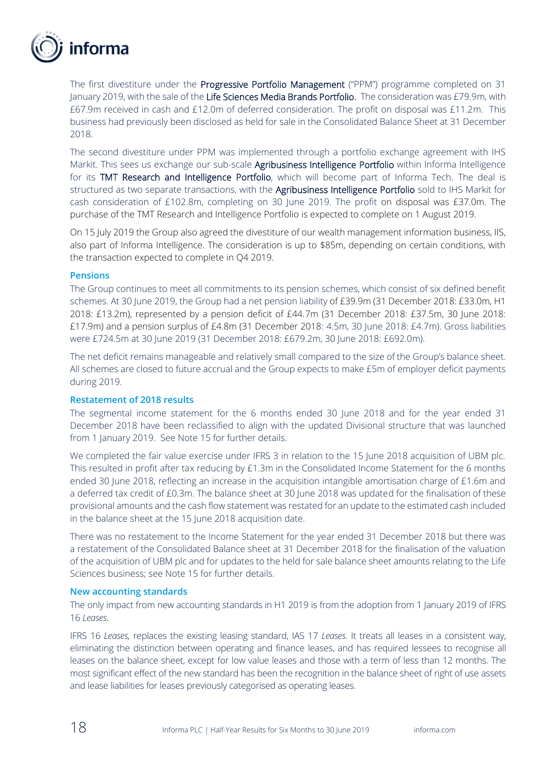The first divestiture under the Progressive Portfolio Management ("PPM") programme completed on 31 January 2019, with the sale of the Life Sciences Media Brands Portfolio. The consideration was £79.9m, with £67.9m received in cash and £12.0m of deferred consideration. The profit on disposal was £11.2m. This business had previously been disclosed as held for sale in the Consolidated Balance Sheet at 31 December 2018.

The second divestiture under PPM was implemented through a portfolio exchange agreement with IHS Markit. This sees us exchange our sub-scale Agribusiness Intelligence Portfolio within Informa Intelligence for its TMT Research and Intelligence Portfolio, which will become part of Informa Tech. The deal is structured as two separate transactions, with the Agribusiness Intelligence Portfolio sold to IHS Markit for cash consideration of £102.8m, completing on 30 June 2019. The profit on disposal was £37.0m. The purchase of the TMT Research and Intelligence Portfolio is expected to complete on 1 August 2019.

On 15 July 2019 the Group also agreed the divestiture of our wealth management information business, IIS, also part of Informa Intelligence. The consideration is up to $85m, depending on certain conditions, with the transaction expected to complete in Q4 2019.

### Pensions

The Group continues to meet all commitments to its pension schemes, which consist of six defined benefit schemes. At 30 June 2019, the Group had a net pension liability of £39.9m (31 December 2018: £33.0m, H1 2018: £13.2m), represented by a pension deficit of £44.7m (31 December 2018: £37.5m, 30 June 2018: £17.9m) and a pension surplus of £4.8m (31 December 2018: 4.5m, 30 June 2018: £4.7m). Gross liabilities were £724.5m at 30 June 2019 (31 December 2018: £679.2m, 30 June 2018: £692.0m).

The net deficit remains manageable and relatively small compared to the size of the Group's balance sheet. All schemes are closed to future accrual and the Group expects to make £5m of employer deficit payments during 2019.

### Restatement of 2018 results

The segmental income statement for the 6 months ended 30 June 2018 and for the year ended 31 December 2018 have been reclassified to align with the updated Divisional structure that was launched from 1 January 2019. See Note 15 for further details.

We completed the fair value exercise under IFRS 3 in relation to the 15 June 2018 acquisition of UBM plc. This resulted in profit after tax reducing by £1.3m in the Consolidated Income Statement for the 6 months ended 30 June 2018, reflecting an increase in the acquisition intangible amortisation charge of £1.6m and a deferred tax credit of £0.3m. The balance sheet at 30 June 2018 was updated for the finalisation of these provisional amounts and the cash flow statement was restated for an update to the estimated cash included in the balance sheet at the 15 June 2018 acquisition date.

There was no restatement to the Income Statement for the year ended 31 December 2018 but there was a restatement of the Consolidated Balance sheet at 31 December 2018 for the finalisation of the valuation of the acquisition of UBM plc and for updates to the held for sale balance sheet amounts relating to the Life Sciences business; see Note 15 for further details.

### New accounting standards

The only impact from new accounting standards in H1 2019 is from the adoption from 1 January 2019 of IFRS 16 *Leases*.

IFRS 16 *Leases,* replaces the existing leasing standard, IAS 17 *Leases*. It treats all leases in a consistent way, eliminating the distinction between operating and finance leases, and has required lessees to recognise all leases on the balance sheet, except for low value leases and those with a term of less than 12 months. The most significant effect of the new standard has been the recognition in the balance sheet of right of use assets and lease liabilities for leases previously categorised as operating leases.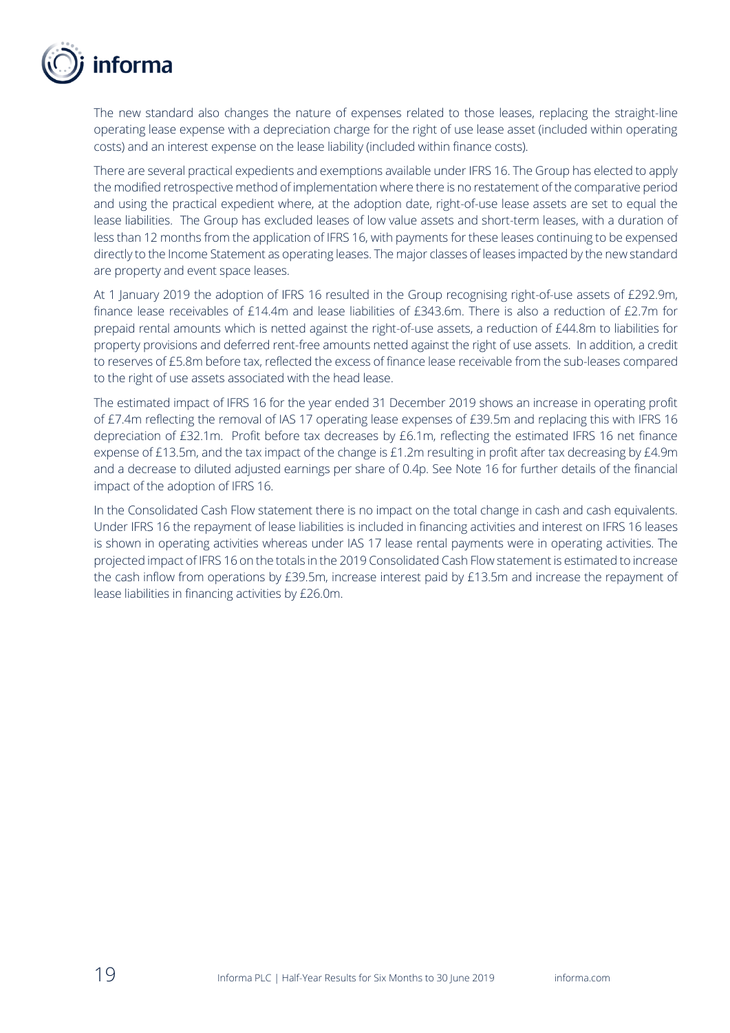The new standard also changes the nature of expenses related to those leases, replacing the straight-line operating lease expense with a depreciation charge for the right of use lease asset (included within operating costs) and an interest expense on the lease liability (included within finance costs).

There are several practical expedients and exemptions available under IFRS 16. The Group has elected to apply the modified retrospective method of implementation where there is no restatement of the comparative period and using the practical expedient where, at the adoption date, right-of-use lease assets are set to equal the lease liabilities. The Group has excluded leases of low value assets and short-term leases, with a duration of less than 12 months from the application of IFRS 16, with payments for these leases continuing to be expensed directly to the Income Statement as operating leases. The major classes of leases impacted by the new standard are property and event space leases.

At 1 January 2019 the adoption of IFRS 16 resulted in the Group recognising right-of-use assets of £292.9m, finance lease receivables of £14.4m and lease liabilities of £343.6m. There is also a reduction of £2.7m for prepaid rental amounts which is netted against the right-of-use assets, a reduction of £44.8m to liabilities for property provisions and deferred rent-free amounts netted against the right of use assets. In addition, a credit to reserves of £5.8m before tax, reflected the excess of finance lease receivable from the sub-leases compared to the right of use assets associated with the head lease.

The estimated impact of IFRS 16 for the year ended 31 December 2019 shows an increase in operating profit of £7.4m reflecting the removal of IAS 17 operating lease expenses of £39.5m and replacing this with IFRS 16 depreciation of £32.1m. Profit before tax decreases by £6.1m, reflecting the estimated IFRS 16 net finance expense of £13.5m, and the tax impact of the change is £1.2m resulting in profit after tax decreasing by £4.9m and a decrease to diluted adjusted earnings per share of 0.4p. See Note 16 for further details of the financial impact of the adoption of IFRS 16.

In the Consolidated Cash Flow statement there is no impact on the total change in cash and cash equivalents. Under IFRS 16 the repayment of lease liabilities is included in financing activities and interest on IFRS 16 leases is shown in operating activities whereas under IAS 17 lease rental payments were in operating activities. The projected impact of IFRS 16 on the totals in the 2019 Consolidated Cash Flow statement is estimated to increase the cash inflow from operations by £39.5m, increase interest paid by £13.5m and increase the repayment of lease liabilities in financing activities by £26.0m.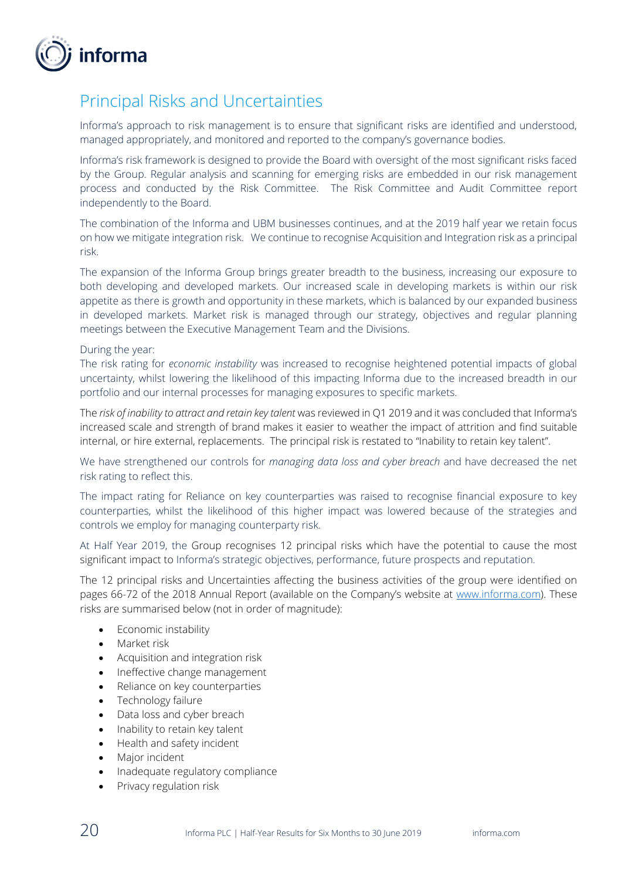## Principal Risks and Uncertainties

Informa's approach to risk management is to ensure that significant risks are identified and understood, managed appropriately, and monitored and reported to the company's governance bodies.

Informa's risk framework is designed to provide the Board with oversight of the most significant risks faced by the Group. Regular analysis and scanning for emerging risks are embedded in our risk management process and conducted by the Risk Committee. The Risk Committee and Audit Committee report independently to the Board.

The combination of the Informa and UBM businesses continues, and at the 2019 half year we retain focus on how we mitigate integration risk. We continue to recognise Acquisition and Integration risk as a principal risk.

The expansion of the Informa Group brings greater breadth to the business, increasing our exposure to both developing and developed markets. Our increased scale in developing markets is within our risk appetite as there is growth and opportunity in these markets, which is balanced by our expanded business in developed markets. Market risk is managed through our strategy, objectives and regular planning meetings between the Executive Management Team and the Divisions.

During the year:
The risk rating for *economic instability* was increased to recognise heightened potential impacts of global uncertainty, whilst lowering the likelihood of this impacting Informa due to the increased breadth in our portfolio and our internal processes for managing exposures to specific markets.

The *risk of inability to attract and retain key talent* was reviewed in Q1 2019 and it was concluded that Informa's increased scale and strength of brand makes it easier to weather the impact of attrition and find suitable internal, or hire external, replacements. The principal risk is restated to "Inability to retain key talent".

We have strengthened our controls for *managing data loss and cyber breach* and have decreased the net risk rating to reflect this.

The impact rating for Reliance on key counterparties was raised to recognise financial exposure to key counterparties, whilst the likelihood of this higher impact was lowered because of the strategies and controls we employ for managing counterparty risk.

At Half Year 2019, the Group recognises 12 principal risks which have the potential to cause the most significant impact to Informa's strategic objectives, performance, future prospects and reputation.

The 12 principal risks and Uncertainties affecting the business activities of the group were identified on pages 66-72 of the 2018 Annual Report (available on the Company's website at www.informa.com). These risks are summarised below (not in order of magnitude):

- Economic instability
- Market risk
- Acquisition and integration risk
- Ineffective change management
- Reliance on key counterparties
- Technology failure
- Data loss and cyber breach
- Inability to retain key talent
- Health and safety incident
- Major incident
- Inadequate regulatory compliance
- Privacy regulation risk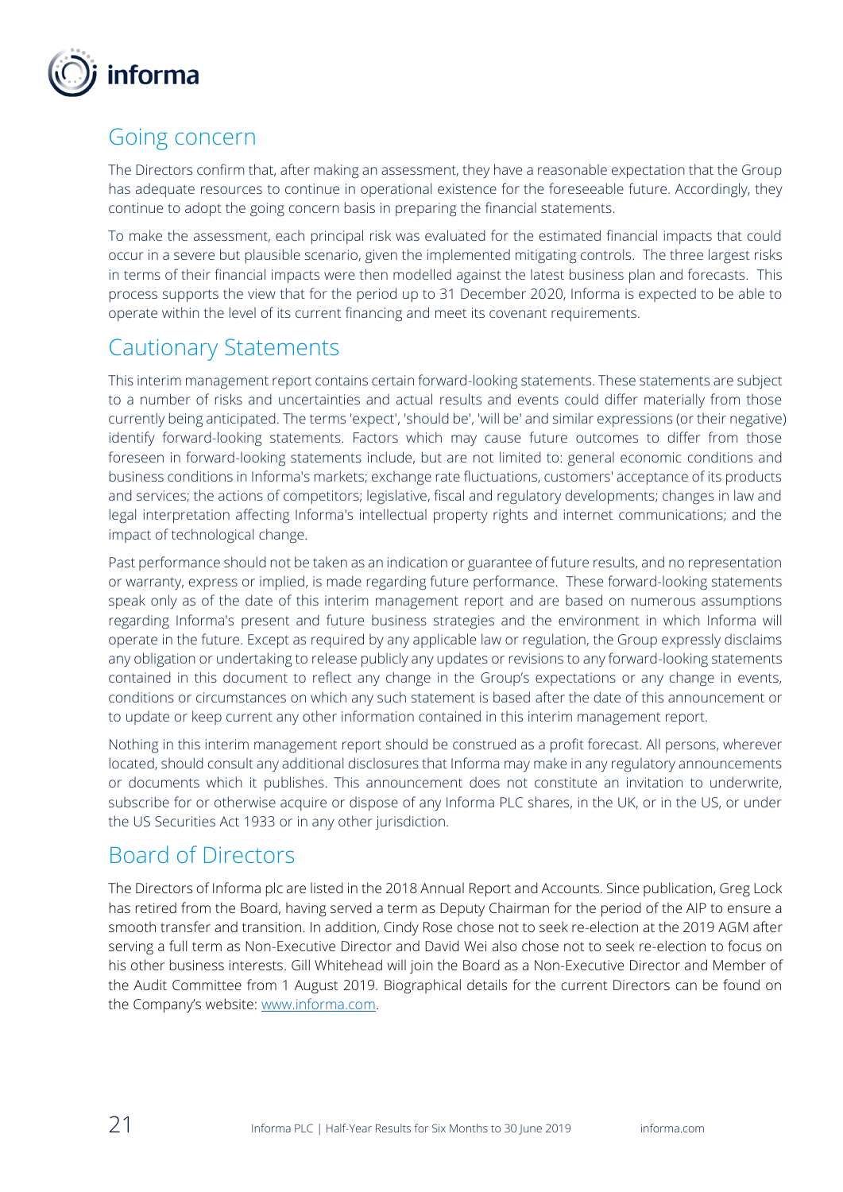## Going concern

The Directors confirm that, after making an assessment, they have a reasonable expectation that the Group has adequate resources to continue in operational existence for the foreseeable future. Accordingly, they continue to adopt the going concern basis in preparing the financial statements.

To make the assessment, each principal risk was evaluated for the estimated financial impacts that could occur in a severe but plausible scenario, given the implemented mitigating controls. The three largest risks in terms of their financial impacts were then modelled against the latest business plan and forecasts. This process supports the view that for the period up to 31 December 2020, Informa is expected to be able to operate within the level of its current financing and meet its covenant requirements.

## Cautionary Statements

This interim management report contains certain forward-looking statements. These statements are subject to a number of risks and uncertainties and actual results and events could differ materially from those currently being anticipated. The terms 'expect', 'should be', 'will be' and similar expressions (or their negative) identify forward-looking statements. Factors which may cause future outcomes to differ from those foreseen in forward-looking statements include, but are not limited to: general economic conditions and business conditions in Informa's markets; exchange rate fluctuations, customers' acceptance of its products and services; the actions of competitors; legislative, fiscal and regulatory developments; changes in law and legal interpretation affecting Informa's intellectual property rights and internet communications; and the impact of technological change.

Past performance should not be taken as an indication or guarantee of future results, and no representation or warranty, express or implied, is made regarding future performance. These forward-looking statements speak only as of the date of this interim management report and are based on numerous assumptions regarding Informa's present and future business strategies and the environment in which Informa will operate in the future. Except as required by any applicable law or regulation, the Group expressly disclaims any obligation or undertaking to release publicly any updates or revisions to any forward-looking statements contained in this document to reflect any change in the Group's expectations or any change in events, conditions or circumstances on which any such statement is based after the date of this announcement or to update or keep current any other information contained in this interim management report.

Nothing in this interim management report should be construed as a profit forecast. All persons, wherever located, should consult any additional disclosures that Informa may make in any regulatory announcements or documents which it publishes. This announcement does not constitute an invitation to underwrite, subscribe for or otherwise acquire or dispose of any Informa PLC shares, in the UK, or in the US, or under the US Securities Act 1933 or in any other jurisdiction.

## Board of Directors

The Directors of Informa plc are listed in the 2018 Annual Report and Accounts. Since publication, Greg Lock has retired from the Board, having served a term as Deputy Chairman for the period of the AIP to ensure a smooth transfer and transition. In addition, Cindy Rose chose not to seek re-election at the 2019 AGM after serving a full term as Non-Executive Director and David Wei also chose not to seek re-election to focus on his other business interests. Gill Whitehead will join the Board as a Non-Executive Director and Member of the Audit Committee from 1 August 2019. Biographical details for the current Directors can be found on the Company's website: www.informa.com.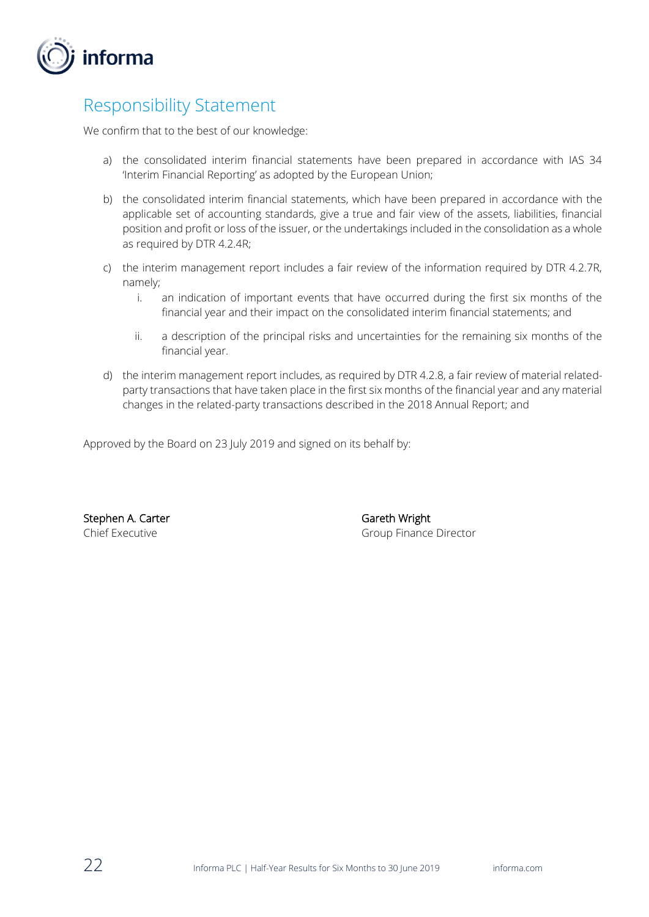## Responsibility Statement

We confirm that to the best of our knowledge:

a) the consolidated interim financial statements have been prepared in accordance with IAS 34 'Interim Financial Reporting' as adopted by the European Union;

b) the consolidated interim financial statements, which have been prepared in accordance with the applicable set of accounting standards, give a true and fair view of the assets, liabilities, financial position and profit or loss of the issuer, or the undertakings included in the consolidation as a whole as required by DTR 4.2.4R;

c) the interim management report includes a fair review of the information required by DTR 4.2.7R, namely;

   i. an indication of important events that have occurred during the first six months of the financial year and their impact on the consolidated interim financial statements; and

   ii. a description of the principal risks and uncertainties for the remaining six months of the financial year.

d) the interim management report includes, as required by DTR 4.2.8, a fair review of material related-party transactions that have taken place in the first six months of the financial year and any material changes in the related-party transactions described in the 2018 Annual Report; and

Approved by the Board on 23 July 2019 and signed on its behalf by:

**Stephen A. Carter**
Chief Executive

**Gareth Wright**
Group Finance Director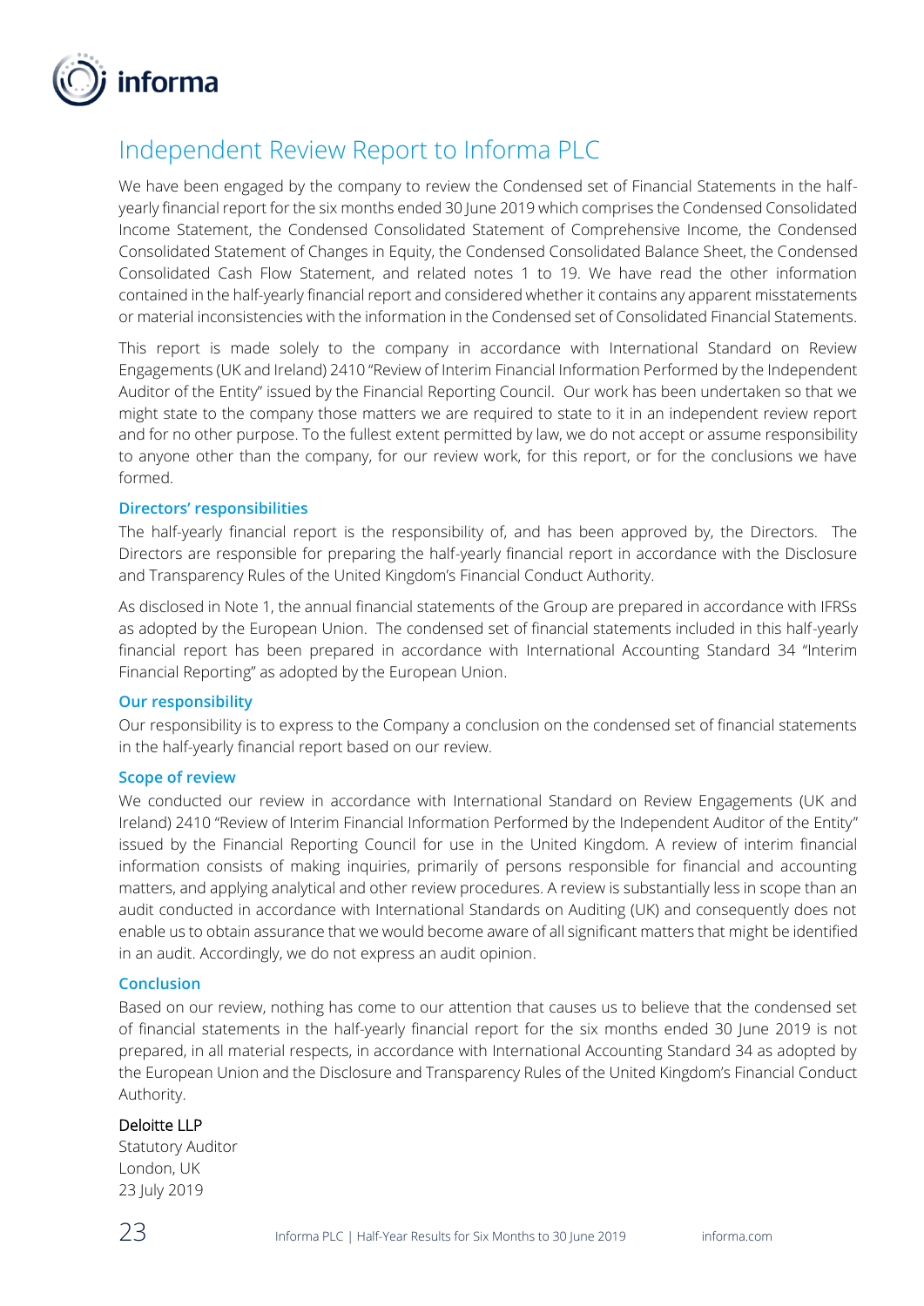# Independent Review Report to Informa PLC

We have been engaged by the company to review the Condensed set of Financial Statements in the half-yearly financial report for the six months ended 30 June 2019 which comprises the Condensed Consolidated Income Statement, the Condensed Consolidated Statement of Comprehensive Income, the Condensed Consolidated Statement of Changes in Equity, the Condensed Consolidated Balance Sheet, the Condensed Consolidated Cash Flow Statement, and related notes 1 to 19. We have read the other information contained in the half-yearly financial report and considered whether it contains any apparent misstatements or material inconsistencies with the information in the Condensed set of Consolidated Financial Statements.

This report is made solely to the company in accordance with International Standard on Review Engagements (UK and Ireland) 2410 "Review of Interim Financial Information Performed by the Independent Auditor of the Entity" issued by the Financial Reporting Council. Our work has been undertaken so that we might state to the company those matters we are required to state to it in an independent review report and for no other purpose. To the fullest extent permitted by law, we do not accept or assume responsibility to anyone other than the company, for our review work, for this report, or for the conclusions we have formed.

### Directors' responsibilities

The half-yearly financial report is the responsibility of, and has been approved by, the Directors. The Directors are responsible for preparing the half-yearly financial report in accordance with the Disclosure and Transparency Rules of the United Kingdom's Financial Conduct Authority.

As disclosed in Note 1, the annual financial statements of the Group are prepared in accordance with IFRSs as adopted by the European Union. The condensed set of financial statements included in this half-yearly financial report has been prepared in accordance with International Accounting Standard 34 "Interim Financial Reporting" as adopted by the European Union.

### Our responsibility

Our responsibility is to express to the Company a conclusion on the condensed set of financial statements in the half-yearly financial report based on our review.

### Scope of review

We conducted our review in accordance with International Standard on Review Engagements (UK and Ireland) 2410 "Review of Interim Financial Information Performed by the Independent Auditor of the Entity" issued by the Financial Reporting Council for use in the United Kingdom. A review of interim financial information consists of making inquiries, primarily of persons responsible for financial and accounting matters, and applying analytical and other review procedures. A review is substantially less in scope than an audit conducted in accordance with International Standards on Auditing (UK) and consequently does not enable us to obtain assurance that we would become aware of all significant matters that might be identified in an audit. Accordingly, we do not express an audit opinion.

### Conclusion

Based on our review, nothing has come to our attention that causes us to believe that the condensed set of financial statements in the half-yearly financial report for the six months ended 30 June 2019 is not prepared, in all material respects, in accordance with International Accounting Standard 34 as adopted by the European Union and the Disclosure and Transparency Rules of the United Kingdom's Financial Conduct Authority.

Deloitte LLP
Statutory Auditor
London, UK
23 July 2019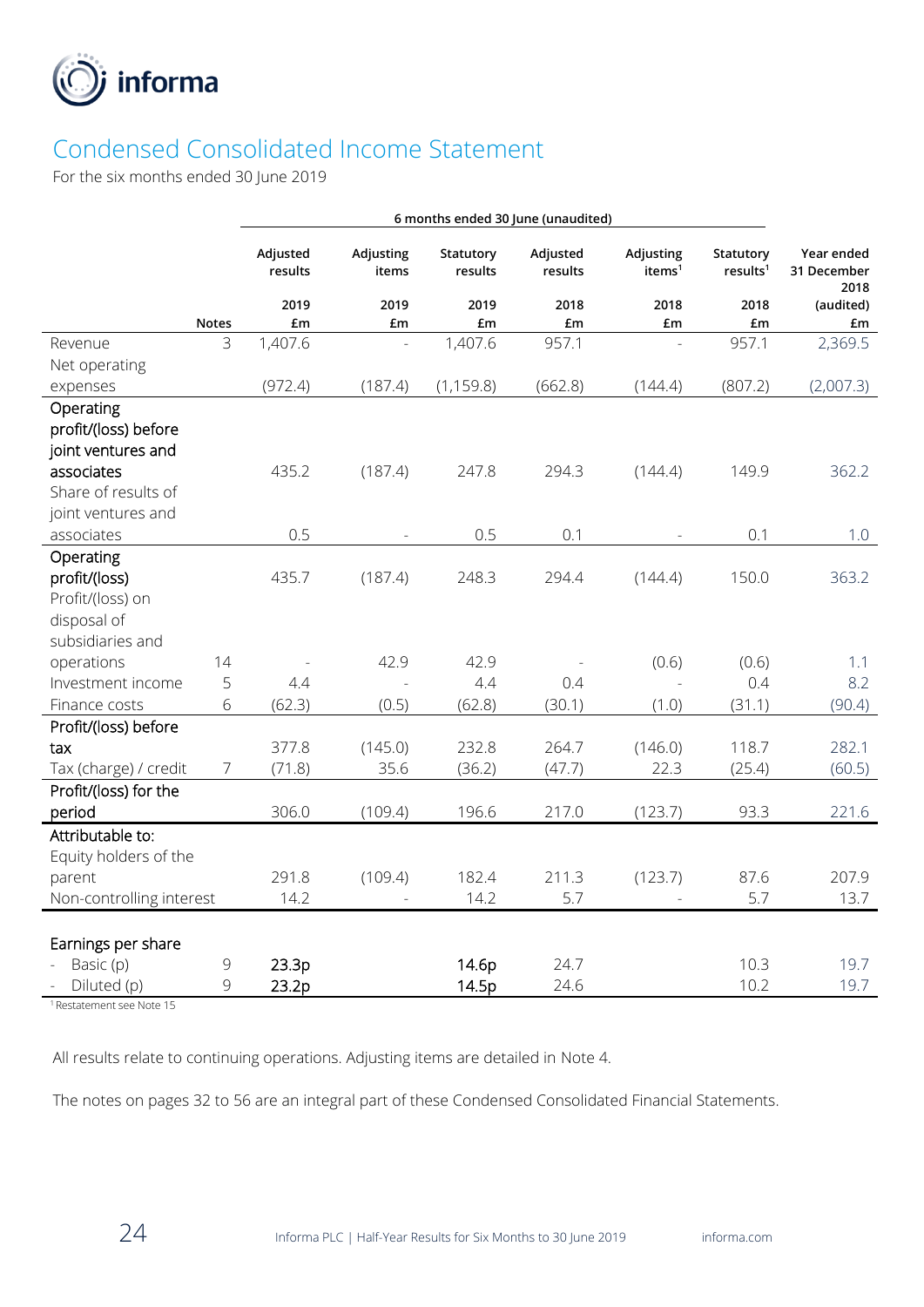# Condensed Consolidated Income Statement

For the six months ended 30 June 2019

| | | 6 months ended 30 June (unaudited) | | | | | | |
|---|---|---|---|---|---|---|---|---|
| | | Adjusted results | Adjusting items | Statutory results | Adjusted results | Adjusting items[1] | Statutory results[1] | Year ended 31 December 2018 |
| | | 2019 | 2019 | 2019 | 2018 | 2018 | 2018 | (audited) |
| | Notes | £m | £m | £m | £m | £m | £m | £m |
| Revenue | 3 | 1,407.6 | - | 1,407.6 | 957.1 | - | 957.1 | 2,369.5 |
| Net operating expenses | | (972.4) | (187.4) | (1,159.8) | (662.8) | (144.4) | (807.2) | (2,007.3) |
| **Operating profit/(loss) before joint ventures and associates** | | 435.2 | (187.4) | 247.8 | 294.3 | (144.4) | 149.9 | 362.2 |
| Share of results of joint ventures and associates | | 0.5 | - | 0.5 | 0.1 | - | 0.1 | 1.0 |
| **Operating profit/(loss)** | | 435.7 | (187.4) | 248.3 | 294.4 | (144.4) | 150.0 | 363.2 |
| Profit/(loss) on disposal of subsidiaries and operations | 14 | - | 42.9 | 42.9 | - | (0.6) | (0.6) | 1.1 |
| Investment income | 5 | 4.4 | - | 4.4 | 0.4 | - | 0.4 | 8.2 |
| Finance costs | 6 | (62.3) | (0.5) | (62.8) | (30.1) | (1.0) | (31.1) | (90.4) |
| **Profit/(loss) before tax** | | 377.8 | (145.0) | 232.8 | 264.7 | (146.0) | 118.7 | 282.1 |
| Tax (charge) / credit | 7 | (71.8) | 35.6 | (36.2) | (47.7) | 22.3 | (25.4) | (60.5) |
| **Profit/(loss) for the period** | | 306.0 | (109.4) | 196.6 | 217.0 | (123.7) | 93.3 | 221.6 |
| **Attributable to:** | | | | | | | | |
| Equity holders of the parent | | 291.8 | (109.4) | 182.4 | 211.3 | (123.7) | 87.6 | 207.9 |
| Non-controlling interest | | 14.2 | - | 14.2 | 5.7 | - | 5.7 | 13.7 |
| | | | | | | | | |
| **Earnings per share** | | | | | | | | |
| - Basic (p) | 9 | **23.3p** | | **14.6p** | 24.7 | | 10.3 | 19.7 |
| - Diluted (p) | 9 | **23.2p** | | **14.5p** | 24.6 | | 10.2 | 19.7 |

[1] Restatement see Note 15

All results relate to continuing operations. Adjusting items are detailed in Note 4.

The notes on pages 32 to 56 are an integral part of these Condensed Consolidated Financial Statements.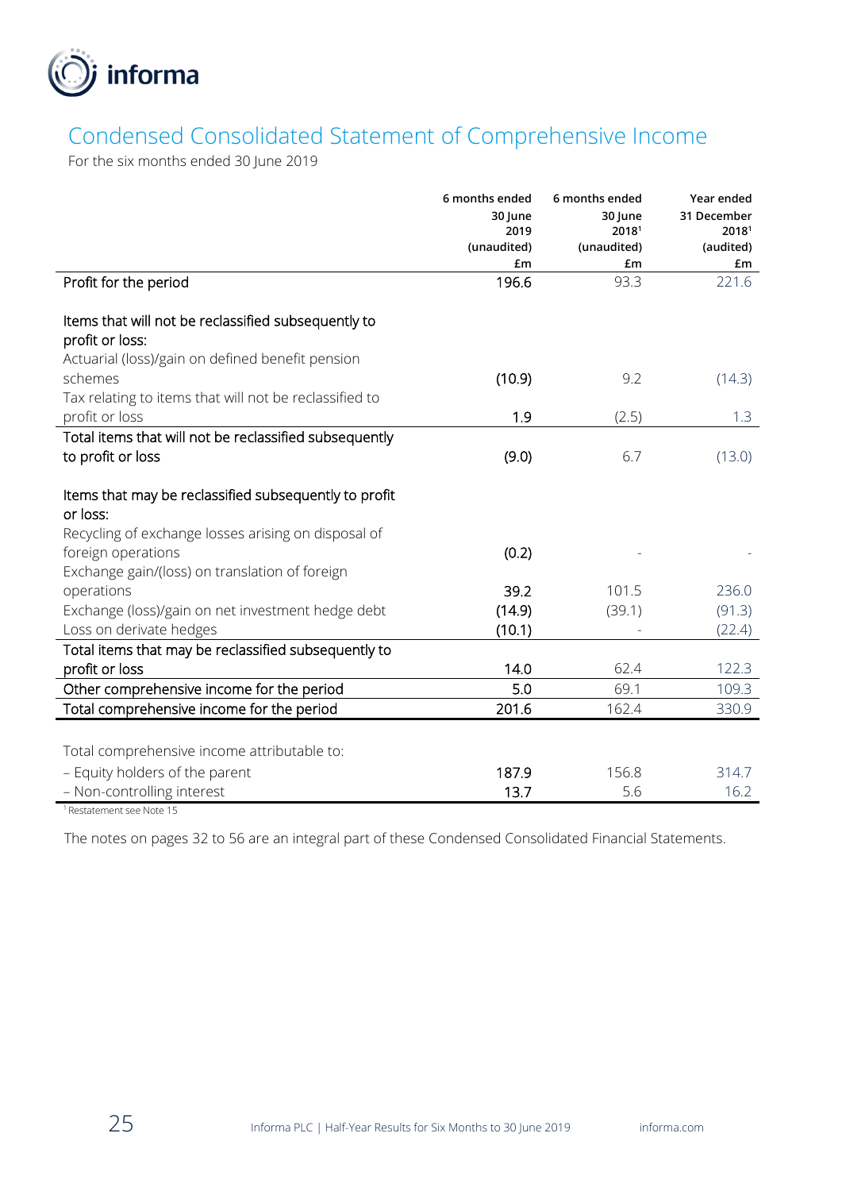# Condensed Consolidated Statement of Comprehensive Income

For the six months ended 30 June 2019

| | 6 months ended 30 June 2019 (unaudited) £m | 6 months ended 30 June 2018[1] (unaudited) £m | Year ended 31 December 2018[1] (audited) £m |
|---|---|---|---|
| Profit for the period | 196.6 | 93.3 | 221.6 |
| **Items that will not be reclassified subsequently to profit or loss:** | | | |
| Actuarial (loss)/gain on defined benefit pension schemes | (10.9) | 9.2 | (14.3) |
| Tax relating to items that will not be reclassified to profit or loss | 1.9 | (2.5) | 1.3 |
| Total items that will not be reclassified subsequently to profit or loss | (9.0) | 6.7 | (13.0) |
| **Items that may be reclassified subsequently to profit or loss:** | | | |
| Recycling of exchange losses arising on disposal of foreign operations | (0.2) | - | - |
| Exchange gain/(loss) on translation of foreign operations | 39.2 | 101.5 | 236.0 |
| Exchange (loss)/gain on net investment hedge debt | (14.9) | (39.1) | (91.3) |
| Loss on derivate hedges | (10.1) | - | (22.4) |
| Total items that may be reclassified subsequently to profit or loss | 14.0 | 62.4 | 122.3 |
| Other comprehensive income for the period | 5.0 | 69.1 | 109.3 |
| Total comprehensive income for the period | 201.6 | 162.4 | 330.9 |
| | | | |
| Total comprehensive income attributable to: | | | |
| – Equity holders of the parent | 187.9 | 156.8 | 314.7 |
| – Non-controlling interest | 13.7 | 5.6 | 16.2 |

[1] Restatement see Note 15

The notes on pages 32 to 56 are an integral part of these Condensed Consolidated Financial Statements.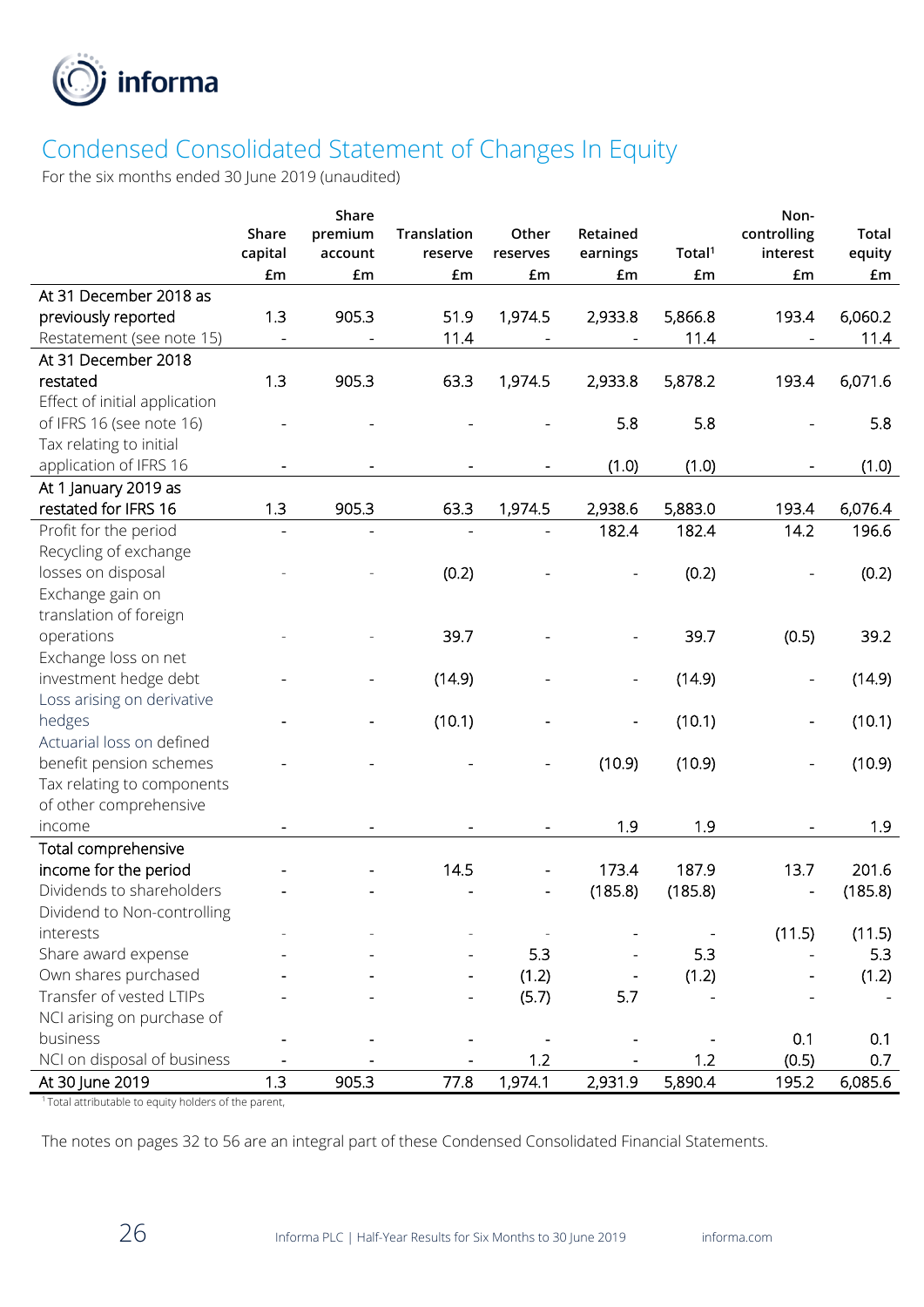## Condensed Consolidated Statement of Changes In Equity

For the six months ended 30 June 2019 (unaudited)

| | Share capital £m | Share premium account £m | Translation reserve £m | Other reserves £m | Retained earnings £m | Total[1] £m | Non-controlling interest £m | Total equity £m |
|---|---|---|---|---|---|---|---|---|
| At 31 December 2018 as previously reported | 1.3 | 905.3 | 51.9 | 1,974.5 | 2,933.8 | 5,866.8 | 193.4 | 6,060.2 |
| Restatement (see note 15) | - | - | 11.4 | - | - | 11.4 | - | 11.4 |
| At 31 December 2018 restated | 1.3 | 905.3 | 63.3 | 1,974.5 | 2,933.8 | 5,878.2 | 193.4 | 6,071.6 |
| Effect of initial application of IFRS 16 (see note 16) | - | - | - | - | 5.8 | 5.8 | - | 5.8 |
| Tax relating to initial application of IFRS 16 | - | - | - | - | (1.0) | (1.0) | - | (1.0) |
| At 1 January 2019 as restated for IFRS 16 | 1.3 | 905.3 | 63.3 | 1,974.5 | 2,938.6 | 5,883.0 | 193.4 | 6,076.4 |
| Profit for the period | - | - | - | - | 182.4 | 182.4 | 14.2 | 196.6 |
| Recycling of exchange losses on disposal | - | - | (0.2) | - | - | (0.2) | - | (0.2) |
| Exchange gain on translation of foreign operations | - | - | 39.7 | - | - | 39.7 | (0.5) | 39.2 |
| Exchange loss on net investment hedge debt | - | - | (14.9) | - | - | (14.9) | - | (14.9) |
| Loss arising on derivative hedges | - | - | (10.1) | - | - | (10.1) | - | (10.1) |
| Actuarial loss on defined benefit pension schemes | - | - | - | - | (10.9) | (10.9) | - | (10.9) |
| Tax relating to components of other comprehensive income | - | - | - | - | 1.9 | 1.9 | - | 1.9 |
| Total comprehensive income for the period | - | - | 14.5 | - | 173.4 | 187.9 | 13.7 | 201.6 |
| Dividends to shareholders | - | - | - | - | (185.8) | (185.8) | - | (185.8) |
| Dividend to Non-controlling interests | - | - | - | - | - | - | (11.5) | (11.5) |
| Share award expense | - | - | - | 5.3 | - | 5.3 | - | 5.3 |
| Own shares purchased | - | - | - | (1.2) | - | (1.2) | - | (1.2) |
| Transfer of vested LTIPs | - | - | - | (5.7) | 5.7 | - | - | - |
| NCI arising on purchase of business | - | - | - | - | - | - | 0.1 | 0.1 |
| NCI on disposal of business | - | - | - | 1.2 | - | 1.2 | (0.5) | 0.7 |
| At 30 June 2019 | 1.3 | 905.3 | 77.8 | 1,974.1 | 2,931.9 | 5,890.4 | 195.2 | 6,085.6 |

[1] Total attributable to equity holders of the parent,

The notes on pages 32 to 56 are an integral part of these Condensed Consolidated Financial Statements.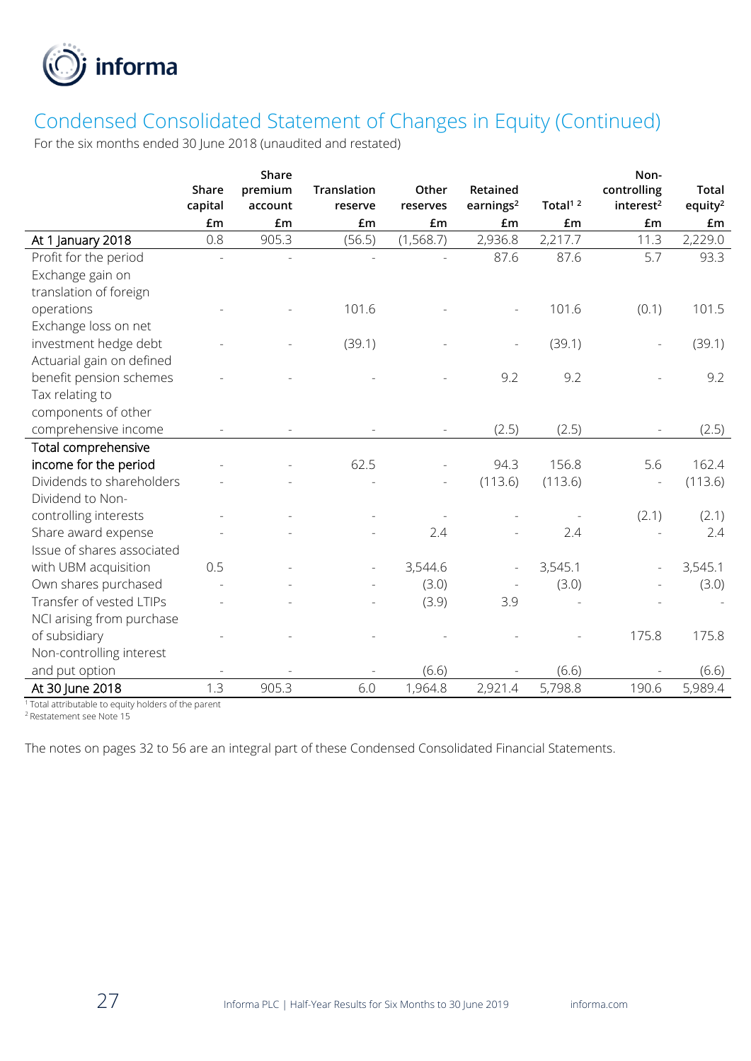## Condensed Consolidated Statement of Changes in Equity (Continued)

For the six months ended 30 June 2018 (unaudited and restated)

| | Share capital | Share premium account | Translation reserve | Other reserves | Retained earnings[2] | Total[1 2] | Non-controlling interest[2] | Total equity[2] |
|---|---|---|---|---|---|---|---|---|
| | £m | £m | £m | £m | £m | £m | £m | £m |
| At 1 January 2018 | 0.8 | 905.3 | (56.5) | (1,568.7) | 2,936.8 | 2,217.7 | 11.3 | 2,229.0 |
| Profit for the period | - | - | - | - | 87.6 | 87.6 | 5.7 | 93.3 |
| Exchange gain on translation of foreign operations | - | - | 101.6 | - | - | 101.6 | (0.1) | 101.5 |
| Exchange loss on net investment hedge debt | - | - | (39.1) | - | - | (39.1) | - | (39.1) |
| Actuarial gain on defined benefit pension schemes | - | - | - | - | 9.2 | 9.2 | - | 9.2 |
| Tax relating to components of other comprehensive income | - | - | - | - | (2.5) | (2.5) | - | (2.5) |
| Total comprehensive income for the period | - | - | 62.5 | - | 94.3 | 156.8 | 5.6 | 162.4 |
| Dividends to shareholders | - | - | - | - | (113.6) | (113.6) | - | (113.6) |
| Dividend to Non-controlling interests | - | - | - | - | - | - | (2.1) | (2.1) |
| Share award expense | - | - | - | 2.4 | - | 2.4 | - | 2.4 |
| Issue of shares associated with UBM acquisition | 0.5 | - | - | 3,544.6 | - | 3,545.1 | - | 3,545.1 |
| Own shares purchased | - | - | - | (3.0) | - | (3.0) | - | (3.0) |
| Transfer of vested LTIPs | - | - | - | (3.9) | 3.9 | - | - | - |
| NCI arising from purchase of subsidiary | - | - | - | - | - | - | 175.8 | 175.8 |
| Non-controlling interest and put option | - | - | - | (6.6) | - | (6.6) | - | (6.6) |
| At 30 June 2018 | 1.3 | 905.3 | 6.0 | 1,964.8 | 2,921.4 | 5,798.8 | 190.6 | 5,989.4 |

[1] Total attributable to equity holders of the parent
[2] Restatement see Note 15

The notes on pages 32 to 56 are an integral part of these Condensed Consolidated Financial Statements.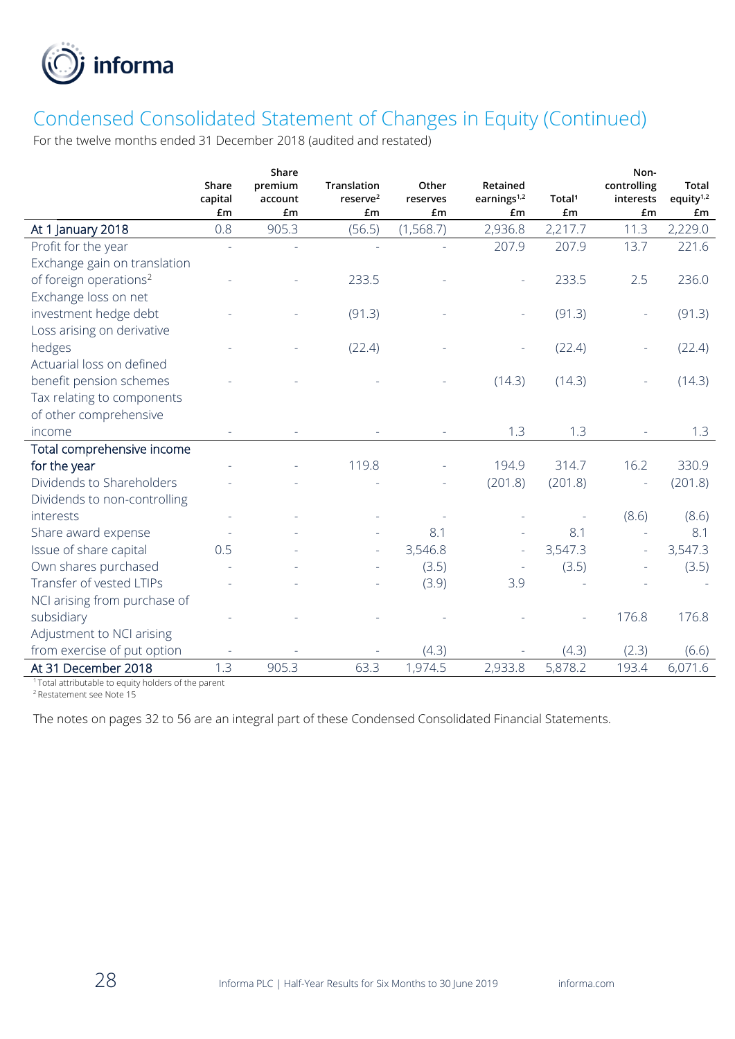# Condensed Consolidated Statement of Changes in Equity (Continued)

For the twelve months ended 31 December 2018 (audited and restated)

| | Share capital £m | Share premium account £m | Translation reserve[2] £m | Other reserves £m | Retained earnings[1,2] £m | Total[1] £m | Non-controlling interests £m | Total equity[1,2] £m |
|---|---|---|---|---|---|---|---|---|
| At 1 January 2018 | 0.8 | 905.3 | (56.5) | (1,568.7) | 2,936.8 | 2,217.7 | 11.3 | 2,229.0 |
| Profit for the year | - | - | - | - | 207.9 | 207.9 | 13.7 | 221.6 |
| Exchange gain on translation of foreign operations[2] | - | - | 233.5 | - | - | 233.5 | 2.5 | 236.0 |
| Exchange loss on net investment hedge debt | - | - | (91.3) | - | - | (91.3) | - | (91.3) |
| Loss arising on derivative hedges | - | - | (22.4) | - | - | (22.4) | - | (22.4) |
| Actuarial loss on defined benefit pension schemes | - | - | - | - | (14.3) | (14.3) | - | (14.3) |
| Tax relating to components of other comprehensive income | - | - | - | - | 1.3 | 1.3 | - | 1.3 |
| Total comprehensive income for the year | - | - | 119.8 | - | 194.9 | 314.7 | 16.2 | 330.9 |
| Dividends to Shareholders | - | - | - | - | (201.8) | (201.8) | - | (201.8) |
| Dividends to non-controlling interests | - | - | - | - | - | - | (8.6) | (8.6) |
| Share award expense | - | - | - | 8.1 | - | 8.1 | - | 8.1 |
| Issue of share capital | 0.5 | - | - | 3,546.8 | - | 3,547.3 | - | 3,547.3 |
| Own shares purchased | - | - | - | (3.5) | - | (3.5) | - | (3.5) |
| Transfer of vested LTIPs | - | - | - | (3.9) | 3.9 | - | - | - |
| NCI arising from purchase of subsidiary | - | - | - | - | - | - | 176.8 | 176.8 |
| Adjustment to NCI arising from exercise of put option | - | - | - | (4.3) | - | (4.3) | (2.3) | (6.6) |
| At 31 December 2018 | 1.3 | 905.3 | 63.3 | 1,974.5 | 2,933.8 | 5,878.2 | 193.4 | 6,071.6 |

[1] Total attributable to equity holders of the parent
[2] Restatement see Note 15

The notes on pages 32 to 56 are an integral part of these Condensed Consolidated Financial Statements.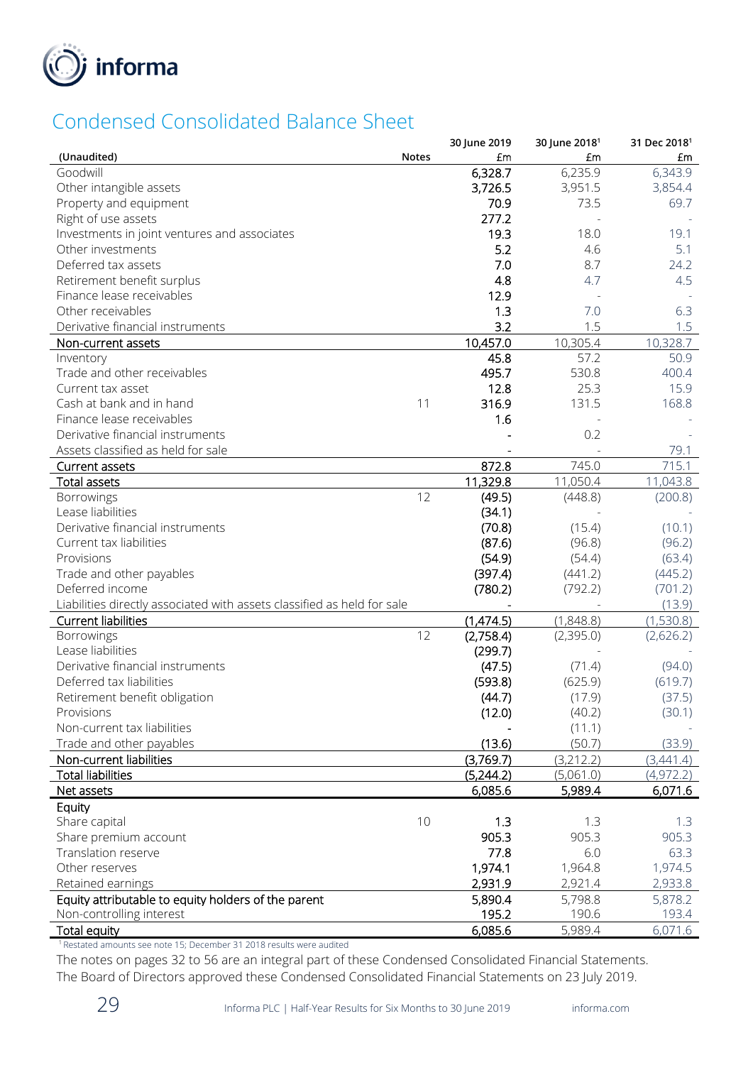informa

# Condensed Consolidated Balance Sheet

| (Unaudited) | Notes | 30 June 2019 £m | 30 June 2018[1] £m | 31 Dec 2018[1] £m |
|---|---|---|---|---|
| Goodwill | | **6,328.7** | 6,235.9 | 6,343.9 |
| Other intangible assets | | **3,726.5** | 3,951.5 | 3,854.4 |
| Property and equipment | | **70.9** | 73.5 | 69.7 |
| Right of use assets | | **277.2** | - | - |
| Investments in joint ventures and associates | | **19.3** | 18.0 | 19.1 |
| Other investments | | **5.2** | 4.6 | 5.1 |
| Deferred tax assets | | **7.0** | 8.7 | 24.2 |
| Retirement benefit surplus | | **4.8** | 4.7 | 4.5 |
| Finance lease receivables | | **12.9** | - | - |
| Other receivables | | **1.3** | 7.0 | 6.3 |
| Derivative financial instruments | | **3.2** | 1.5 | 1.5 |
| **Non-current assets** | | **10,457.0** | 10,305.4 | 10,328.7 |
| Inventory | | **45.8** | 57.2 | 50.9 |
| Trade and other receivables | | **495.7** | 530.8 | 400.4 |
| Current tax asset | | **12.8** | 25.3 | 15.9 |
| Cash at bank and in hand | 11 | **316.9** | 131.5 | 168.8 |
| Finance lease receivables | | **1.6** | - | - |
| Derivative financial instruments | | **-** | 0.2 | - |
| Assets classified as held for sale | | **-** | - | 79.1 |
| **Current assets** | | **872.8** | 745.0 | 715.1 |
| **Total assets** | | **11,329.8** | 11,050.4 | 11,043.8 |
| Borrowings | 12 | **(49.5)** | (448.8) | (200.8) |
| Lease liabilities | | **(34.1)** | - | - |
| Derivative financial instruments | | **(70.8)** | (15.4) | (10.1) |
| Current tax liabilities | | **(87.6)** | (96.8) | (96.2) |
| Provisions | | **(54.9)** | (54.4) | (63.4) |
| Trade and other payables | | **(397.4)** | (441.2) | (445.2) |
| Deferred income | | **(780.2)** | (792.2) | (701.2) |
| Liabilities directly associated with assets classified as held for sale | | **-** | - | (13.9) |
| **Current liabilities** | | **(1,474.5)** | (1,848.8) | (1,530.8) |
| Borrowings | 12 | **(2,758.4)** | (2,395.0) | (2,626.2) |
| Lease liabilities | | **(299.7)** | - | - |
| Derivative financial instruments | | **(47.5)** | (71.4) | (94.0) |
| Deferred tax liabilities | | **(593.8)** | (625.9) | (619.7) |
| Retirement benefit obligation | | **(44.7)** | (17.9) | (37.5) |
| Provisions | | **(12.0)** | (40.2) | (30.1) |
| Non-current tax liabilities | | **-** | (11.1) | - |
| Trade and other payables | | **(13.6)** | (50.7) | (33.9) |
| **Non-current liabilities** | | **(3,769.7)** | (3,212.2) | (3,441.4) |
| **Total liabilities** | | **(5,244.2)** | (5,061.0) | (4,972.2) |
| **Net assets** | | **6,085.6** | 5,989.4 | 6,071.6 |
| **Equity** | | | | |
| Share capital | 10 | **1.3** | 1.3 | 1.3 |
| Share premium account | | **905.3** | 905.3 | 905.3 |
| Translation reserve | | **77.8** | 6.0 | 63.3 |
| Other reserves | | **1,974.1** | 1,964.8 | 1,974.5 |
| Retained earnings | | **2,931.9** | 2,921.4 | 2,933.8 |
| **Equity attributable to equity holders of the parent** | | **5,890.4** | 5,798.8 | 5,878.2 |
| Non-controlling interest | | **195.2** | 190.6 | 193.4 |
| **Total equity** | | **6,085.6** | 5,989.4 | 6,071.6 |

[1] Restated amounts see note 15; December 31 2018 results were audited

The notes on pages 32 to 56 are an integral part of these Condensed Consolidated Financial Statements.

The Board of Directors approved these Condensed Consolidated Financial Statements on 23 July 2019.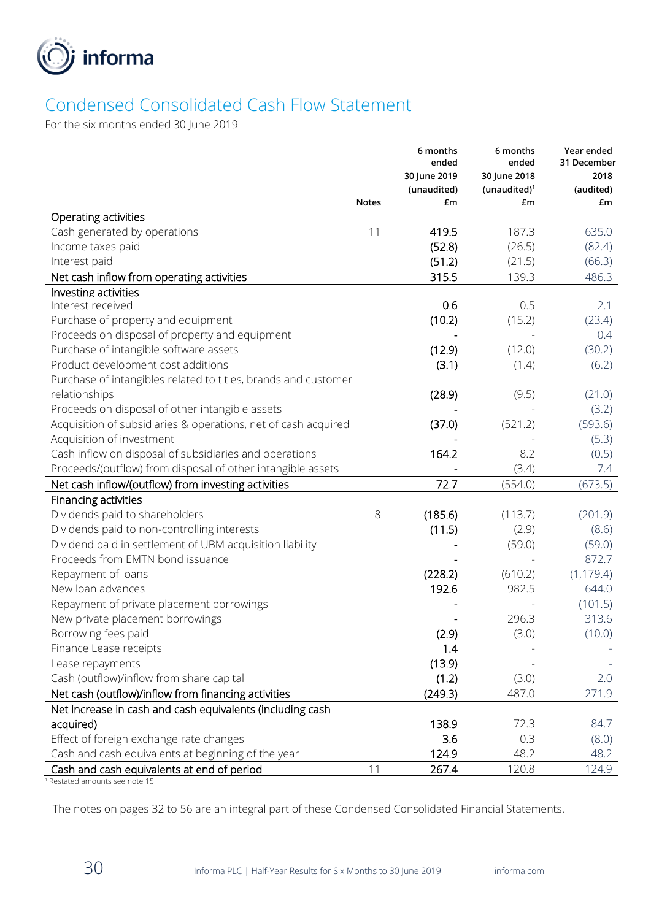# Condensed Consolidated Cash Flow Statement

For the six months ended 30 June 2019

| | Notes | 6 months ended 30 June 2019 (unaudited) £m | 6 months ended 30 June 2018 (unaudited)[1] £m | Year ended 31 December 2018 (audited) £m |
|---|---|---|---|---|
| **Operating activities** | | | | |
| Cash generated by operations | 11 | 419.5 | 187.3 | 635.0 |
| Income taxes paid | | (52.8) | (26.5) | (82.4) |
| Interest paid | | (51.2) | (21.5) | (66.3) |
| **Net cash inflow from operating activities** | | 315.5 | 139.3 | 486.3 |
| **Investing activities** | | | | |
| Interest received | | 0.6 | 0.5 | 2.1 |
| Purchase of property and equipment | | (10.2) | (15.2) | (23.4) |
| Proceeds on disposal of property and equipment | | - | - | 0.4 |
| Purchase of intangible software assets | | (12.9) | (12.0) | (30.2) |
| Product development cost additions | | (3.1) | (1.4) | (6.2) |
| Purchase of intangibles related to titles, brands and customer relationships | | (28.9) | (9.5) | (21.0) |
| Proceeds on disposal of other intangible assets | | - | - | (3.2) |
| Acquisition of subsidiaries & operations, net of cash acquired | | (37.0) | (521.2) | (593.6) |
| Acquisition of investment | | - | - | (5.3) |
| Cash inflow on disposal of subsidiaries and operations | | 164.2 | 8.2 | (0.5) |
| Proceeds/(outflow) from disposal of other intangible assets | | - | (3.4) | 7.4 |
| **Net cash inflow/(outflow) from investing activities** | | 72.7 | (554.0) | (673.5) |
| **Financing activities** | | | | |
| Dividends paid to shareholders | 8 | (185.6) | (113.7) | (201.9) |
| Dividends paid to non-controlling interests | | (11.5) | (2.9) | (8.6) |
| Dividend paid in settlement of UBM acquisition liability | | - | (59.0) | (59.0) |
| Proceeds from EMTN bond issuance | | - | - | 872.7 |
| Repayment of loans | | (228.2) | (610.2) | (1,179.4) |
| New loan advances | | 192.6 | 982.5 | 644.0 |
| Repayment of private placement borrowings | | - | - | (101.5) |
| New private placement borrowings | | - | 296.3 | 313.6 |
| Borrowing fees paid | | (2.9) | (3.0) | (10.0) |
| Finance Lease receipts | | 1.4 | - | - |
| Lease repayments | | (13.9) | - | - |
| Cash (outflow)/inflow from share capital | | (1.2) | (3.0) | 2.0 |
| **Net cash (outflow)/inflow from financing activities** | | (249.3) | 487.0 | 271.9 |
| **Net increase in cash and cash equivalents (including cash acquired)** | | 138.9 | 72.3 | 84.7 |
| Effect of foreign exchange rate changes | | 3.6 | 0.3 | (8.0) |
| Cash and cash equivalents at beginning of the year | | 124.9 | 48.2 | 48.2 |
| **Cash and cash equivalents at end of period** | 11 | 267.4 | 120.8 | 124.9 |

[1] Restated amounts see note 15

The notes on pages 32 to 56 are an integral part of these Condensed Consolidated Financial Statements.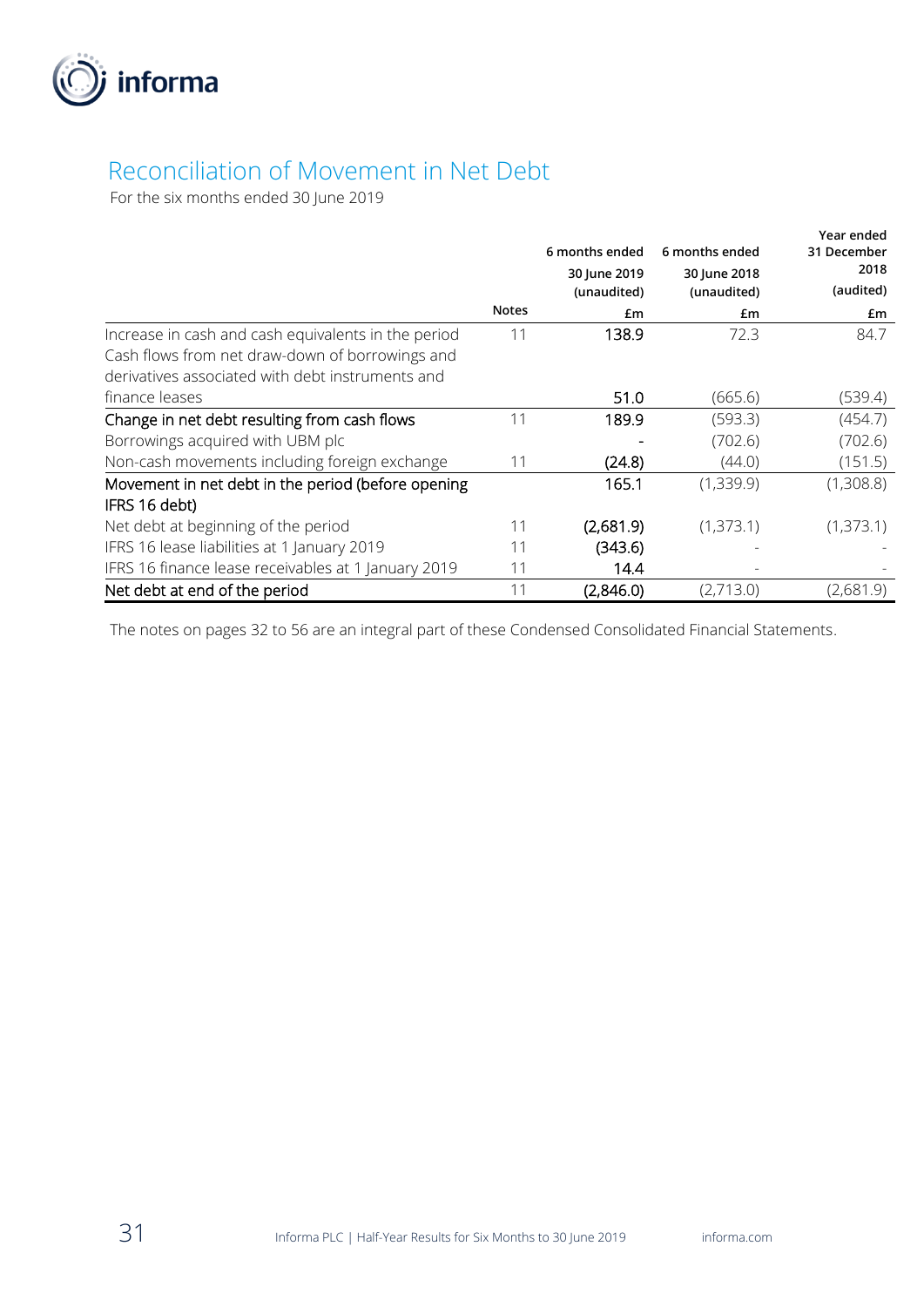# Reconciliation of Movement in Net Debt

For the six months ended 30 June 2019

| | Notes | 6 months ended 30 June 2019 (unaudited) £m | 6 months ended 30 June 2018 (unaudited) £m | Year ended 31 December 2018 (audited) £m |
|---|---|---|---|---|
| Increase in cash and cash equivalents in the period | 11 | 138.9 | 72.3 | 84.7 |
| Cash flows from net draw-down of borrowings and derivatives associated with debt instruments and finance leases | | 51.0 | (665.6) | (539.4) |
| **Change in net debt resulting from cash flows** | 11 | 189.9 | (593.3) | (454.7) |
| Borrowings acquired with UBM plc | | - | (702.6) | (702.6) |
| Non-cash movements including foreign exchange | 11 | (24.8) | (44.0) | (151.5) |
| **Movement in net debt in the period (before opening IFRS 16 debt)** | | 165.1 | (1,339.9) | (1,308.8) |
| Net debt at beginning of the period | 11 | (2,681.9) | (1,373.1) | (1,373.1) |
| IFRS 16 lease liabilities at 1 January 2019 | 11 | (343.6) | - | - |
| IFRS 16 finance lease receivables at 1 January 2019 | 11 | 14.4 | - | - |
| **Net debt at end of the period** | 11 | (2,846.0) | (2,713.0) | (2,681.9) |

The notes on pages 32 to 56 are an integral part of these Condensed Consolidated Financial Statements.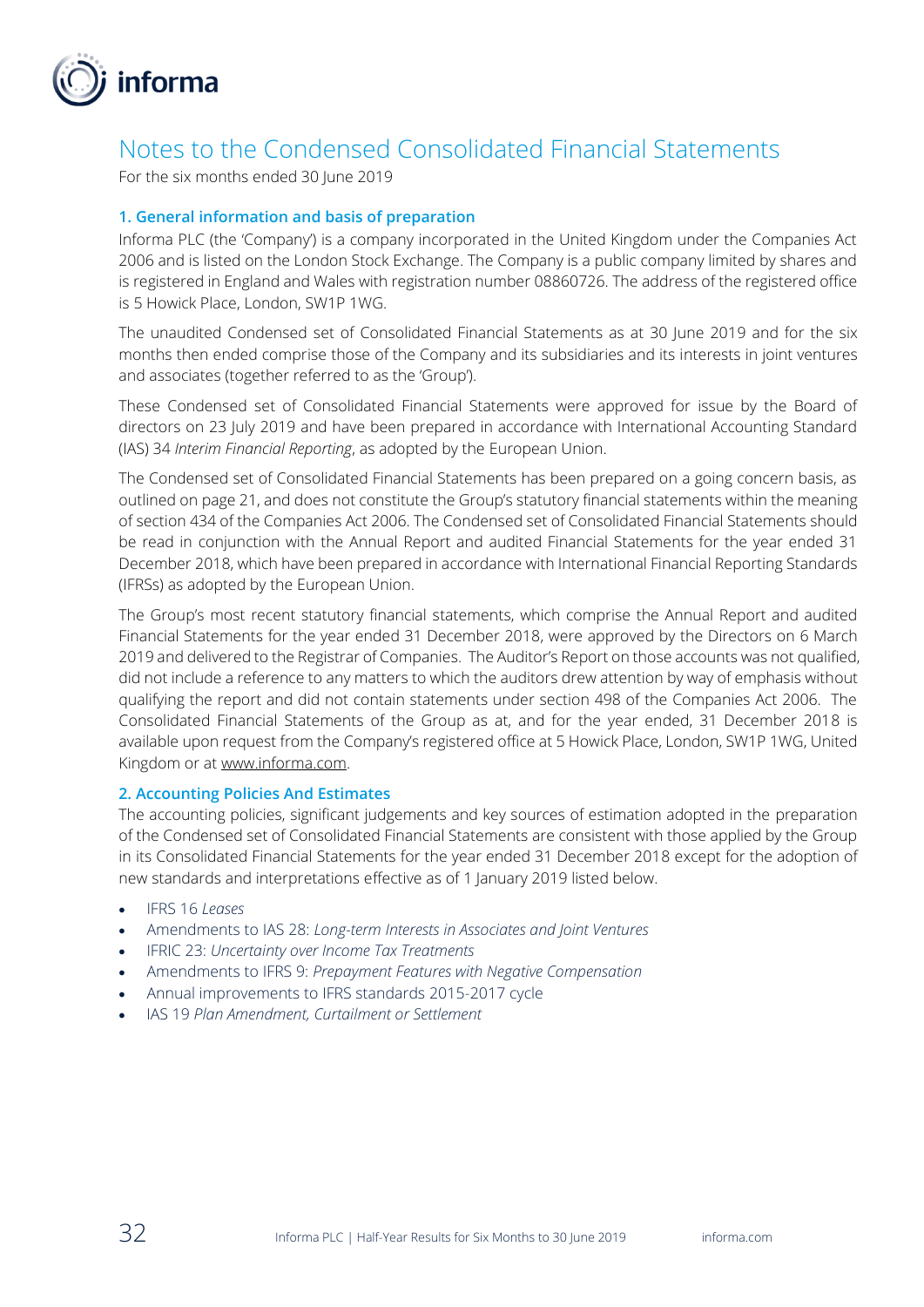# Notes to the Condensed Consolidated Financial Statements

For the six months ended 30 June 2019

## 1. General information and basis of preparation

Informa PLC (the 'Company') is a company incorporated in the United Kingdom under the Companies Act 2006 and is listed on the London Stock Exchange. The Company is a public company limited by shares and is registered in England and Wales with registration number 08860726. The address of the registered office is 5 Howick Place, London, SW1P 1WG.

The unaudited Condensed set of Consolidated Financial Statements as at 30 June 2019 and for the six months then ended comprise those of the Company and its subsidiaries and its interests in joint ventures and associates (together referred to as the 'Group').

These Condensed set of Consolidated Financial Statements were approved for issue by the Board of directors on 23 July 2019 and have been prepared in accordance with International Accounting Standard (IAS) 34 *Interim Financial Reporting*, as adopted by the European Union.

The Condensed set of Consolidated Financial Statements has been prepared on a going concern basis, as outlined on page 21, and does not constitute the Group's statutory financial statements within the meaning of section 434 of the Companies Act 2006. The Condensed set of Consolidated Financial Statements should be read in conjunction with the Annual Report and audited Financial Statements for the year ended 31 December 2018, which have been prepared in accordance with International Financial Reporting Standards (IFRSs) as adopted by the European Union.

The Group's most recent statutory financial statements, which comprise the Annual Report and audited Financial Statements for the year ended 31 December 2018, were approved by the Directors on 6 March 2019 and delivered to the Registrar of Companies. The Auditor's Report on those accounts was not qualified, did not include a reference to any matters to which the auditors drew attention by way of emphasis without qualifying the report and did not contain statements under section 498 of the Companies Act 2006. The Consolidated Financial Statements of the Group as at, and for the year ended, 31 December 2018 is available upon request from the Company's registered office at 5 Howick Place, London, SW1P 1WG, United Kingdom or at www.informa.com.

## 2. Accounting Policies And Estimates

The accounting policies, significant judgements and key sources of estimation adopted in the preparation of the Condensed set of Consolidated Financial Statements are consistent with those applied by the Group in its Consolidated Financial Statements for the year ended 31 December 2018 except for the adoption of new standards and interpretations effective as of 1 January 2019 listed below.

- IFRS 16 *Leases*
- Amendments to IAS 28: *Long-term Interests in Associates and Joint Ventures*
- IFRIC 23: *Uncertainty over Income Tax Treatments*
- Amendments to IFRS 9: *Prepayment Features with Negative Compensation*
- Annual improvements to IFRS standards 2015-2017 cycle
- IAS 19 *Plan Amendment, Curtailment or Settlement*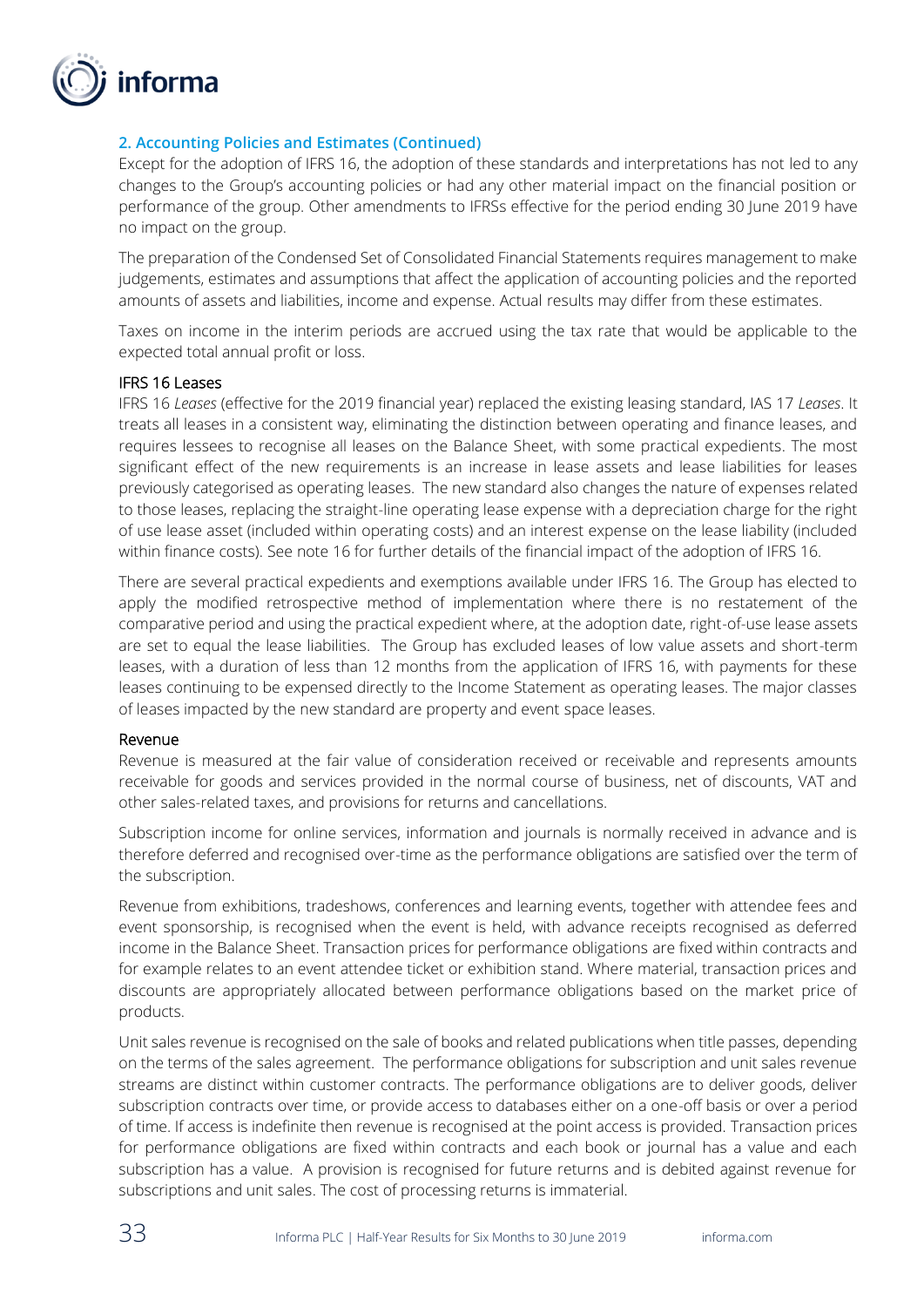## 2. Accounting Policies and Estimates (Continued)

Except for the adoption of IFRS 16, the adoption of these standards and interpretations has not led to any changes to the Group's accounting policies or had any other material impact on the financial position or performance of the group. Other amendments to IFRSs effective for the period ending 30 June 2019 have no impact on the group.

The preparation of the Condensed Set of Consolidated Financial Statements requires management to make judgements, estimates and assumptions that affect the application of accounting policies and the reported amounts of assets and liabilities, income and expense. Actual results may differ from these estimates.

Taxes on income in the interim periods are accrued using the tax rate that would be applicable to the expected total annual profit or loss.

### IFRS 16 Leases

IFRS 16 *Leases* (effective for the 2019 financial year) replaced the existing leasing standard, IAS 17 *Leases*. It treats all leases in a consistent way, eliminating the distinction between operating and finance leases, and requires lessees to recognise all leases on the Balance Sheet, with some practical expedients. The most significant effect of the new requirements is an increase in lease assets and lease liabilities for leases previously categorised as operating leases. The new standard also changes the nature of expenses related to those leases, replacing the straight-line operating lease expense with a depreciation charge for the right of use lease asset (included within operating costs) and an interest expense on the lease liability (included within finance costs). See note 16 for further details of the financial impact of the adoption of IFRS 16.

There are several practical expedients and exemptions available under IFRS 16. The Group has elected to apply the modified retrospective method of implementation where there is no restatement of the comparative period and using the practical expedient where, at the adoption date, right-of-use lease assets are set to equal the lease liabilities. The Group has excluded leases of low value assets and short-term leases, with a duration of less than 12 months from the application of IFRS 16, with payments for these leases continuing to be expensed directly to the Income Statement as operating leases. The major classes of leases impacted by the new standard are property and event space leases.

### Revenue

Revenue is measured at the fair value of consideration received or receivable and represents amounts receivable for goods and services provided in the normal course of business, net of discounts, VAT and other sales-related taxes, and provisions for returns and cancellations.

Subscription income for online services, information and journals is normally received in advance and is therefore deferred and recognised over-time as the performance obligations are satisfied over the term of the subscription.

Revenue from exhibitions, tradeshows, conferences and learning events, together with attendee fees and event sponsorship, is recognised when the event is held, with advance receipts recognised as deferred income in the Balance Sheet. Transaction prices for performance obligations are fixed within contracts and for example relates to an event attendee ticket or exhibition stand. Where material, transaction prices and discounts are appropriately allocated between performance obligations based on the market price of products.

Unit sales revenue is recognised on the sale of books and related publications when title passes, depending on the terms of the sales agreement. The performance obligations for subscription and unit sales revenue streams are distinct within customer contracts. The performance obligations are to deliver goods, deliver subscription contracts over time, or provide access to databases either on a one-off basis or over a period of time. If access is indefinite then revenue is recognised at the point access is provided. Transaction prices for performance obligations are fixed within contracts and each book or journal has a value and each subscription has a value. A provision is recognised for future returns and is debited against revenue for subscriptions and unit sales. The cost of processing returns is immaterial.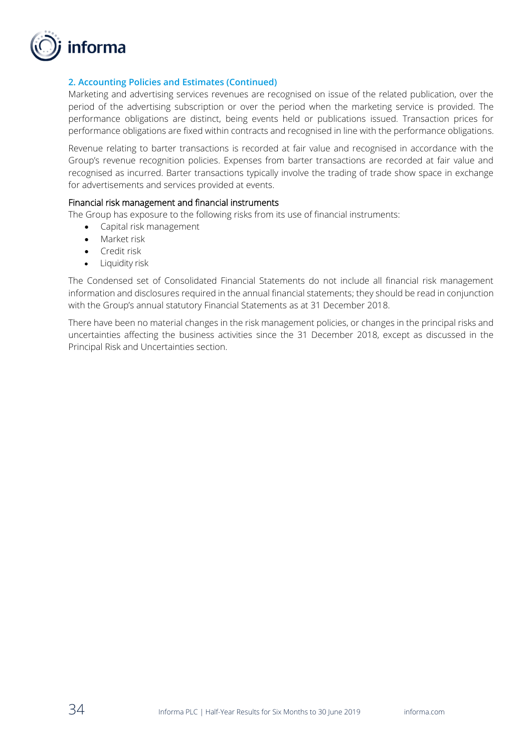## 2. Accounting Policies and Estimates (Continued)

Marketing and advertising services revenues are recognised on issue of the related publication, over the period of the advertising subscription or over the period when the marketing service is provided. The performance obligations are distinct, being events held or publications issued. Transaction prices for performance obligations are fixed within contracts and recognised in line with the performance obligations.

Revenue relating to barter transactions is recorded at fair value and recognised in accordance with the Group's revenue recognition policies. Expenses from barter transactions are recorded at fair value and recognised as incurred. Barter transactions typically involve the trading of trade show space in exchange for advertisements and services provided at events.

### Financial risk management and financial instruments

The Group has exposure to the following risks from its use of financial instruments:

- Capital risk management
- Market risk
- Credit risk
- Liquidity risk

The Condensed set of Consolidated Financial Statements do not include all financial risk management information and disclosures required in the annual financial statements; they should be read in conjunction with the Group's annual statutory Financial Statements as at 31 December 2018.

There have been no material changes in the risk management policies, or changes in the principal risks and uncertainties affecting the business activities since the 31 December 2018, except as discussed in the Principal Risk and Uncertainties section.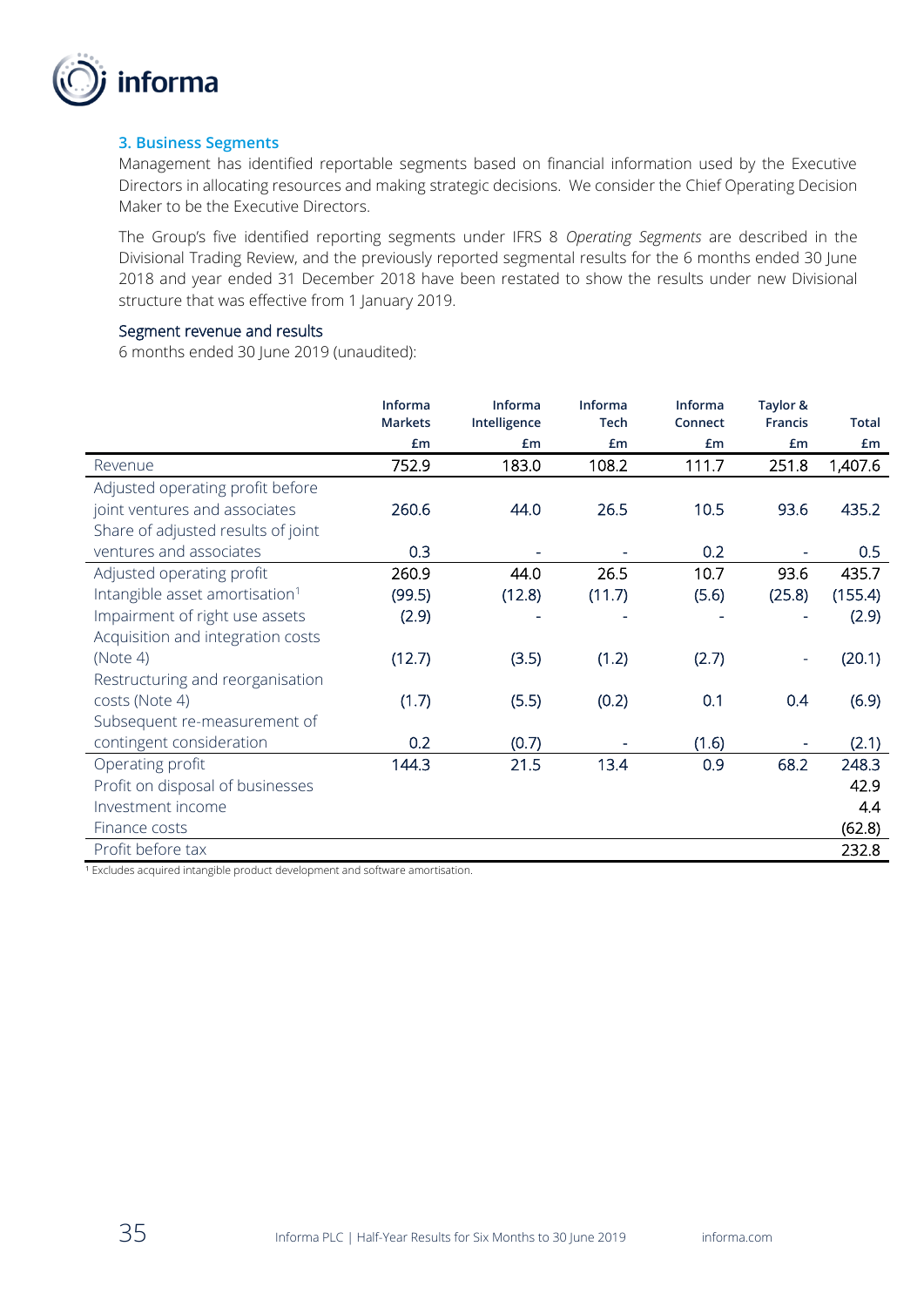### 3. Business Segments

Management has identified reportable segments based on financial information used by the Executive Directors in allocating resources and making strategic decisions. We consider the Chief Operating Decision Maker to be the Executive Directors.

The Group's five identified reporting segments under IFRS 8 *Operating Segments* are described in the Divisional Trading Review, and the previously reported segmental results for the 6 months ended 30 June 2018 and year ended 31 December 2018 have been restated to show the results under new Divisional structure that was effective from 1 January 2019.

#### Segment revenue and results

6 months ended 30 June 2019 (unaudited):

| | Informa Markets | Informa Intelligence | Informa Tech | Informa Connect | Taylor & Francis | Total |
|---|---|---|---|---|---|---|
| | £m | £m | £m | £m | £m | £m |
| Revenue | 752.9 | 183.0 | 108.2 | 111.7 | 251.8 | 1,407.6 |
| Adjusted operating profit before joint ventures and associates | 260.6 | 44.0 | 26.5 | 10.5 | 93.6 | 435.2 |
| Share of adjusted results of joint ventures and associates | 0.3 | - | - | 0.2 | - | 0.5 |
| Adjusted operating profit | 260.9 | 44.0 | 26.5 | 10.7 | 93.6 | 435.7 |
| Intangible asset amortisation[1] | (99.5) | (12.8) | (11.7) | (5.6) | (25.8) | (155.4) |
| Impairment of right use assets | (2.9) | - | - | - | - | (2.9) |
| Acquisition and integration costs (Note 4) | (12.7) | (3.5) | (1.2) | (2.7) | - | (20.1) |
| Restructuring and reorganisation costs (Note 4) | (1.7) | (5.5) | (0.2) | 0.1 | 0.4 | (6.9) |
| Subsequent re-measurement of contingent consideration | 0.2 | (0.7) | - | (1.6) | - | (2.1) |
| Operating profit | 144.3 | 21.5 | 13.4 | 0.9 | 68.2 | 248.3 |
| Profit on disposal of businesses | | | | | | 42.9 |
| Investment income | | | | | | 4.4 |
| Finance costs | | | | | | (62.8) |
| Profit before tax | | | | | | 232.8 |

[1] Excludes acquired intangible product development and software amortisation.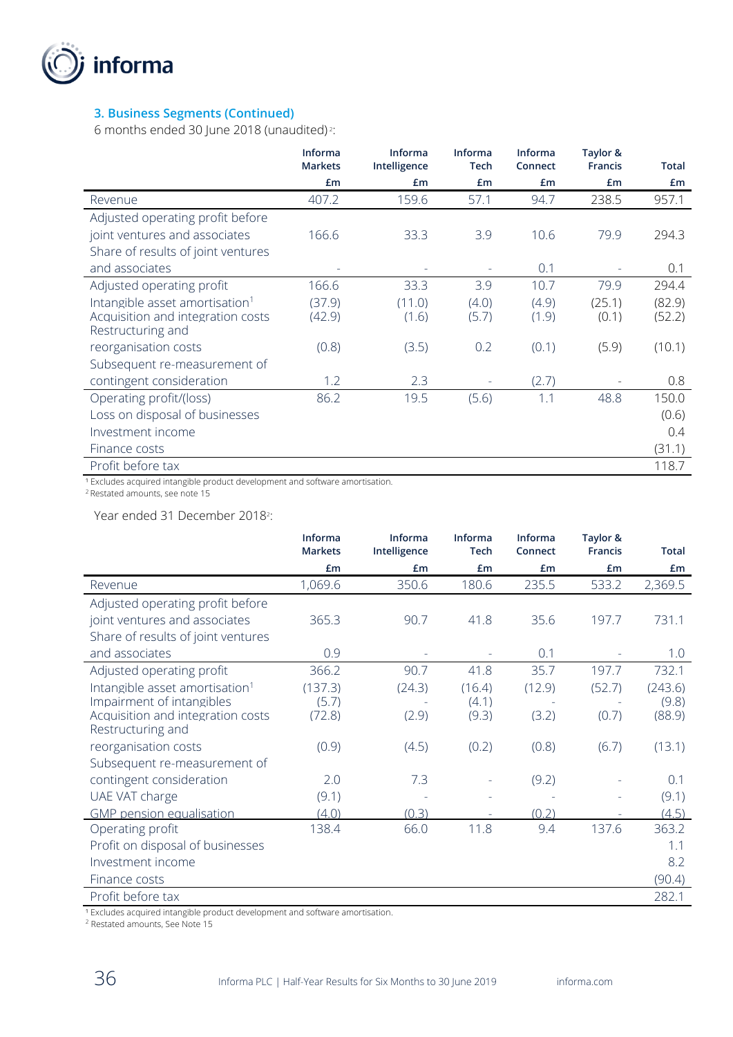### 3. Business Segments (Continued)

6 months ended 30 June 2018 (unaudited)[2]:

| | Informa Markets | Informa Intelligence | Informa Tech | Informa Connect | Taylor & Francis | Total |
|---|---|---|---|---|---|---|
| | £m | £m | £m | £m | £m | £m |
| Revenue | 407.2 | 159.6 | 57.1 | 94.7 | 238.5 | 957.1 |
| Adjusted operating profit before joint ventures and associates | 166.6 | 33.3 | 3.9 | 10.6 | 79.9 | 294.3 |
| Share of results of joint ventures and associates | - | - | - | 0.1 | - | 0.1 |
| Adjusted operating profit | 166.6 | 33.3 | 3.9 | 10.7 | 79.9 | 294.4 |
| Intangible asset amortisation[1] | (37.9) | (11.0) | (4.0) | (4.9) | (25.1) | (82.9) |
| Acquisition and integration costs | (42.9) | (1.6) | (5.7) | (1.9) | (0.1) | (52.2) |
| Restructuring and reorganisation costs | (0.8) | (3.5) | 0.2 | (0.1) | (5.9) | (10.1) |
| Subsequent re-measurement of contingent consideration | 1.2 | 2.3 | - | (2.7) | - | 0.8 |
| Operating profit/(loss) | 86.2 | 19.5 | (5.6) | 1.1 | 48.8 | 150.0 |
| Loss on disposal of businesses | | | | | | (0.6) |
| Investment income | | | | | | 0.4 |
| Finance costs | | | | | | (31.1) |
| Profit before tax | | | | | | 118.7 |

[1] Excludes acquired intangible product development and software amortisation.
[2] Restated amounts, see note 15

Year ended 31 December 2018[2]:

| | Informa Markets | Informa Intelligence | Informa Tech | Informa Connect | Taylor & Francis | Total |
|---|---|---|---|---|---|---|
| | £m | £m | £m | £m | £m | £m |
| Revenue | 1,069.6 | 350.6 | 180.6 | 235.5 | 533.2 | 2,369.5 |
| Adjusted operating profit before joint ventures and associates | 365.3 | 90.7 | 41.8 | 35.6 | 197.7 | 731.1 |
| Share of results of joint ventures and associates | 0.9 | - | - | 0.1 | - | 1.0 |
| Adjusted operating profit | 366.2 | 90.7 | 41.8 | 35.7 | 197.7 | 732.1 |
| Intangible asset amortisation[1] | (137.3) | (24.3) | (16.4) | (12.9) | (52.7) | (243.6) |
| Impairment of intangibles | (5.7) | - | (4.1) | - | - | (9.8) |
| Acquisition and integration costs | (72.8) | (2.9) | (9.3) | (3.2) | (0.7) | (88.9) |
| Restructuring and reorganisation costs | (0.9) | (4.5) | (0.2) | (0.8) | (6.7) | (13.1) |
| Subsequent re-measurement of contingent consideration | 2.0 | 7.3 | - | (9.2) | - | 0.1 |
| UAE VAT charge | (9.1) | - | - | - | - | (9.1) |
| GMP pension equalisation | (4.0) | (0.3) | - | (0.2) | - | (4.5) |
| Operating profit | 138.4 | 66.0 | 11.8 | 9.4 | 137.6 | 363.2 |
| Profit on disposal of businesses | | | | | | 1.1 |
| Investment income | | | | | | 8.2 |
| Finance costs | | | | | | (90.4) |
| Profit before tax | | | | | | 282.1 |

[1] Excludes acquired intangible product development and software amortisation.
[2] Restated amounts, See Note 15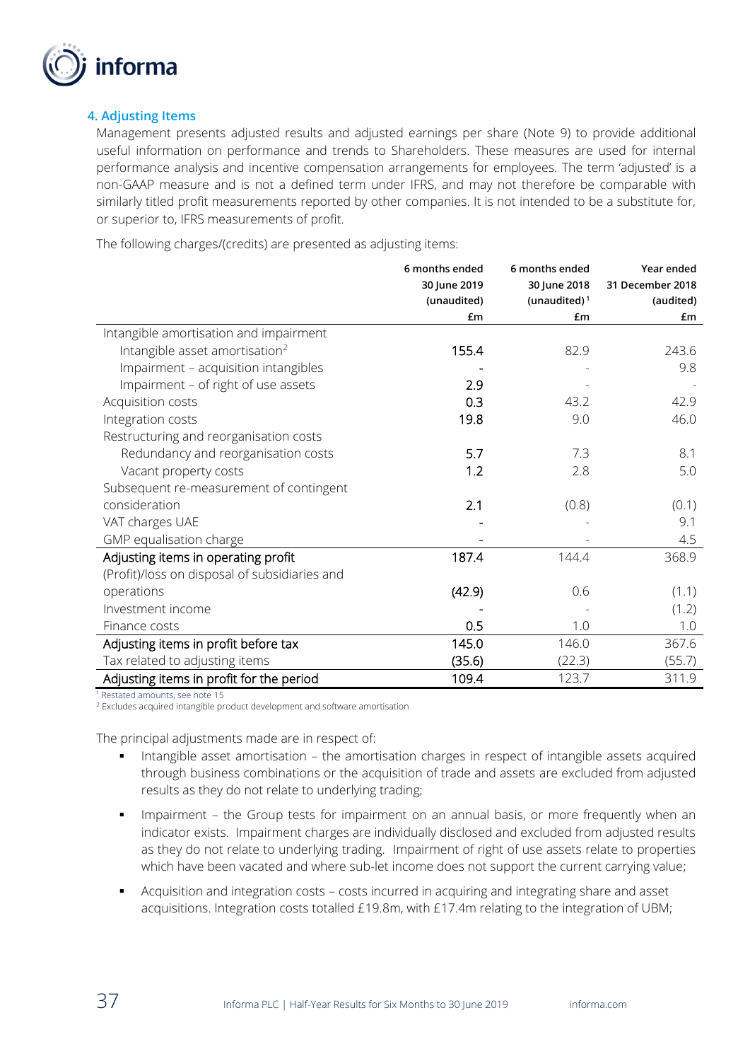## 4. Adjusting Items

Management presents adjusted results and adjusted earnings per share (Note 9) to provide additional useful information on performance and trends to Shareholders. These measures are used for internal performance analysis and incentive compensation arrangements for employees. The term 'adjusted' is a non-GAAP measure and is not a defined term under IFRS, and may not therefore be comparable with similarly titled profit measurements reported by other companies. It is not intended to be a substitute for, or superior to, IFRS measurements of profit.

The following charges/(credits) are presented as adjusting items:

| | 6 months ended 30 June 2019 (unaudited) £m | 6 months ended 30 June 2018 (unaudited)[1] £m | Year ended 31 December 2018 (audited) £m |
|---|---|---|---|
| Intangible amortisation and impairment | | | |
| Intangible asset amortisation[2] | 155.4 | 82.9 | 243.6 |
| Impairment – acquisition intangibles | - | - | 9.8 |
| Impairment – of right of use assets | 2.9 | - | - |
| Acquisition costs | 0.3 | 43.2 | 42.9 |
| Integration costs | 19.8 | 9.0 | 46.0 |
| Restructuring and reorganisation costs | | | |
| Redundancy and reorganisation costs | 5.7 | 7.3 | 8.1 |
| Vacant property costs | 1.2 | 2.8 | 5.0 |
| Subsequent re-measurement of contingent consideration | 2.1 | (0.8) | (0.1) |
| VAT charges UAE | - | - | 9.1 |
| GMP equalisation charge | - | - | 4.5 |
| Adjusting items in operating profit | 187.4 | 144.4 | 368.9 |
| (Profit)/loss on disposal of subsidiaries and operations | (42.9) | 0.6 | (1.1) |
| Investment income | - | - | (1.2) |
| Finance costs | 0.5 | 1.0 | 1.0 |
| Adjusting items in profit before tax | 145.0 | 146.0 | 367.6 |
| Tax related to adjusting items | (35.6) | (22.3) | (55.7) |
| Adjusting items in profit for the period | 109.4 | 123.7 | 311.9 |

[1] Restated amounts, see note 15
[2] Excludes acquired intangible product development and software amortisation

The principal adjustments made are in respect of:

- Intangible asset amortisation – the amortisation charges in respect of intangible assets acquired through business combinations or the acquisition of trade and assets are excluded from adjusted results as they do not relate to underlying trading;
- Impairment – the Group tests for impairment on an annual basis, or more frequently when an indicator exists. Impairment charges are individually disclosed and excluded from adjusted results as they do not relate to underlying trading. Impairment of right of use assets relate to properties which have been vacated and where sub-let income does not support the current carrying value;
- Acquisition and integration costs – costs incurred in acquiring and integrating share and asset acquisitions. Integration costs totalled £19.8m, with £17.4m relating to the integration of UBM;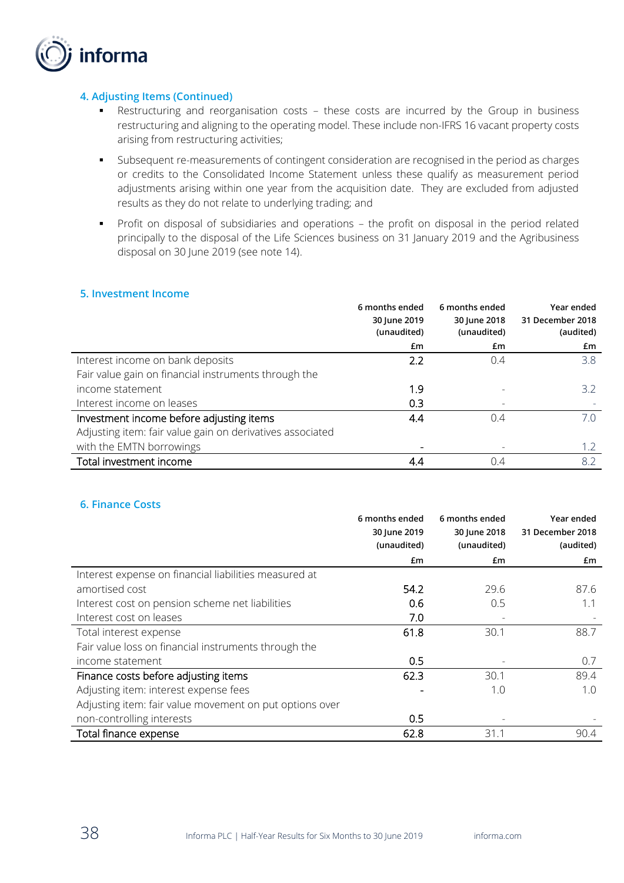## 4. Adjusting Items (Continued)

- Restructuring and reorganisation costs – these costs are incurred by the Group in business restructuring and aligning to the operating model. These include non-IFRS 16 vacant property costs arising from restructuring activities;
- Subsequent re-measurements of contingent consideration are recognised in the period as charges or credits to the Consolidated Income Statement unless these qualify as measurement period adjustments arising within one year from the acquisition date. They are excluded from adjusted results as they do not relate to underlying trading; and
- Profit on disposal of subsidiaries and operations – the profit on disposal in the period related principally to the disposal of the Life Sciences business on 31 January 2019 and the Agribusiness disposal on 30 June 2019 (see note 14).

## 5. Investment Income

| | 6 months ended 30 June 2019 (unaudited) £m | 6 months ended 30 June 2018 (unaudited) £m | Year ended 31 December 2018 (audited) £m |
|---|---|---|---|
| Interest income on bank deposits | 2.2 | 0.4 | 3.8 |
| Fair value gain on financial instruments through the income statement | 1.9 | - | 3.2 |
| Interest income on leases | 0.3 | - | - |
| **Investment income before adjusting items** | **4.4** | 0.4 | 7.0 |
| Adjusting item: fair value gain on derivatives associated with the EMTN borrowings | - | - | 1.2 |
| **Total investment income** | **4.4** | 0.4 | 8.2 |

## 6. Finance Costs

| | 6 months ended 30 June 2019 (unaudited) £m | 6 months ended 30 June 2018 (unaudited) £m | Year ended 31 December 2018 (audited) £m |
|---|---|---|---|
| Interest expense on financial liabilities measured at amortised cost | 54.2 | 29.6 | 87.6 |
| Interest cost on pension scheme net liabilities | 0.6 | 0.5 | 1.1 |
| Interest cost on leases | 7.0 | - | - |
| Total interest expense | 61.8 | 30.1 | 88.7 |
| Fair value loss on financial instruments through the income statement | 0.5 | - | 0.7 |
| **Finance costs before adjusting items** | **62.3** | 30.1 | 89.4 |
| Adjusting item: interest expense fees | - | 1.0 | 1.0 |
| Adjusting item: fair value movement on put options over non-controlling interests | 0.5 | - | - |
| **Total finance expense** | **62.8** | 31.1 | 90.4 |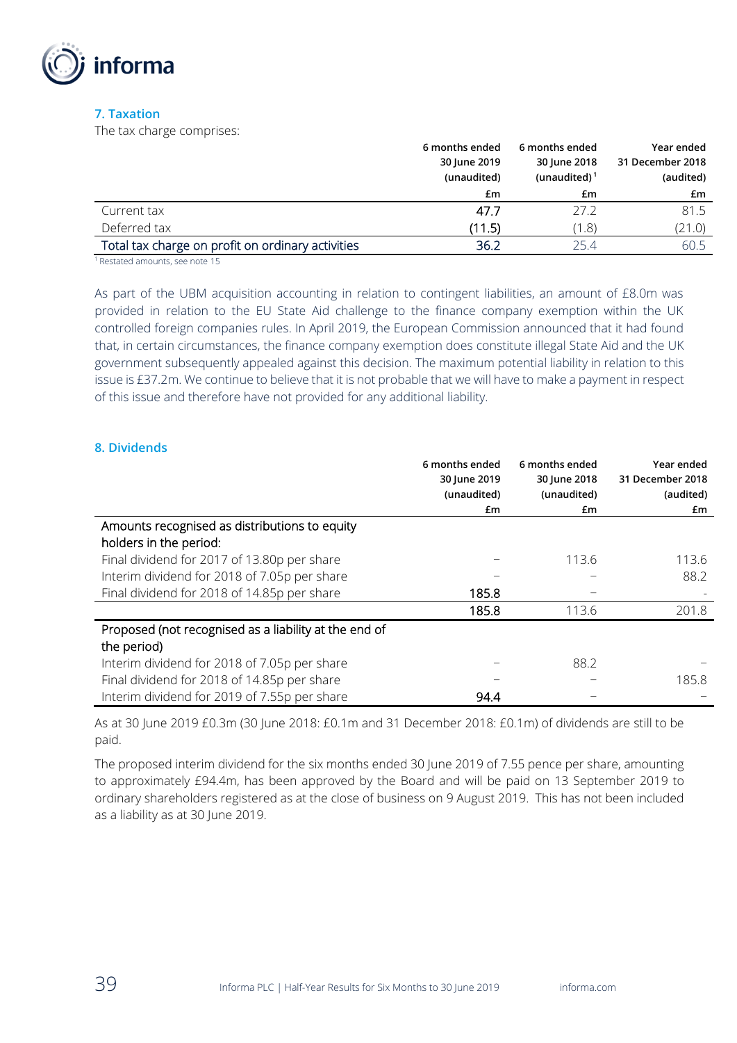## 7. Taxation

The tax charge comprises:

| | 6 months ended 30 June 2019 (unaudited) £m | 6 months ended 30 June 2018 (unaudited)[1] £m | Year ended 31 December 2018 (audited) £m |
|---|---|---|---|
| Current tax | 47.7 | 27.2 | 81.5 |
| Deferred tax | (11.5) | (1.8) | (21.0) |
| Total tax charge on profit on ordinary activities | 36.2 | 25.4 | 60.5 |

[1] Restated amounts, see note 15

As part of the UBM acquisition accounting in relation to contingent liabilities, an amount of £8.0m was provided in relation to the EU State Aid challenge to the finance company exemption within the UK controlled foreign companies rules. In April 2019, the European Commission announced that it had found that, in certain circumstances, the finance company exemption does constitute illegal State Aid and the UK government subsequently appealed against this decision. The maximum potential liability in relation to this issue is £37.2m. We continue to believe that it is not probable that we will have to make a payment in respect of this issue and therefore have not provided for any additional liability.

## 8. Dividends

| | 6 months ended 30 June 2019 (unaudited) £m | 6 months ended 30 June 2018 (unaudited) £m | Year ended 31 December 2018 (audited) £m |
|---|---|---|---|
| Amounts recognised as distributions to equity holders in the period: | | | |
| Final dividend for 2017 of 13.80p per share | – | 113.6 | 113.6 |
| Interim dividend for 2018 of 7.05p per share | – | – | 88.2 |
| Final dividend for 2018 of 14.85p per share | 185.8 | – | - |
| | 185.8 | 113.6 | 201.8 |
| Proposed (not recognised as a liability at the end of the period) | | | |
| Interim dividend for 2018 of 7.05p per share | – | 88.2 | – |
| Final dividend for 2018 of 14.85p per share | – | – | 185.8 |
| Interim dividend for 2019 of 7.55p per share | 94.4 | – | – |

As at 30 June 2019 £0.3m (30 June 2018: £0.1m and 31 December 2018: £0.1m) of dividends are still to be paid.

The proposed interim dividend for the six months ended 30 June 2019 of 7.55 pence per share, amounting to approximately £94.4m, has been approved by the Board and will be paid on 13 September 2019 to ordinary shareholders registered as at the close of business on 9 August 2019. This has not been included as a liability as at 30 June 2019.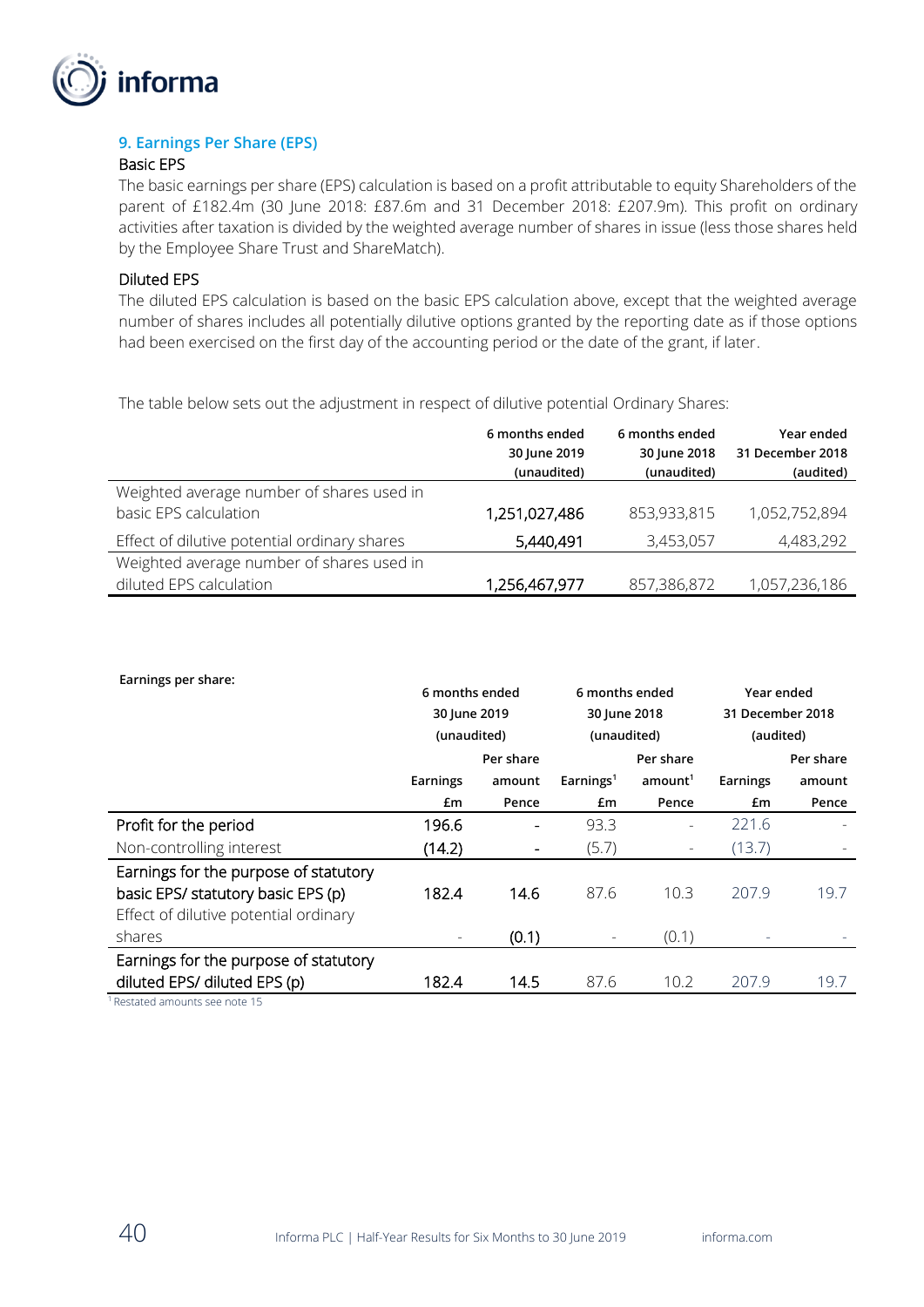## 9. Earnings Per Share (EPS)

### Basic EPS

The basic earnings per share (EPS) calculation is based on a profit attributable to equity Shareholders of the parent of £182.4m (30 June 2018: £87.6m and 31 December 2018: £207.9m). This profit on ordinary activities after taxation is divided by the weighted average number of shares in issue (less those shares held by the Employee Share Trust and ShareMatch).

### Diluted EPS

The diluted EPS calculation is based on the basic EPS calculation above, except that the weighted average number of shares includes all potentially dilutive options granted by the reporting date as if those options had been exercised on the first day of the accounting period or the date of the grant, if later.

The table below sets out the adjustment in respect of dilutive potential Ordinary Shares:

| | 6 months ended 30 June 2019 (unaudited) | 6 months ended 30 June 2018 (unaudited) | Year ended 31 December 2018 (audited) |
|---|---|---|---|
| Weighted average number of shares used in basic EPS calculation | 1,251,027,486 | 853,933,815 | 1,052,752,894 |
| Effect of dilutive potential ordinary shares | 5,440,491 | 3,453,057 | 4,483,292 |
| Weighted average number of shares used in diluted EPS calculation | 1,256,467,977 | 857,386,872 | 1,057,236,186 |

**Earnings per share:**

| | 6 months ended 30 June 2019 (unaudited) | | 6 months ended 30 June 2018 (unaudited) | | Year ended 31 December 2018 (audited) | |
|---|---|---|---|---|---|---|
| | Earnings £m | Per share amount Pence | Earnings[1] £m | Per share amount[1] Pence | Earnings £m | Per share amount Pence |
| Profit for the period | 196.6 | - | 93.3 | - | 221.6 | - |
| Non-controlling interest | (14.2) | - | (5.7) | - | (13.7) | - |
| Earnings for the purpose of statutory basic EPS/ statutory basic EPS (p) | 182.4 | 14.6 | 87.6 | 10.3 | 207.9 | 19.7 |
| Effect of dilutive potential ordinary shares | - | (0.1) | - | (0.1) | - | - |
| Earnings for the purpose of statutory diluted EPS/ diluted EPS (p) | 182.4 | 14.5 | 87.6 | 10.2 | 207.9 | 19.7 |

[1] Restated amounts see note 15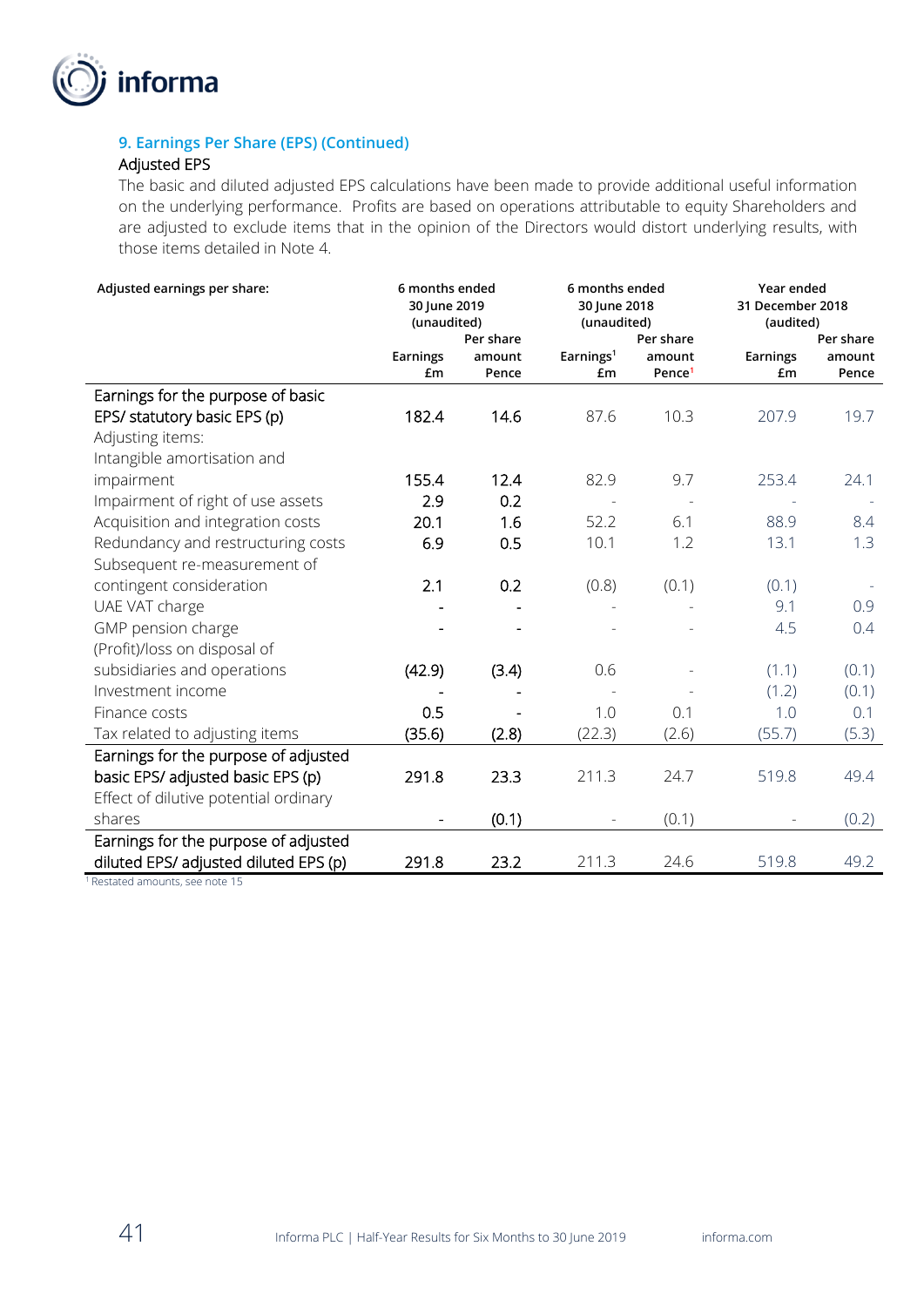### 9. Earnings Per Share (EPS) (Continued)

#### Adjusted EPS

The basic and diluted adjusted EPS calculations have been made to provide additional useful information on the underlying performance. Profits are based on operations attributable to equity Shareholders and are adjusted to exclude items that in the opinion of the Directors would distort underlying results, with those items detailed in Note 4.

| Adjusted earnings per share: | 6 months ended 30 June 2019 (unaudited) | | 6 months ended 30 June 2018 (unaudited) | | Year ended 31 December 2018 (audited) | |
|---|---|---|---|---|---|---|
| | Earnings £m | Per share amount Pence | Earnings[1] £m | Per share amount Pence[1] | Earnings £m | Per share amount Pence |
| Earnings for the purpose of basic EPS/ statutory basic EPS (p) | 182.4 | 14.6 | 87.6 | 10.3 | 207.9 | 19.7 |
| Adjusting items: | | | | | | |
| Intangible amortisation and impairment | 155.4 | 12.4 | 82.9 | 9.7 | 253.4 | 24.1 |
| Impairment of right of use assets | 2.9 | 0.2 | - | - | - | - |
| Acquisition and integration costs | 20.1 | 1.6 | 52.2 | 6.1 | 88.9 | 8.4 |
| Redundancy and restructuring costs | 6.9 | 0.5 | 10.1 | 1.2 | 13.1 | 1.3 |
| Subsequent re-measurement of contingent consideration | 2.1 | 0.2 | (0.8) | (0.1) | (0.1) | - |
| UAE VAT charge | - | - | - | - | 9.1 | 0.9 |
| GMP pension charge | - | - | - | - | 4.5 | 0.4 |
| (Profit)/loss on disposal of subsidiaries and operations | (42.9) | (3.4) | 0.6 | - | (1.1) | (0.1) |
| Investment income | - | - | - | - | (1.2) | (0.1) |
| Finance costs | 0.5 | - | 1.0 | 0.1 | 1.0 | 0.1 |
| Tax related to adjusting items | (35.6) | (2.8) | (22.3) | (2.6) | (55.7) | (5.3) |
| Earnings for the purpose of adjusted basic EPS/ adjusted basic EPS (p) | 291.8 | 23.3 | 211.3 | 24.7 | 519.8 | 49.4 |
| Effect of dilutive potential ordinary shares | - | (0.1) | - | (0.1) | - | (0.2) |
| Earnings for the purpose of adjusted diluted EPS/ adjusted diluted EPS (p) | 291.8 | 23.2 | 211.3 | 24.6 | 519.8 | 49.2 |

[1] Restated amounts, see note 15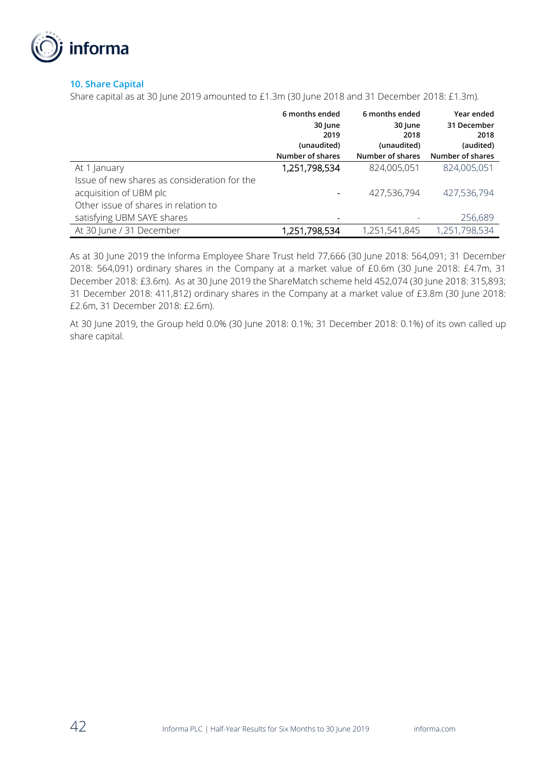## 10. Share Capital

Share capital as at 30 June 2019 amounted to £1.3m (30 June 2018 and 31 December 2018: £1.3m).

| | 6 months ended 30 June 2019 (unaudited) Number of shares | 6 months ended 30 June 2018 (unaudited) Number of shares | Year ended 31 December 2018 (audited) Number of shares |
|---|---|---|---|
| At 1 January | 1,251,798,534 | 824,005,051 | 824,005,051 |
| Issue of new shares as consideration for the acquisition of UBM plc | - | 427,536,794 | 427,536,794 |
| Other issue of shares in relation to satisfying UBM SAYE shares | - | - | 256,689 |
| At 30 June / 31 December | 1,251,798,534 | 1,251,541,845 | 1,251,798,534 |

As at 30 June 2019 the Informa Employee Share Trust held 77,666 (30 June 2018: 564,091; 31 December 2018: 564,091) ordinary shares in the Company at a market value of £0.6m (30 June 2018: £4.7m, 31 December 2018: £3.6m). As at 30 June 2019 the ShareMatch scheme held 452,074 (30 June 2018: 315,893; 31 December 2018: 411,812) ordinary shares in the Company at a market value of £3.8m (30 June 2018: £2.6m, 31 December 2018: £2.6m).

At 30 June 2019, the Group held 0.0% (30 June 2018: 0.1%; 31 December 2018: 0.1%) of its own called up share capital.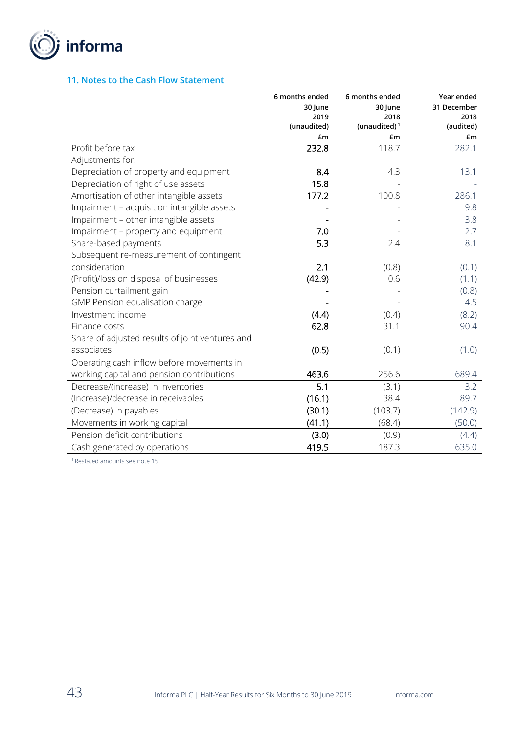## 11. Notes to the Cash Flow Statement

| | 6 months ended 30 June 2019 (unaudited) £m | 6 months ended 30 June 2018 (unaudited)[1] £m | Year ended 31 December 2018 (audited) £m |
|---|---|---|---|
| Profit before tax | 232.8 | 118.7 | 282.1 |
| Adjustments for: | | | |
| Depreciation of property and equipment | 8.4 | 4.3 | 13.1 |
| Depreciation of right of use assets | 15.8 | - | - |
| Amortisation of other intangible assets | 177.2 | 100.8 | 286.1 |
| Impairment – acquisition intangible assets | - | - | 9.8 |
| Impairment – other intangible assets | - | - | 3.8 |
| Impairment – property and equipment | 7.0 | - | 2.7 |
| Share-based payments | 5.3 | 2.4 | 8.1 |
| Subsequent re-measurement of contingent consideration | 2.1 | (0.8) | (0.1) |
| (Profit)/loss on disposal of businesses | (42.9) | 0.6 | (1.1) |
| Pension curtailment gain | - | - | (0.8) |
| GMP Pension equalisation charge | - | - | 4.5 |
| Investment income | (4.4) | (0.4) | (8.2) |
| Finance costs | 62.8 | 31.1 | 90.4 |
| Share of adjusted results of joint ventures and associates | (0.5) | (0.1) | (1.0) |
| Operating cash inflow before movements in working capital and pension contributions | 463.6 | 256.6 | 689.4 |
| Decrease/(increase) in inventories | 5.1 | (3.1) | 3.2 |
| (Increase)/decrease in receivables | (16.1) | 38.4 | 89.7 |
| (Decrease) in payables | (30.1) | (103.7) | (142.9) |
| Movements in working capital | (41.1) | (68.4) | (50.0) |
| Pension deficit contributions | (3.0) | (0.9) | (4.4) |
| Cash generated by operations | 419.5 | 187.3 | 635.0 |

[1] Restated amounts see note 15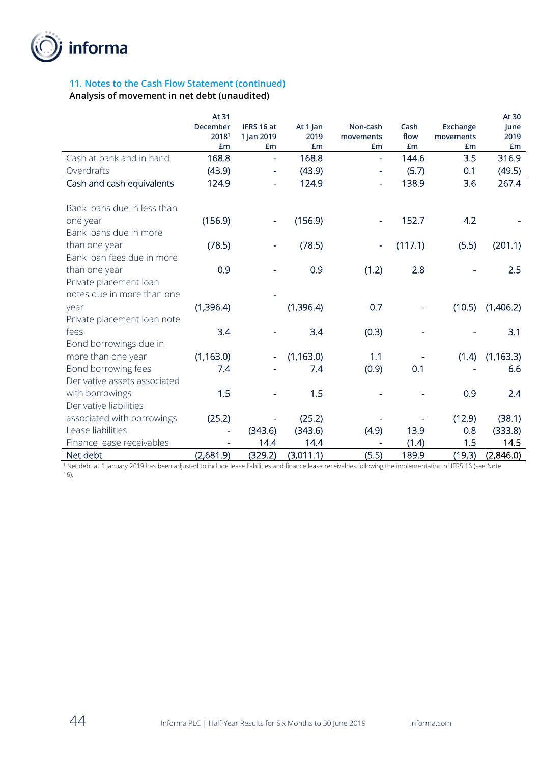## 11. Notes to the Cash Flow Statement (continued)

### Analysis of movement in net debt (unaudited)

| | At 31 December 2018[1] £m | IFRS 16 at 1 Jan 2019 £m | At 1 Jan 2019 £m | Non-cash movements £m | Cash flow £m | Exchange movements £m | At 30 June 2019 £m |
|---|---|---|---|---|---|---|---|
| Cash at bank and in hand | 168.8 | - | 168.8 | - | 144.6 | 3.5 | 316.9 |
| Overdrafts | (43.9) | - | (43.9) | - | (5.7) | 0.1 | (49.5) |
| **Cash and cash equivalents** | 124.9 | - | 124.9 | - | 138.9 | 3.6 | 267.4 |
| Bank loans due in less than one year | (156.9) | - | (156.9) | - | 152.7 | 4.2 | - |
| Bank loans due in more than one year | (78.5) | - | (78.5) | - | (117.1) | (5.5) | (201.1) |
| Bank loan fees due in more than one year | 0.9 | - | 0.9 | (1.2) | 2.8 | - | 2.5 |
| Private placement loan notes due in more than one year | (1,396.4) | - | (1,396.4) | 0.7 | - | (10.5) | (1,406.2) |
| Private placement loan note fees | 3.4 | - | 3.4 | (0.3) | - | - | 3.1 |
| Bond borrowings due in more than one year | (1,163.0) | - | (1,163.0) | 1.1 | - | (1.4) | (1,163.3) |
| Bond borrowing fees | 7.4 | - | 7.4 | (0.9) | 0.1 | - | 6.6 |
| Derivative assets associated with borrowings | 1.5 | - | 1.5 | - | - | 0.9 | 2.4 |
| Derivative liabilities associated with borrowings | (25.2) | - | (25.2) | - | - | (12.9) | (38.1) |
| Lease liabilities | - | (343.6) | (343.6) | (4.9) | 13.9 | 0.8 | (333.8) |
| Finance lease receivables | - | 14.4 | 14.4 | - | (1.4) | 1.5 | 14.5 |
| **Net debt** | (2,681.9) | (329.2) | (3,011.1) | (5.5) | 189.9 | (19.3) | (2,846.0) |

[1] Net debt at 1 January 2019 has been adjusted to include lease liabilities and finance lease receivables following the implementation of IFRS 16 (see Note 16).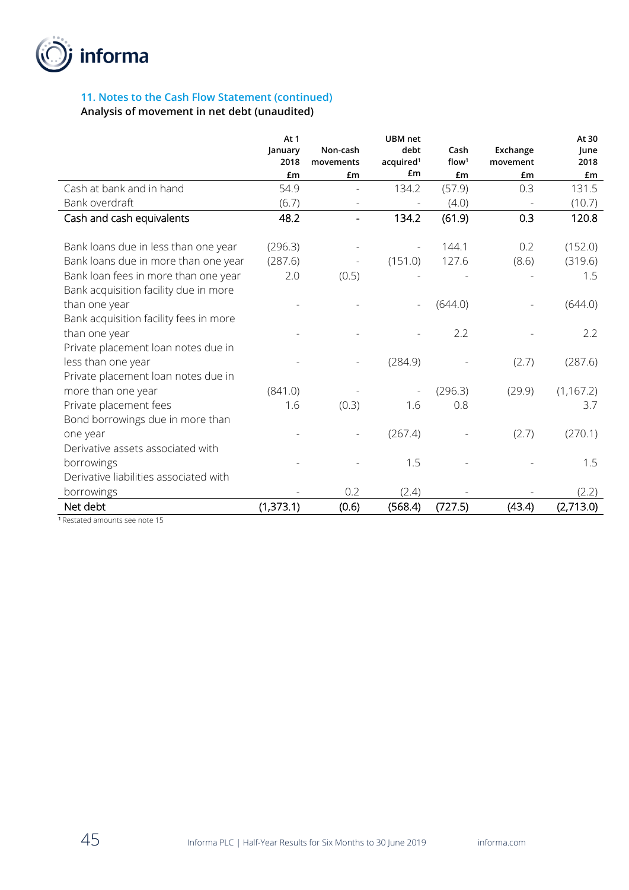### 11. Notes to the Cash Flow Statement (continued)

**Analysis of movement in net debt (unaudited)**

| | At 1 January 2018 £m | Non-cash movements £m | UBM net debt acquired[1] £m | Cash flow[1] £m | Exchange movement £m | At 30 June 2018 £m |
|---|---|---|---|---|---|---|
| Cash at bank and in hand | 54.9 | - | 134.2 | (57.9) | 0.3 | 131.5 |
| Bank overdraft | (6.7) | - | - | (4.0) | - | (10.7) |
| **Cash and cash equivalents** | **48.2** | **-** | **134.2** | **(61.9)** | **0.3** | **120.8** |
| | | | | | | |
| Bank loans due in less than one year | (296.3) | - | - | 144.1 | 0.2 | (152.0) |
| Bank loans due in more than one year | (287.6) | - | (151.0) | 127.6 | (8.6) | (319.6) |
| Bank loan fees in more than one year | 2.0 | (0.5) | - | - | - | 1.5 |
| Bank acquisition facility due in more than one year | - | - | - | (644.0) | - | (644.0) |
| Bank acquisition facility fees in more than one year | - | - | - | 2.2 | - | 2.2 |
| Private placement loan notes due in less than one year | - | - | (284.9) | - | (2.7) | (287.6) |
| Private placement loan notes due in more than one year | (841.0) | - | - | (296.3) | (29.9) | (1,167.2) |
| Private placement fees | 1.6 | (0.3) | 1.6 | 0.8 | | 3.7 |
| Bond borrowings due in more than one year | - | - | (267.4) | - | (2.7) | (270.1) |
| Derivative assets associated with borrowings | - | - | 1.5 | - | - | 1.5 |
| Derivative liabilities associated with borrowings | - | 0.2 | (2.4) | - | - | (2.2) |
| **Net debt** | **(1,373.1)** | **(0.6)** | **(568.4)** | **(727.5)** | **(43.4)** | **(2,713.0)** |

[1] Restated amounts see note 15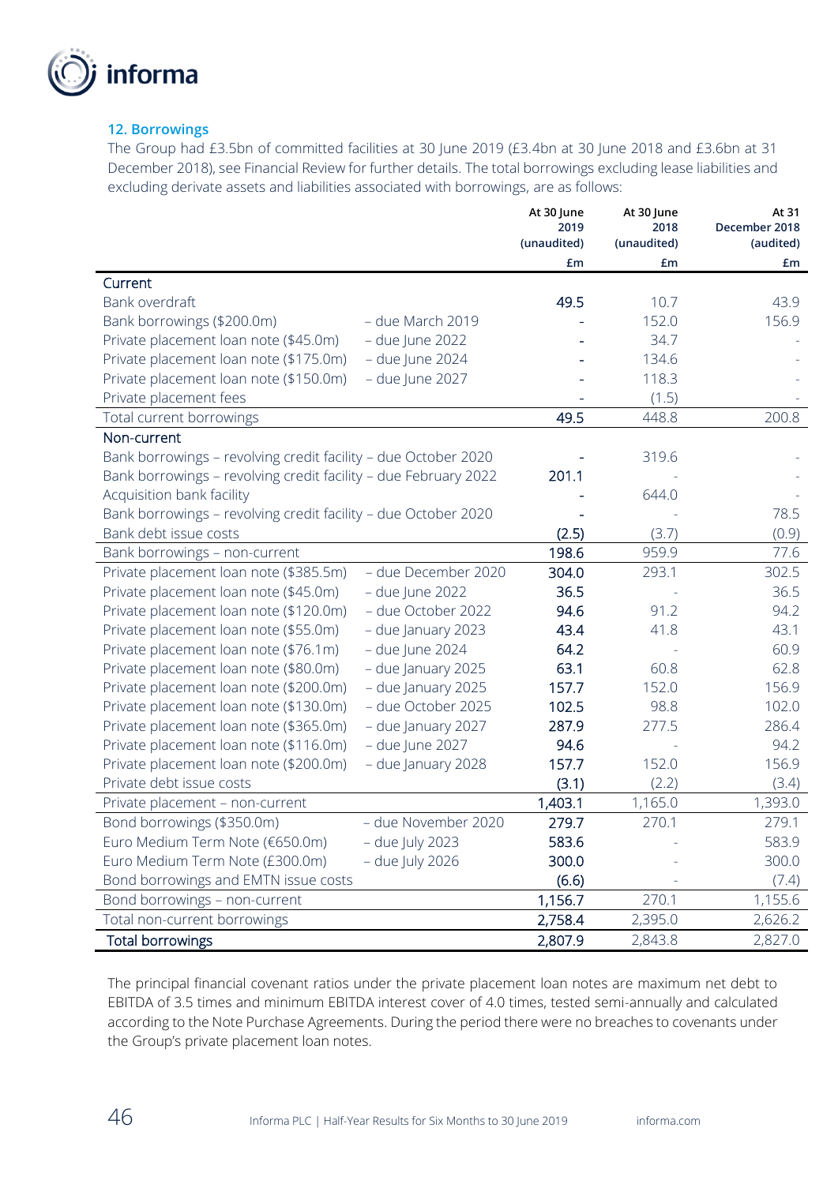## 12. Borrowings

The Group had £3.5bn of committed facilities at 30 June 2019 (£3.4bn at 30 June 2018 and £3.6bn at 31 December 2018), see Financial Review for further details. The total borrowings excluding lease liabilities and excluding derivate assets and liabilities associated with borrowings, are as follows:

| | | At 30 June 2019 (unaudited) | At 30 June 2018 (unaudited) | At 31 December 2018 (audited) |
|---|---|---|---|---|
| | | £m | £m | £m |
| **Current** | | | | |
| Bank overdraft | | 49.5 | 10.7 | 43.9 |
| Bank borrowings ($200.0m) | – due March 2019 | - | 152.0 | 156.9 |
| Private placement loan note ($45.0m) | – due June 2022 | - | 34.7 | - |
| Private placement loan note ($175.0m) | – due June 2024 | - | 134.6 | - |
| Private placement loan note ($150.0m) | – due June 2027 | - | 118.3 | - |
| Private placement fees | | - | (1.5) | - |
| Total current borrowings | | 49.5 | 448.8 | 200.8 |
| **Non-current** | | | | |
| Bank borrowings – revolving credit facility – due October 2020 | | - | 319.6 | - |
| Bank borrowings – revolving credit facility – due February 2022 | | 201.1 | - | - |
| Acquisition bank facility | | - | 644.0 | - |
| Bank borrowings – revolving credit facility – due October 2020 | | - | - | 78.5 |
| Bank debt issue costs | | (2.5) | (3.7) | (0.9) |
| Bank borrowings – non-current | | 198.6 | 959.9 | 77.6 |
| Private placement loan note ($385.5m) | – due December 2020 | 304.0 | 293.1 | 302.5 |
| Private placement loan note ($45.0m) | – due June 2022 | 36.5 | - | 36.5 |
| Private placement loan note ($120.0m) | – due October 2022 | 94.6 | 91.2 | 94.2 |
| Private placement loan note ($55.0m) | – due January 2023 | 43.4 | 41.8 | 43.1 |
| Private placement loan note ($76.1m) | – due June 2024 | 64.2 | - | 60.9 |
| Private placement loan note ($80.0m) | – due January 2025 | 63.1 | 60.8 | 62.8 |
| Private placement loan note ($200.0m) | – due January 2025 | 157.7 | 152.0 | 156.9 |
| Private placement loan note ($130.0m) | – due October 2025 | 102.5 | 98.8 | 102.0 |
| Private placement loan note ($365.0m) | – due January 2027 | 287.9 | 277.5 | 286.4 |
| Private placement loan note ($116.0m) | – due June 2027 | 94.6 | - | 94.2 |
| Private placement loan note ($200.0m) | – due January 2028 | 157.7 | 152.0 | 156.9 |
| Private debt issue costs | | (3.1) | (2.2) | (3.4) |
| Private placement – non-current | | 1,403.1 | 1,165.0 | 1,393.0 |
| Bond borrowings ($350.0m) | – due November 2020 | 279.7 | 270.1 | 279.1 |
| Euro Medium Term Note (€650.0m) | – due July 2023 | 583.6 | - | 583.9 |
| Euro Medium Term Note (£300.0m) | – due July 2026 | 300.0 | - | 300.0 |
| Bond borrowings and EMTN issue costs | | (6.6) | - | (7.4) |
| Bond borrowings – non-current | | 1,156.7 | 270.1 | 1,155.6 |
| Total non-current borrowings | | 2,758.4 | 2,395.0 | 2,626.2 |
| **Total borrowings** | | 2,807.9 | 2,843.8 | 2,827.0 |

The principal financial covenant ratios under the private placement loan notes are maximum net debt to EBITDA of 3.5 times and minimum EBITDA interest cover of 4.0 times, tested semi-annually and calculated according to the Note Purchase Agreements. During the period there were no breaches to covenants under the Group's private placement loan notes.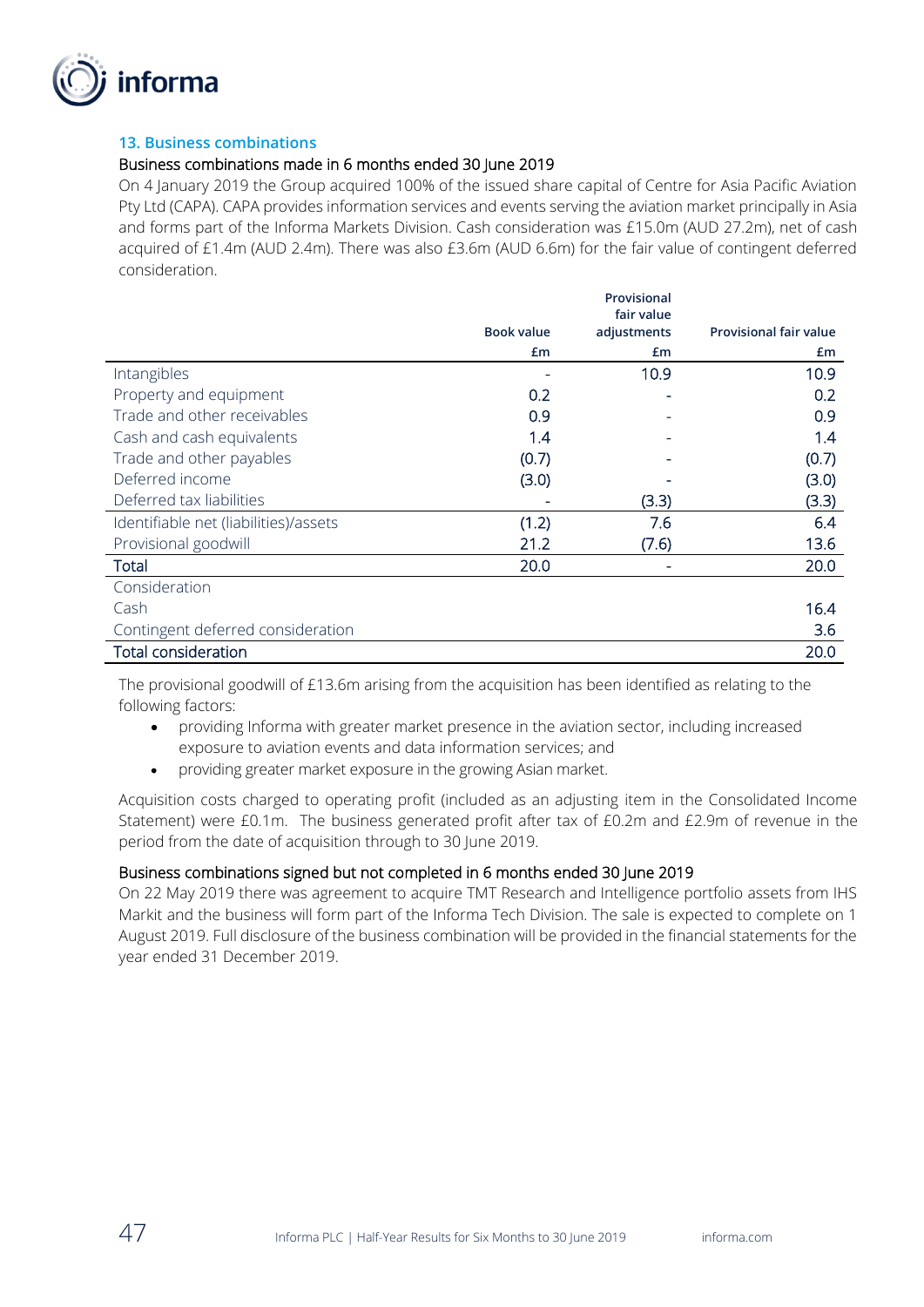### 13. Business combinations

#### Business combinations made in 6 months ended 30 June 2019

On 4 January 2019 the Group acquired 100% of the issued share capital of Centre for Asia Pacific Aviation Pty Ltd (CAPA). CAPA provides information services and events serving the aviation market principally in Asia and forms part of the Informa Markets Division. Cash consideration was £15.0m (AUD 27.2m), net of cash acquired of £1.4m (AUD 2.4m). There was also £3.6m (AUD 6.6m) for the fair value of contingent deferred consideration.

| | Book value | Provisional fair value adjustments | Provisional fair value |
|---|---|---|---|
| | £m | £m | £m |
| Intangibles | - | 10.9 | 10.9 |
| Property and equipment | 0.2 | - | 0.2 |
| Trade and other receivables | 0.9 | - | 0.9 |
| Cash and cash equivalents | 1.4 | - | 1.4 |
| Trade and other payables | (0.7) | - | (0.7) |
| Deferred income | (3.0) | - | (3.0) |
| Deferred tax liabilities | - | (3.3) | (3.3) |
| Identifiable net (liabilities)/assets | (1.2) | 7.6 | 6.4 |
| Provisional goodwill | 21.2 | (7.6) | 13.6 |
| Total | 20.0 | - | 20.0 |
| Consideration | | | |
| Cash | | | 16.4 |
| Contingent deferred consideration | | | 3.6 |
| Total consideration | | | 20.0 |

The provisional goodwill of £13.6m arising from the acquisition has been identified as relating to the following factors:

- providing Informa with greater market presence in the aviation sector, including increased exposure to aviation events and data information services; and
- providing greater market exposure in the growing Asian market.

Acquisition costs charged to operating profit (included as an adjusting item in the Consolidated Income Statement) were £0.1m. The business generated profit after tax of £0.2m and £2.9m of revenue in the period from the date of acquisition through to 30 June 2019.

#### Business combinations signed but not completed in 6 months ended 30 June 2019

On 22 May 2019 there was agreement to acquire TMT Research and Intelligence portfolio assets from IHS Markit and the business will form part of the Informa Tech Division. The sale is expected to complete on 1 August 2019. Full disclosure of the business combination will be provided in the financial statements for the year ended 31 December 2019.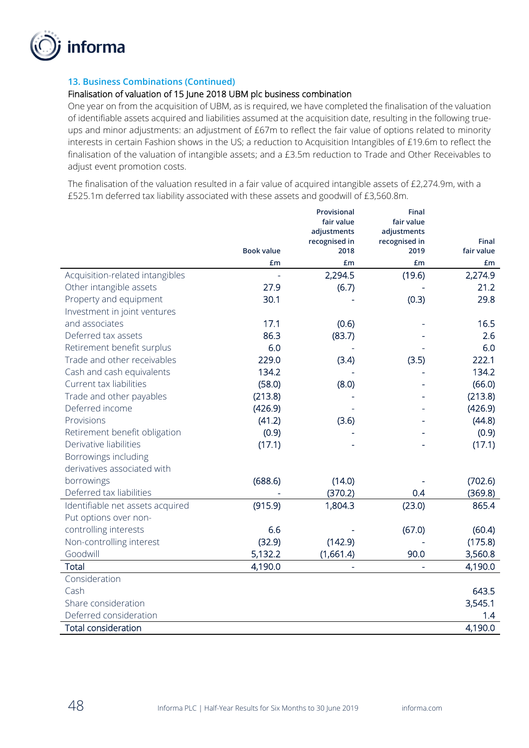### 13. Business Combinations (Continued)

#### Finalisation of valuation of 15 June 2018 UBM plc business combination

One year on from the acquisition of UBM, as is required, we have completed the finalisation of the valuation of identifiable assets acquired and liabilities assumed at the acquisition date, resulting in the following true-ups and minor adjustments: an adjustment of £67m to reflect the fair value of options related to minority interests in certain Fashion shows in the US; a reduction to Acquisition Intangibles of £19.6m to reflect the finalisation of the valuation of intangible assets; and a £3.5m reduction to Trade and Other Receivables to adjust event promotion costs.

The finalisation of the valuation resulted in a fair value of acquired intangible assets of £2,274.9m, with a £525.1m deferred tax liability associated with these assets and goodwill of £3,560.8m.

| | Book value | Provisional fair value adjustments recognised in 2018 | Final fair value adjustments recognised in 2019 | Final fair value |
|---|---|---|---|---|
| | £m | £m | £m | £m |
| Acquisition-related intangibles | - | 2,294.5 | (19.6) | 2,274.9 |
| Other intangible assets | 27.9 | (6.7) | - | 21.2 |
| Property and equipment | 30.1 | - | (0.3) | 29.8 |
| Investment in joint ventures and associates | 17.1 | (0.6) | - | 16.5 |
| Deferred tax assets | 86.3 | (83.7) | - | 2.6 |
| Retirement benefit surplus | 6.0 | - | - | 6.0 |
| Trade and other receivables | 229.0 | (3.4) | (3.5) | 222.1 |
| Cash and cash equivalents | 134.2 | - | - | 134.2 |
| Current tax liabilities | (58.0) | (8.0) | - | (66.0) |
| Trade and other payables | (213.8) | - | - | (213.8) |
| Deferred income | (426.9) | - | - | (426.9) |
| Provisions | (41.2) | (3.6) | - | (44.8) |
| Retirement benefit obligation | (0.9) | - | - | (0.9) |
| Derivative liabilities | (17.1) | - | - | (17.1) |
| Borrowings including derivatives associated with borrowings | (688.6) | (14.0) | - | (702.6) |
| Deferred tax liabilities | - | (370.2) | 0.4 | (369.8) |
| Identifiable net assets acquired | (915.9) | 1,804.3 | (23.0) | 865.4 |
| Put options over non-controlling interests | 6.6 | - | (67.0) | (60.4) |
| Non-controlling interest | (32.9) | (142.9) | - | (175.8) |
| Goodwill | 5,132.2 | (1,661.4) | 90.0 | 3,560.8 |
| **Total** | 4,190.0 | - | - | 4,190.0 |
| Consideration | | | | |
| Cash | | | | 643.5 |
| Share consideration | | | | 3,545.1 |
| Deferred consideration | | | | 1.4 |
| **Total consideration** | | | | 4,190.0 |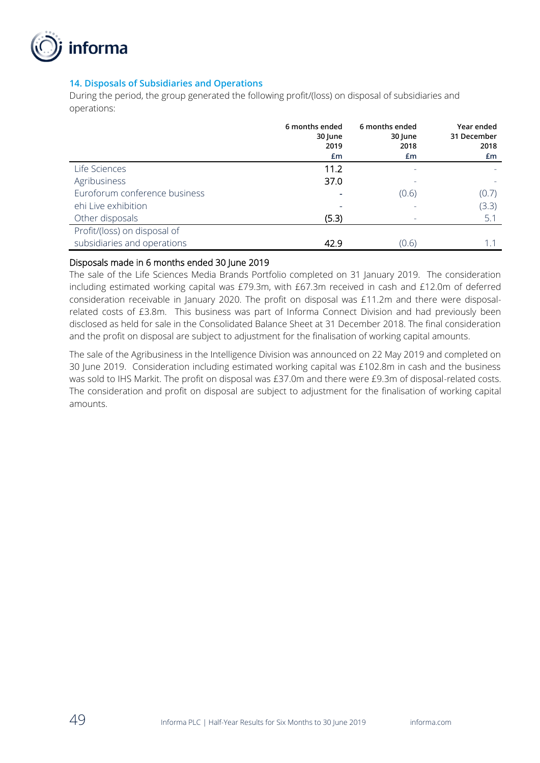## 14. Disposals of Subsidiaries and Operations

During the period, the group generated the following profit/(loss) on disposal of subsidiaries and operations:

| | 6 months ended 30 June 2019 £m | 6 months ended 30 June 2018 £m | Year ended 31 December 2018 £m |
|---|---|---|---|
| Life Sciences | 11.2 | - | - |
| Agribusiness | 37.0 | - | - |
| Euroforum conference business | - | (0.6) | (0.7) |
| ehi Live exhibition | - | - | (3.3) |
| Other disposals | (5.3) | - | 5.1 |
| Profit/(loss) on disposal of subsidiaries and operations | 42.9 | (0.6) | 1.1 |

### Disposals made in 6 months ended 30 June 2019

The sale of the Life Sciences Media Brands Portfolio completed on 31 January 2019. The consideration including estimated working capital was £79.3m, with £67.3m received in cash and £12.0m of deferred consideration receivable in January 2020. The profit on disposal was £11.2m and there were disposal-related costs of £3.8m. This business was part of Informa Connect Division and had previously been disclosed as held for sale in the Consolidated Balance Sheet at 31 December 2018. The final consideration and the profit on disposal are subject to adjustment for the finalisation of working capital amounts.

The sale of the Agribusiness in the Intelligence Division was announced on 22 May 2019 and completed on 30 June 2019. Consideration including estimated working capital was £102.8m in cash and the business was sold to IHS Markit. The profit on disposal was £37.0m and there were £9.3m of disposal-related costs. The consideration and profit on disposal are subject to adjustment for the finalisation of working capital amounts.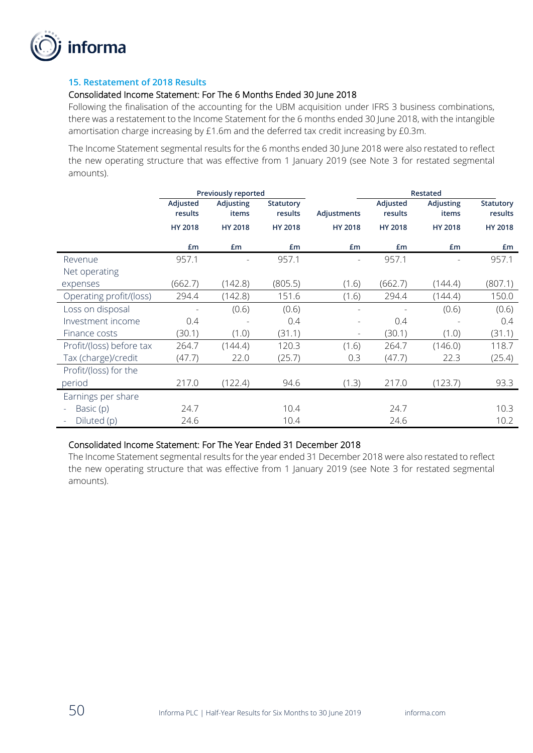## 15. Restatement of 2018 Results

### Consolidated Income Statement: For The 6 Months Ended 30 June 2018

Following the finalisation of the accounting for the UBM acquisition under IFRS 3 business combinations, there was a restatement to the Income Statement for the 6 months ended 30 June 2018, with the intangible amortisation charge increasing by £1.6m and the deferred tax credit increasing by £0.3m.

The Income Statement segmental results for the 6 months ended 30 June 2018 were also restated to reflect the new operating structure that was effective from 1 January 2019 (see Note 3 for restated segmental amounts).

| | Previously reported | | | | Restated | | |
|---|---|---|---|---|---|---|---|
| | Adjusted results | Adjusting items | Statutory results | Adjustments | Adjusted results | Adjusting items | Statutory results |
| | HY 2018 | HY 2018 | HY 2018 | HY 2018 | HY 2018 | HY 2018 | HY 2018 |
| | £m | £m | £m | £m | £m | £m | £m |
| Revenue | 957.1 | - | 957.1 | - | 957.1 | - | 957.1 |
| Net operating expenses | (662.7) | (142.8) | (805.5) | (1.6) | (662.7) | (144.4) | (807.1) |
| Operating profit/(loss) | 294.4 | (142.8) | 151.6 | (1.6) | 294.4 | (144.4) | 150.0 |
| Loss on disposal | - | (0.6) | (0.6) | - | - | (0.6) | (0.6) |
| Investment income | 0.4 | - | 0.4 | - | 0.4 | - | 0.4 |
| Finance costs | (30.1) | (1.0) | (31.1) | - | (30.1) | (1.0) | (31.1) |
| Profit/(loss) before tax | 264.7 | (144.4) | 120.3 | (1.6) | 264.7 | (146.0) | 118.7 |
| Tax (charge)/credit | (47.7) | 22.0 | (25.7) | 0.3 | (47.7) | 22.3 | (25.4) |
| Profit/(loss) for the period | 217.0 | (122.4) | 94.6 | (1.3) | 217.0 | (123.7) | 93.3 |
| Earnings per share | | | | | | | |
| - Basic (p) | 24.7 | | 10.4 | | 24.7 | | 10.3 |
| - Diluted (p) | 24.6 | | 10.4 | | 24.6 | | 10.2 |

### Consolidated Income Statement: For The Year Ended 31 December 2018

The Income Statement segmental results for the year ended 31 December 2018 were also restated to reflect the new operating structure that was effective from 1 January 2019 (see Note 3 for restated segmental amounts).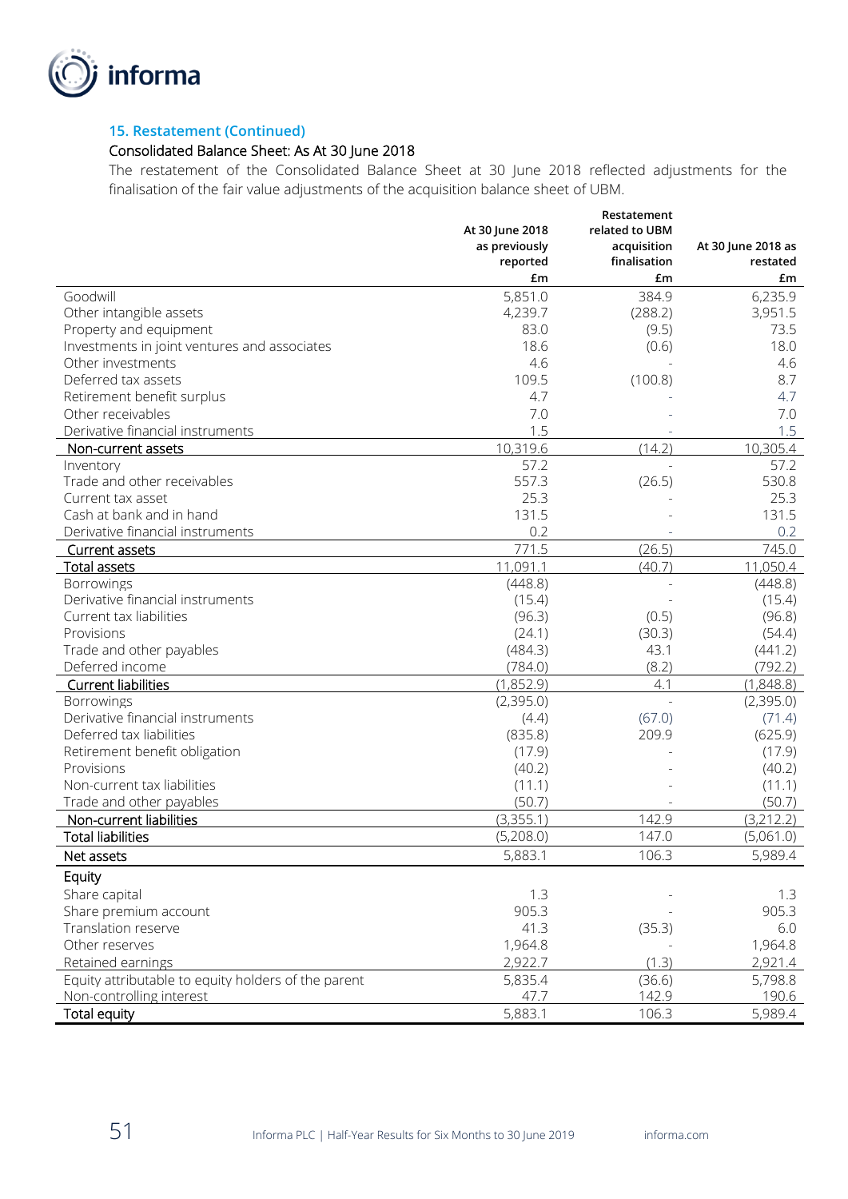### 15. Restatement (Continued)

#### Consolidated Balance Sheet: As At 30 June 2018

The restatement of the Consolidated Balance Sheet at 30 June 2018 reflected adjustments for the finalisation of the fair value adjustments of the acquisition balance sheet of UBM.

| | At 30 June 2018 as previously reported £m | Restatement related to UBM acquisition finalisation £m | At 30 June 2018 as restated £m |
|---|---|---|---|
| Goodwill | 5,851.0 | 384.9 | 6,235.9 |
| Other intangible assets | 4,239.7 | (288.2) | 3,951.5 |
| Property and equipment | 83.0 | (9.5) | 73.5 |
| Investments in joint ventures and associates | 18.6 | (0.6) | 18.0 |
| Other investments | 4.6 | - | 4.6 |
| Deferred tax assets | 109.5 | (100.8) | 8.7 |
| Retirement benefit surplus | 4.7 | - | 4.7 |
| Other receivables | 7.0 | - | 7.0 |
| Derivative financial instruments | 1.5 | - | 1.5 |
| **Non-current assets** | 10,319.6 | (14.2) | 10,305.4 |
| Inventory | 57.2 | - | 57.2 |
| Trade and other receivables | 557.3 | (26.5) | 530.8 |
| Current tax asset | 25.3 | - | 25.3 |
| Cash at bank and in hand | 131.5 | - | 131.5 |
| Derivative financial instruments | 0.2 | - | 0.2 |
| **Current assets** | 771.5 | (26.5) | 745.0 |
| **Total assets** | 11,091.1 | (40.7) | 11,050.4 |
| Borrowings | (448.8) | - | (448.8) |
| Derivative financial instruments | (15.4) | - | (15.4) |
| Current tax liabilities | (96.3) | (0.5) | (96.8) |
| Provisions | (24.1) | (30.3) | (54.4) |
| Trade and other payables | (484.3) | 43.1 | (441.2) |
| Deferred income | (784.0) | (8.2) | (792.2) |
| **Current liabilities** | (1,852.9) | 4.1 | (1,848.8) |
| Borrowings | (2,395.0) | - | (2,395.0) |
| Derivative financial instruments | (4.4) | (67.0) | (71.4) |
| Deferred tax liabilities | (835.8) | 209.9 | (625.9) |
| Retirement benefit obligation | (17.9) | - | (17.9) |
| Provisions | (40.2) | - | (40.2) |
| Non-current tax liabilities | (11.1) | - | (11.1) |
| Trade and other payables | (50.7) | - | (50.7) |
| **Non-current liabilities** | (3,355.1) | 142.9 | (3,212.2) |
| **Total liabilities** | (5,208.0) | 147.0 | (5,061.0) |
| **Net assets** | 5,883.1 | 106.3 | 5,989.4 |
| **Equity** | | | |
| Share capital | 1.3 | - | 1.3 |
| Share premium account | 905.3 | - | 905.3 |
| Translation reserve | 41.3 | (35.3) | 6.0 |
| Other reserves | 1,964.8 | - | 1,964.8 |
| Retained earnings | 2,922.7 | (1.3) | 2,921.4 |
| Equity attributable to equity holders of the parent | 5,835.4 | (36.6) | 5,798.8 |
| Non-controlling interest | 47.7 | 142.9 | 190.6 |
| **Total equity** | 5,883.1 | 106.3 | 5,989.4 |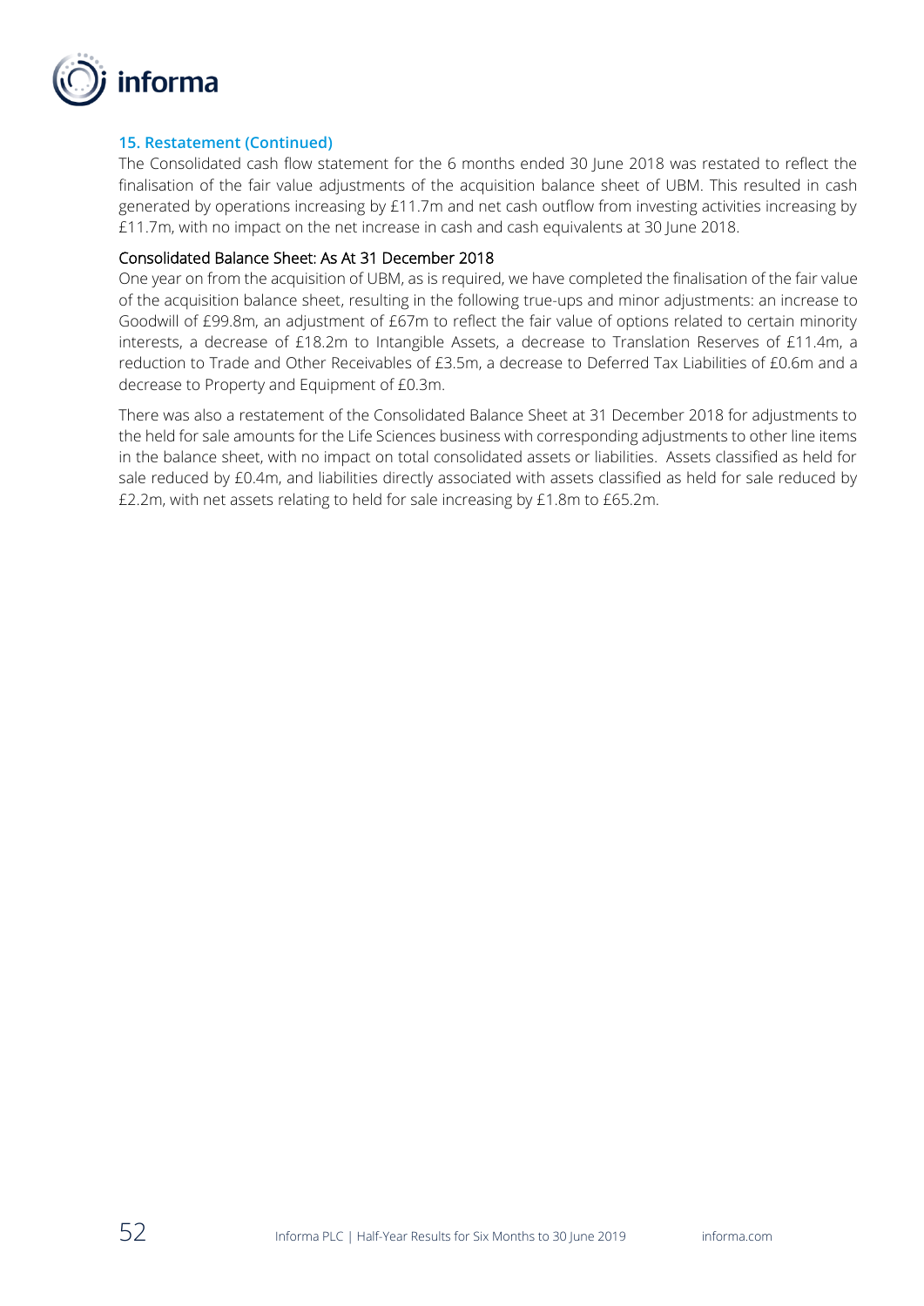### 15. Restatement (Continued)

The Consolidated cash flow statement for the 6 months ended 30 June 2018 was restated to reflect the finalisation of the fair value adjustments of the acquisition balance sheet of UBM. This resulted in cash generated by operations increasing by £11.7m and net cash outflow from investing activities increasing by £11.7m, with no impact on the net increase in cash and cash equivalents at 30 June 2018.

#### Consolidated Balance Sheet: As At 31 December 2018

One year on from the acquisition of UBM, as is required, we have completed the finalisation of the fair value of the acquisition balance sheet, resulting in the following true-ups and minor adjustments: an increase to Goodwill of £99.8m, an adjustment of £67m to reflect the fair value of options related to certain minority interests, a decrease of £18.2m to Intangible Assets, a decrease to Translation Reserves of £11.4m, a reduction to Trade and Other Receivables of £3.5m, a decrease to Deferred Tax Liabilities of £0.6m and a decrease to Property and Equipment of £0.3m.

There was also a restatement of the Consolidated Balance Sheet at 31 December 2018 for adjustments to the held for sale amounts for the Life Sciences business with corresponding adjustments to other line items in the balance sheet, with no impact on total consolidated assets or liabilities. Assets classified as held for sale reduced by £0.4m, and liabilities directly associated with assets classified as held for sale reduced by £2.2m, with net assets relating to held for sale increasing by £1.8m to £65.2m.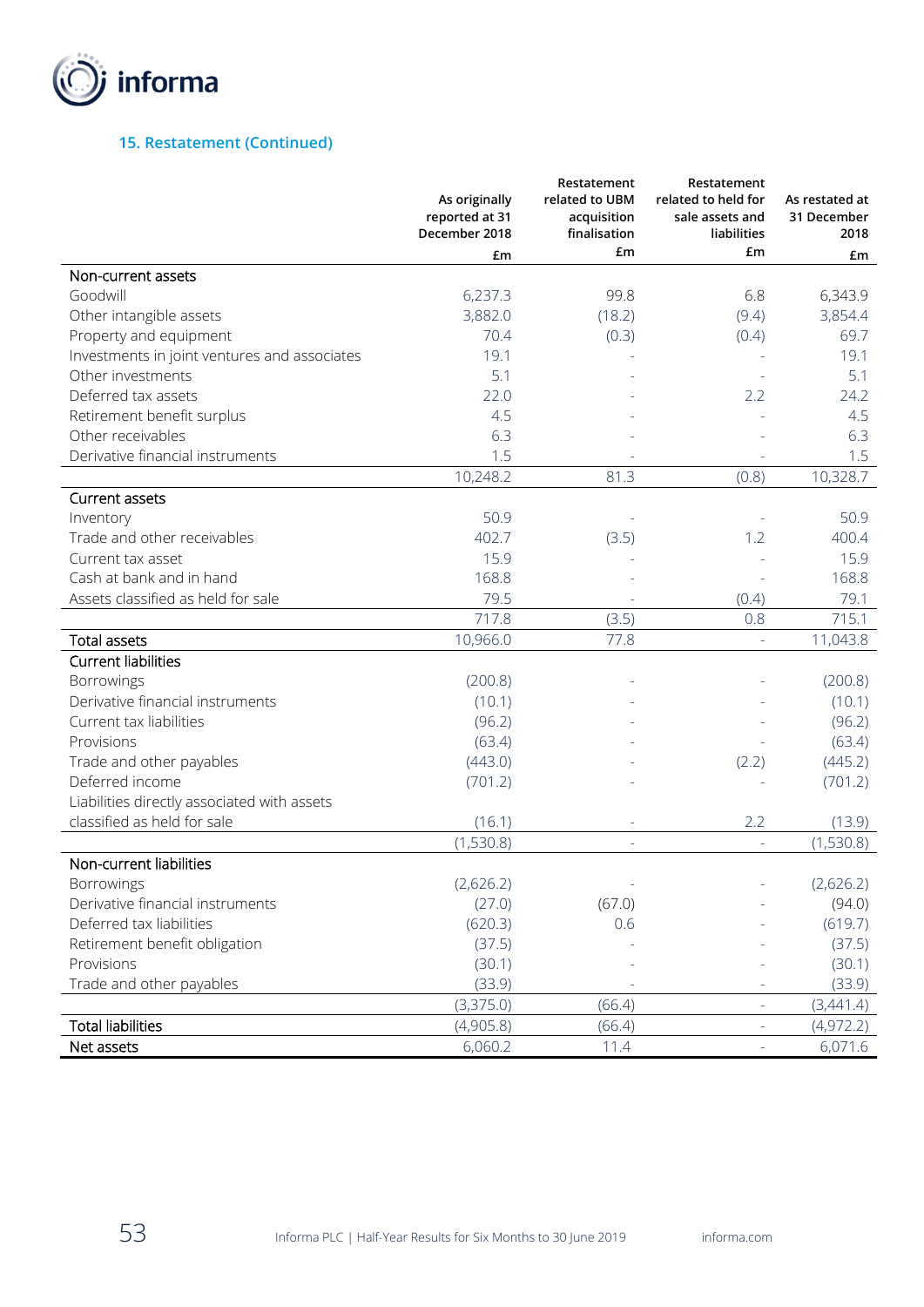### 15. Restatement (Continued)

| | As originally reported at 31 December 2018 £m | Restatement related to UBM acquisition finalisation £m | Restatement related to held for sale assets and liabilities £m | As restated at 31 December 2018 £m |
|---|---|---|---|---|
| **Non-current assets** | | | | |
| Goodwill | 6,237.3 | 99.8 | 6.8 | 6,343.9 |
| Other intangible assets | 3,882.0 | (18.2) | (9.4) | 3,854.4 |
| Property and equipment | 70.4 | (0.3) | (0.4) | 69.7 |
| Investments in joint ventures and associates | 19.1 | - | - | 19.1 |
| Other investments | 5.1 | - | - | 5.1 |
| Deferred tax assets | 22.0 | - | 2.2 | 24.2 |
| Retirement benefit surplus | 4.5 | - | - | 4.5 |
| Other receivables | 6.3 | - | - | 6.3 |
| Derivative financial instruments | 1.5 | - | - | 1.5 |
| | 10,248.2 | 81.3 | (0.8) | 10,328.7 |
| **Current assets** | | | | |
| Inventory | 50.9 | - | - | 50.9 |
| Trade and other receivables | 402.7 | (3.5) | 1.2 | 400.4 |
| Current tax asset | 15.9 | - | - | 15.9 |
| Cash at bank and in hand | 168.8 | - | - | 168.8 |
| Assets classified as held for sale | 79.5 | - | (0.4) | 79.1 |
| | 717.8 | (3.5) | 0.8 | 715.1 |
| **Total assets** | 10,966.0 | 77.8 | - | 11,043.8 |
| **Current liabilities** | | | | |
| Borrowings | (200.8) | - | - | (200.8) |
| Derivative financial instruments | (10.1) | - | - | (10.1) |
| Current tax liabilities | (96.2) | - | - | (96.2) |
| Provisions | (63.4) | - | - | (63.4) |
| Trade and other payables | (443.0) | - | (2.2) | (445.2) |
| Deferred income | (701.2) | - | - | (701.2) |
| Liabilities directly associated with assets classified as held for sale | (16.1) | - | 2.2 | (13.9) |
| | (1,530.8) | - | - | (1,530.8) |
| **Non-current liabilities** | | | | |
| Borrowings | (2,626.2) | - | - | (2,626.2) |
| Derivative financial instruments | (27.0) | (67.0) | - | (94.0) |
| Deferred tax liabilities | (620.3) | 0.6 | - | (619.7) |
| Retirement benefit obligation | (37.5) | - | - | (37.5) |
| Provisions | (30.1) | - | - | (30.1) |
| Trade and other payables | (33.9) | - | - | (33.9) |
| | (3,375.0) | (66.4) | - | (3,441.4) |
| **Total liabilities** | (4,905.8) | (66.4) | - | (4,972.2) |
| **Net assets** | 6,060.2 | 11.4 | - | 6,071.6 |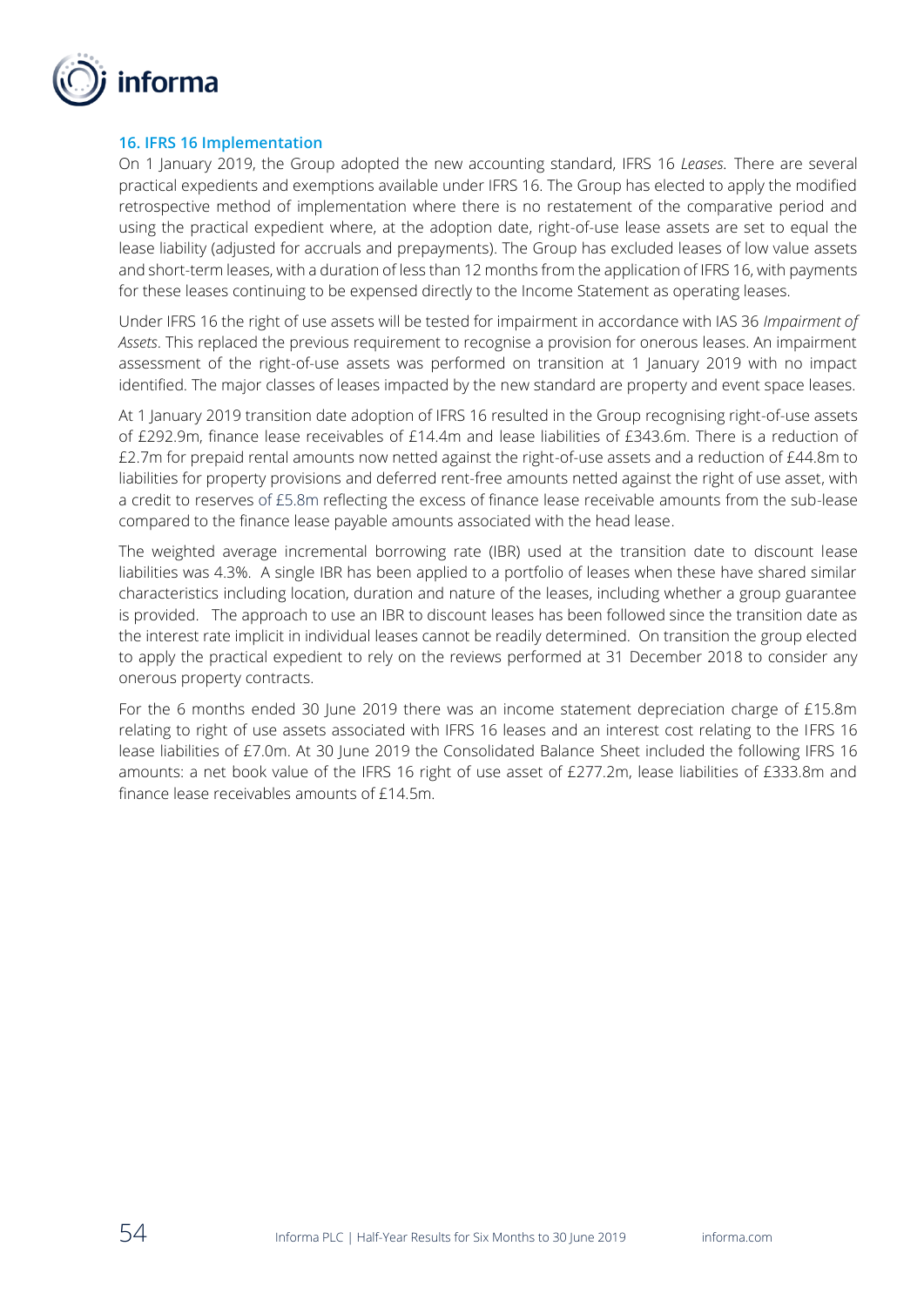## 16. IFRS 16 Implementation

On 1 January 2019, the Group adopted the new accounting standard, IFRS 16 *Leases*. There are several practical expedients and exemptions available under IFRS 16. The Group has elected to apply the modified retrospective method of implementation where there is no restatement of the comparative period and using the practical expedient where, at the adoption date, right-of-use lease assets are set to equal the lease liability (adjusted for accruals and prepayments). The Group has excluded leases of low value assets and short-term leases, with a duration of less than 12 months from the application of IFRS 16, with payments for these leases continuing to be expensed directly to the Income Statement as operating leases.

Under IFRS 16 the right of use assets will be tested for impairment in accordance with IAS 36 *Impairment of Assets*. This replaced the previous requirement to recognise a provision for onerous leases. An impairment assessment of the right-of-use assets was performed on transition at 1 January 2019 with no impact identified. The major classes of leases impacted by the new standard are property and event space leases.

At 1 January 2019 transition date adoption of IFRS 16 resulted in the Group recognising right-of-use assets of £292.9m, finance lease receivables of £14.4m and lease liabilities of £343.6m. There is a reduction of £2.7m for prepaid rental amounts now netted against the right-of-use assets and a reduction of £44.8m to liabilities for property provisions and deferred rent-free amounts netted against the right of use asset, with a credit to reserves of £5.8m reflecting the excess of finance lease receivable amounts from the sub-lease compared to the finance lease payable amounts associated with the head lease.

The weighted average incremental borrowing rate (IBR) used at the transition date to discount lease liabilities was 4.3%. A single IBR has been applied to a portfolio of leases when these have shared similar characteristics including location, duration and nature of the leases, including whether a group guarantee is provided. The approach to use an IBR to discount leases has been followed since the transition date as the interest rate implicit in individual leases cannot be readily determined. On transition the group elected to apply the practical expedient to rely on the reviews performed at 31 December 2018 to consider any onerous property contracts.

For the 6 months ended 30 June 2019 there was an income statement depreciation charge of £15.8m relating to right of use assets associated with IFRS 16 leases and an interest cost relating to the IFRS 16 lease liabilities of £7.0m. At 30 June 2019 the Consolidated Balance Sheet included the following IFRS 16 amounts: a net book value of the IFRS 16 right of use asset of £277.2m, lease liabilities of £333.8m and finance lease receivables amounts of £14.5m.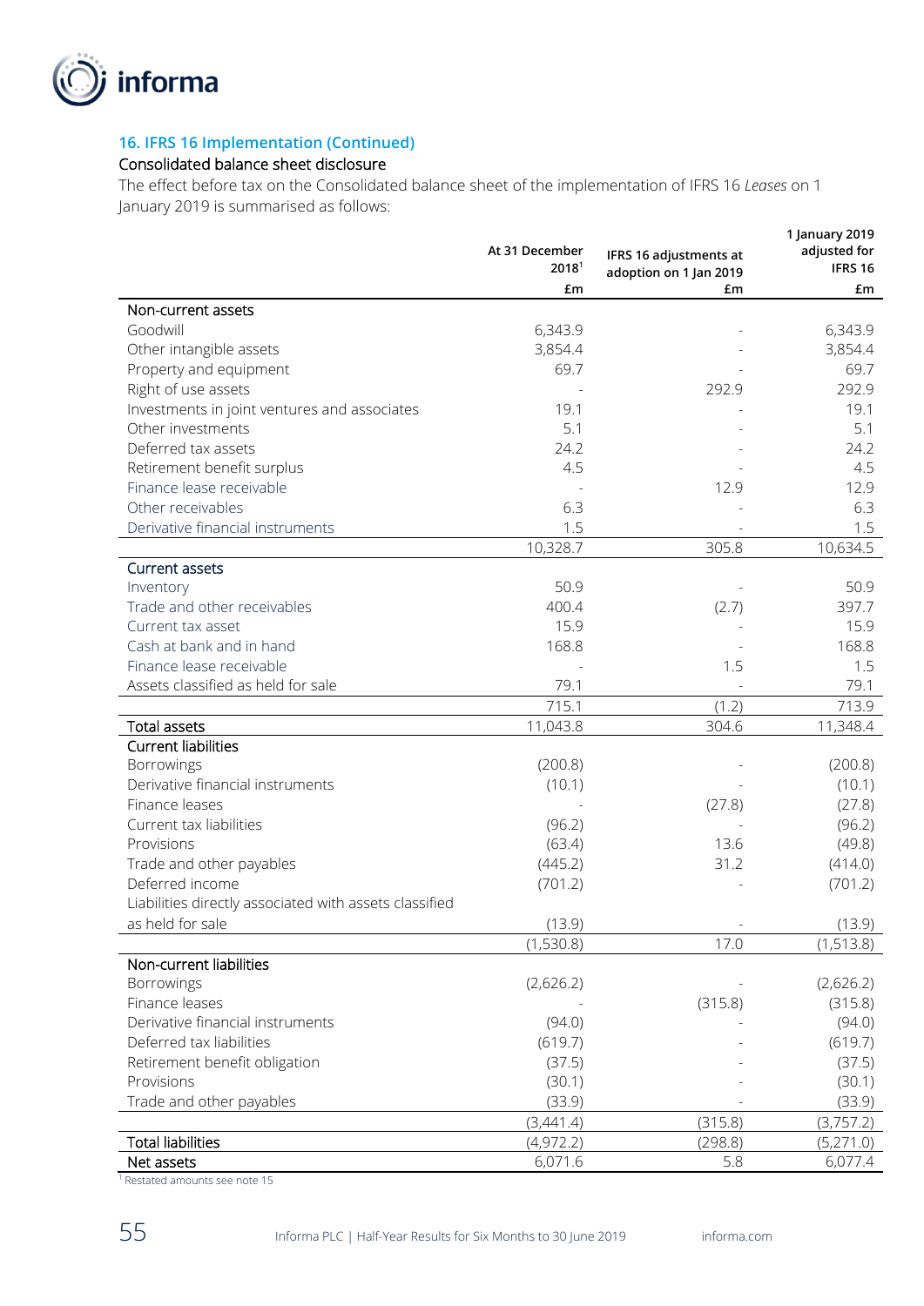## 16. IFRS 16 Implementation (Continued)

### Consolidated balance sheet disclosure

The effect before tax on the Consolidated balance sheet of the implementation of IFRS 16 *Leases* on 1 January 2019 is summarised as follows:

| | At 31 December 2018[1] £m | IFRS 16 adjustments at adoption on 1 Jan 2019 £m | 1 January 2019 adjusted for IFRS 16 £m |
|---|---|---|---|
| **Non-current assets** | | | |
| Goodwill | 6,343.9 | - | 6,343.9 |
| Other intangible assets | 3,854.4 | - | 3,854.4 |
| Property and equipment | 69.7 | - | 69.7 |
| Right of use assets | - | 292.9 | 292.9 |
| Investments in joint ventures and associates | 19.1 | - | 19.1 |
| Other investments | 5.1 | - | 5.1 |
| Deferred tax assets | 24.2 | - | 24.2 |
| Retirement benefit surplus | 4.5 | - | 4.5 |
| Finance lease receivable | - | 12.9 | 12.9 |
| Other receivables | 6.3 | - | 6.3 |
| Derivative financial instruments | 1.5 | - | 1.5 |
| | 10,328.7 | 305.8 | 10,634.5 |
| **Current assets** | | | |
| Inventory | 50.9 | - | 50.9 |
| Trade and other receivables | 400.4 | (2.7) | 397.7 |
| Current tax asset | 15.9 | - | 15.9 |
| Cash at bank and in hand | 168.8 | - | 168.8 |
| Finance lease receivable | - | 1.5 | 1.5 |
| Assets classified as held for sale | 79.1 | - | 79.1 |
| | 715.1 | (1.2) | 713.9 |
| **Total assets** | 11,043.8 | 304.6 | 11,348.4 |
| **Current liabilities** | | | |
| Borrowings | (200.8) | - | (200.8) |
| Derivative financial instruments | (10.1) | - | (10.1) |
| Finance leases | - | (27.8) | (27.8) |
| Current tax liabilities | (96.2) | - | (96.2) |
| Provisions | (63.4) | 13.6 | (49.8) |
| Trade and other payables | (445.2) | 31.2 | (414.0) |
| Deferred income | (701.2) | - | (701.2) |
| Liabilities directly associated with assets classified as held for sale | (13.9) | - | (13.9) |
| | (1,530.8) | 17.0 | (1,513.8) |
| **Non-current liabilities** | | | |
| Borrowings | (2,626.2) | - | (2,626.2) |
| Finance leases | - | (315.8) | (315.8) |
| Derivative financial instruments | (94.0) | - | (94.0) |
| Deferred tax liabilities | (619.7) | - | (619.7) |
| Retirement benefit obligation | (37.5) | - | (37.5) |
| Provisions | (30.1) | - | (30.1) |
| Trade and other payables | (33.9) | - | (33.9) |
| | (3,441.4) | (315.8) | (3,757.2) |
| **Total liabilities** | (4,972.2) | (298.8) | (5,271.0) |
| **Net assets** | 6,071.6 | 5.8 | 6,077.4 |

[1] Restated amounts see note 15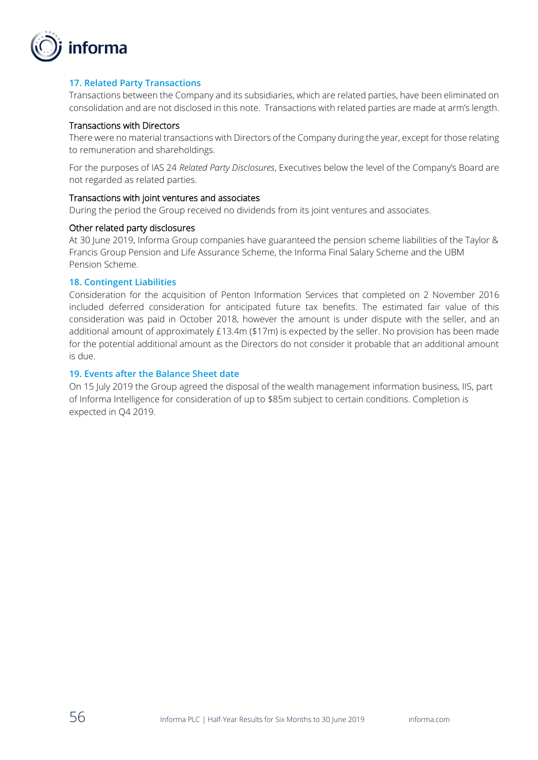## 17. Related Party Transactions

Transactions between the Company and its subsidiaries, which are related parties, have been eliminated on consolidation and are not disclosed in this note. Transactions with related parties are made at arm's length.

### Transactions with Directors

There were no material transactions with Directors of the Company during the year, except for those relating to remuneration and shareholdings.

For the purposes of IAS 24 *Related Party Disclosures*, Executives below the level of the Company's Board are not regarded as related parties.

### Transactions with joint ventures and associates

During the period the Group received no dividends from its joint ventures and associates.

### Other related party disclosures

At 30 June 2019, Informa Group companies have guaranteed the pension scheme liabilities of the Taylor & Francis Group Pension and Life Assurance Scheme, the Informa Final Salary Scheme and the UBM Pension Scheme.

## 18. Contingent Liabilities

Consideration for the acquisition of Penton Information Services that completed on 2 November 2016 included deferred consideration for anticipated future tax benefits. The estimated fair value of this consideration was paid in October 2018, however the amount is under dispute with the seller, and an additional amount of approximately £13.4m ($17m) is expected by the seller. No provision has been made for the potential additional amount as the Directors do not consider it probable that an additional amount is due.

## 19. Events after the Balance Sheet date

On 15 July 2019 the Group agreed the disposal of the wealth management information business, IIS, part of Informa Intelligence for consideration of up to $85m subject to certain conditions. Completion is expected in Q4 2019.